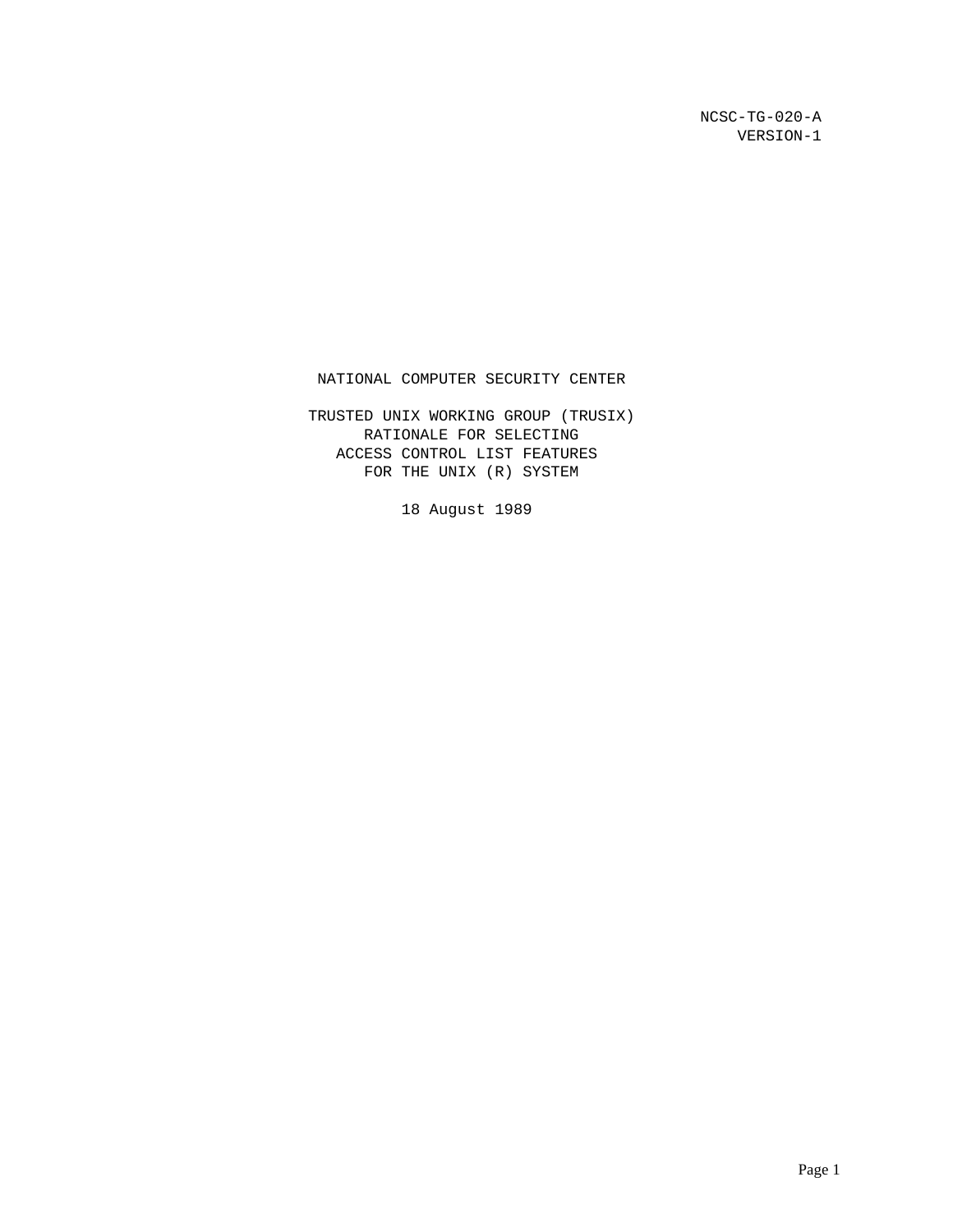NCSC-TG-020-A
VERSION-1

# NATIONAL COMPUTER SECURITY CENTER

## TRUSTED UNIX WORKING GROUP (TRUSIX) RATIONALE FOR SELECTING ACCESS CONTROL LIST FEATURES FOR THE UNIX (R) SYSTEM

18 August 1989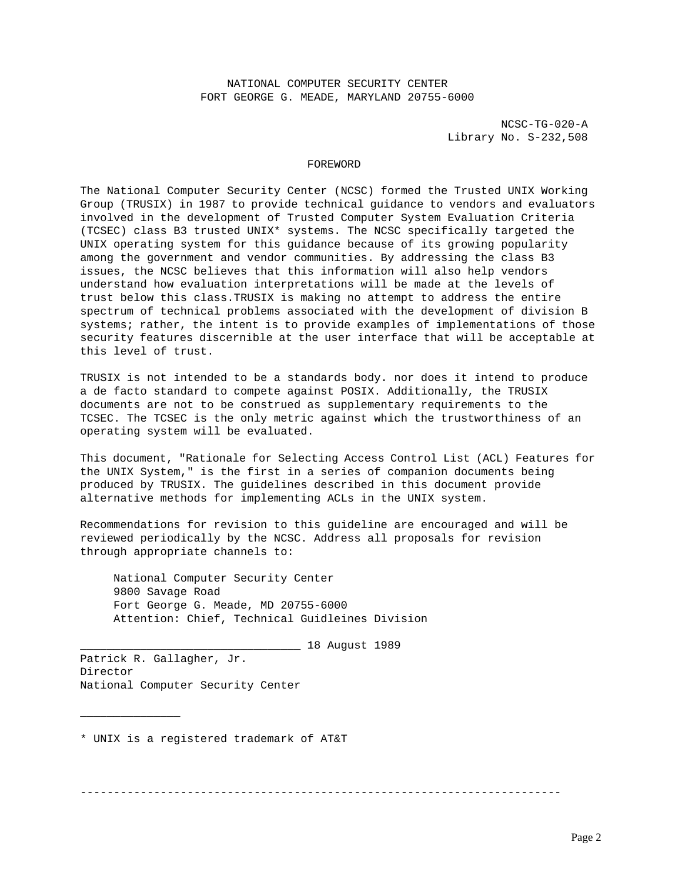NATIONAL COMPUTER SECURITY CENTER
FORT GEORGE G. MEADE, MARYLAND 20755-6000

NCSC-TG-020-A
Library No. S-232,508

## FOREWORD

The National Computer Security Center (NCSC) formed the Trusted UNIX Working Group (TRUSIX) in 1987 to provide technical guidance to vendors and evaluators involved in the development of Trusted Computer System Evaluation Criteria (TCSEC) class B3 trusted UNIX* systems. The NCSC specifically targeted the UNIX operating system for this guidance because of its growing popularity among the government and vendor communities. By addressing the class B3 issues, the NCSC believes that this information will also help vendors understand how evaluation interpretations will be made at the levels of trust below this class.TRUSIX is making no attempt to address the entire spectrum of technical problems associated with the development of division B systems; rather, the intent is to provide examples of implementations of those security features discernible at the user interface that will be acceptable at this level of trust.

TRUSIX is not intended to be a standards body. nor does it intend to produce a de facto standard to compete against POSIX. Additionally, the TRUSIX documents are not to be construed as supplementary requirements to the TCSEC. The TCSEC is the only metric against which the trustworthiness of an operating system will be evaluated.

This document, "Rationale for Selecting Access Control List (ACL) Features for the UNIX System," is the first in a series of companion documents being produced by TRUSIX. The guidelines described in this document provide alternative methods for implementing ACLs in the UNIX system.

Recommendations for revision to this guideline are encouraged and will be reviewed periodically by the NCSC. Address all proposals for revision through appropriate channels to:

National Computer Security Center
9800 Savage Road
Fort George G. Meade, MD 20755-6000
Attention: Chief, Technical Guidleines Division

________________________________ 18 August 1989
Patrick R. Gallagher, Jr.
Director
National Computer Security Center

_______________

* UNIX is a registered trademark of AT&T

------------------------------------------------------------------------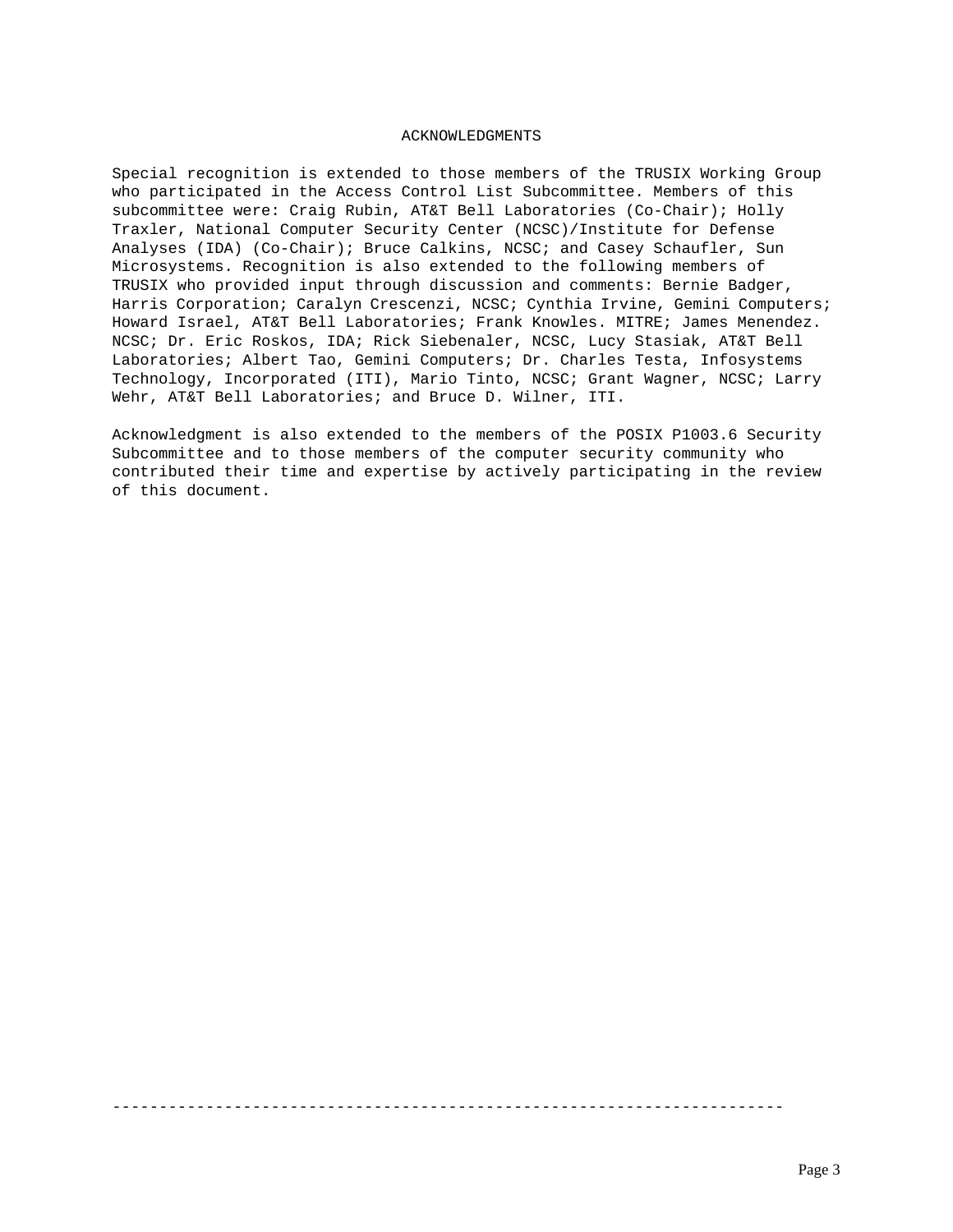# ACKNOWLEDGMENTS

Special recognition is extended to those members of the TRUSIX Working Group who participated in the Access Control List Subcommittee. Members of this subcommittee were: Craig Rubin, AT&T Bell Laboratories (Co-Chair); Holly Traxler, National Computer Security Center (NCSC)/Institute for Defense Analyses (IDA) (Co-Chair); Bruce Calkins, NCSC; and Casey Schaufler, Sun Microsystems. Recognition is also extended to the following members of TRUSIX who provided input through discussion and comments: Bernie Badger, Harris Corporation; Caralyn Crescenzi, NCSC; Cynthia Irvine, Gemini Computers; Howard Israel, AT&T Bell Laboratories; Frank Knowles. MITRE; James Menendez. NCSC; Dr. Eric Roskos, IDA; Rick Siebenaler, NCSC, Lucy Stasiak, AT&T Bell Laboratories; Albert Tao, Gemini Computers; Dr. Charles Testa, Infosystems Technology, Incorporated (ITI), Mario Tinto, NCSC; Grant Wagner, NCSC; Larry Wehr, AT&T Bell Laboratories; and Bruce D. Wilner, ITI.

Acknowledgment is also extended to the members of the POSIX P1003.6 Security Subcommittee and to those members of the computer security community who contributed their time and expertise by actively participating in the review of this document.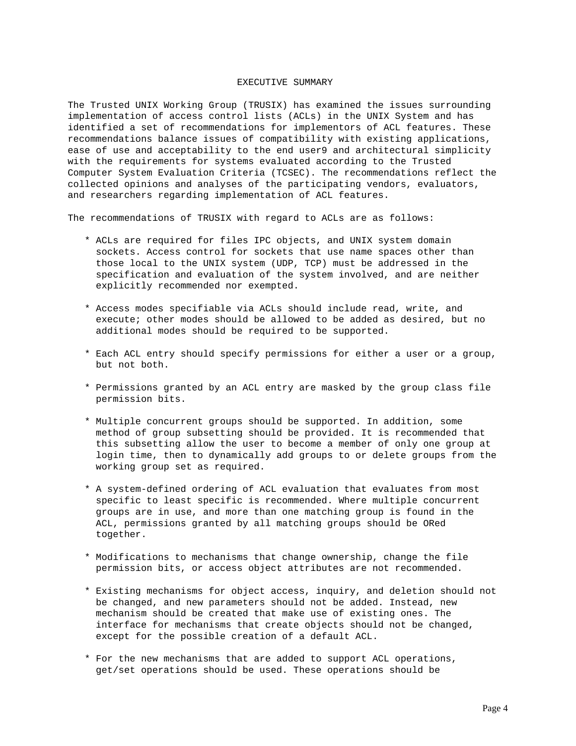# EXECUTIVE SUMMARY

The Trusted UNIX Working Group (TRUSIX) has examined the issues surrounding implementation of access control lists (ACLs) in the UNIX System and has identified a set of recommendations for implementors of ACL features. These recommendations balance issues of compatibility with existing applications, ease of use and acceptability to the end user9 and architectural simplicity with the requirements for systems evaluated according to the Trusted Computer System Evaluation Criteria (TCSEC). The recommendations reflect the collected opinions and analyses of the participating vendors, evaluators, and researchers regarding implementation of ACL features.

The recommendations of TRUSIX with regard to ACLs are as follows:

* ACLs are required for files IPC objects, and UNIX system domain sockets. Access control for sockets that use name spaces other than those local to the UNIX system (UDP, TCP) must be addressed in the specification and evaluation of the system involved, and are neither explicitly recommended nor exempted.

* Access modes specifiable via ACLs should include read, write, and execute; other modes should be allowed to be added as desired, but no additional modes should be required to be supported.

* Each ACL entry should specify permissions for either a user or a group, but not both.

* Permissions granted by an ACL entry are masked by the group class file permission bits.

* Multiple concurrent groups should be supported. In addition, some method of group subsetting should be provided. It is recommended that this subsetting allow the user to become a member of only one group at login time, then to dynamically add groups to or delete groups from the working group set as required.

* A system-defined ordering of ACL evaluation that evaluates from most specific to least specific is recommended. Where multiple concurrent groups are in use, and more than one matching group is found in the ACL, permissions granted by all matching groups should be ORed together.

* Modifications to mechanisms that change ownership, change the file permission bits, or access object attributes are not recommended.

* Existing mechanisms for object access, inquiry, and deletion should not be changed, and new parameters should not be added. Instead, new mechanism should be created that make use of existing ones. The interface for mechanisms that create objects should not be changed, except for the possible creation of a default ACL.

* For the new mechanisms that are added to support ACL operations, get/set operations should be used. These operations should be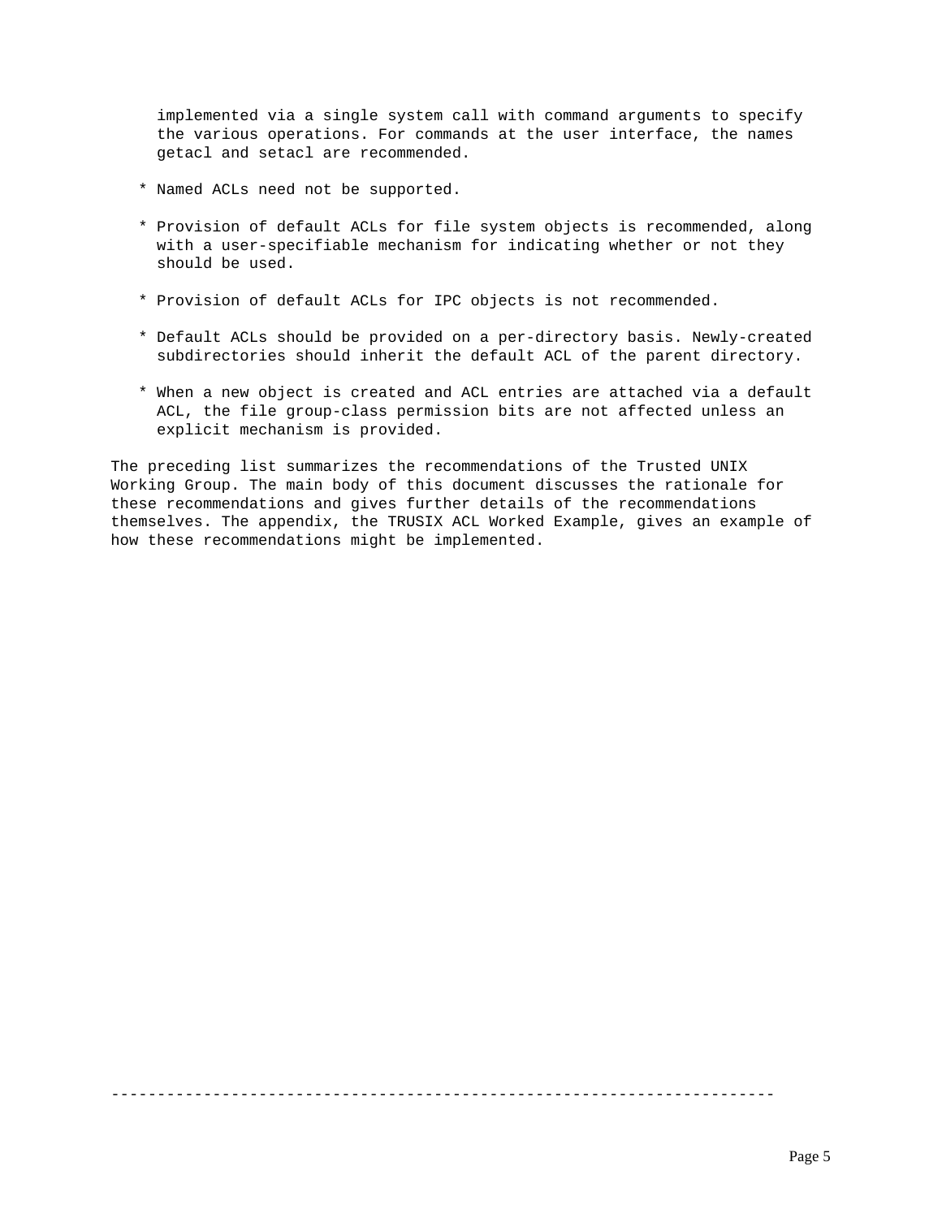implemented via a single system call with command arguments to specify the various operations. For commands at the user interface, the names getacl and setacl are recommended.

* Named ACLs need not be supported.

* Provision of default ACLs for file system objects is recommended, along with a user-specifiable mechanism for indicating whether or not they should be used.

* Provision of default ACLs for IPC objects is not recommended.

* Default ACLs should be provided on a per-directory basis. Newly-created subdirectories should inherit the default ACL of the parent directory.

* When a new object is created and ACL entries are attached via a default ACL, the file group-class permission bits are not affected unless an explicit mechanism is provided.

The preceding list summarizes the recommendations of the Trusted UNIX Working Group. The main body of this document discusses the rationale for these recommendations and gives further details of the recommendations themselves. The appendix, the TRUSIX ACL Worked Example, gives an example of how these recommendations might be implemented.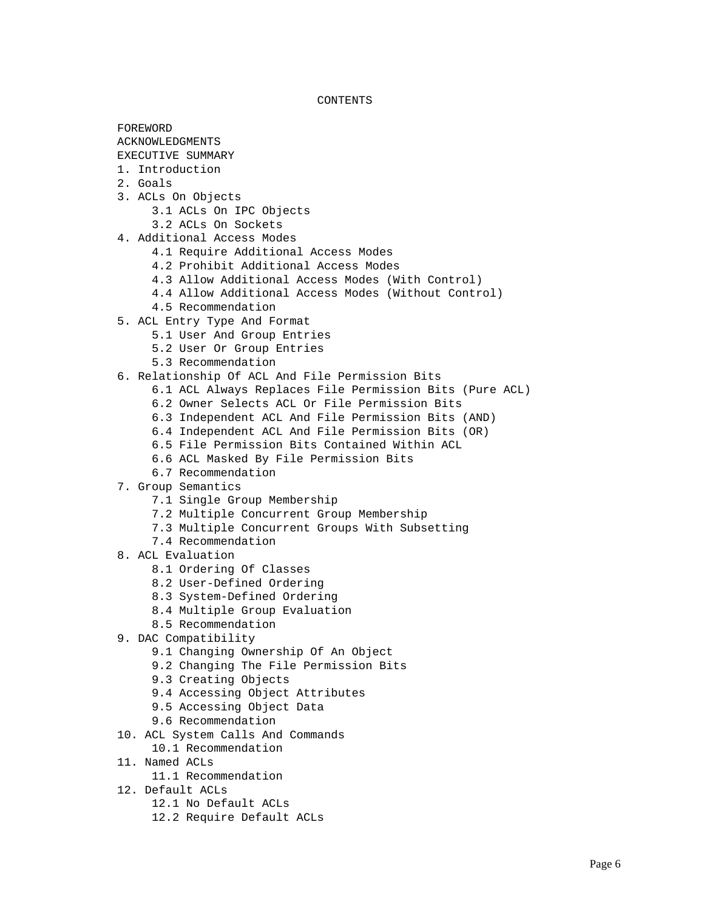# CONTENTS

FOREWORD
ACKNOWLEDGMENTS
EXECUTIVE SUMMARY
1. Introduction
2. Goals
3. ACLs On Objects
   - 3.1 ACLs On IPC Objects
   - 3.2 ACLs On Sockets
4. Additional Access Modes
   - 4.1 Require Additional Access Modes
   - 4.2 Prohibit Additional Access Modes
   - 4.3 Allow Additional Access Modes (With Control)
   - 4.4 Allow Additional Access Modes (Without Control)
   - 4.5 Recommendation
5. ACL Entry Type And Format
   - 5.1 User And Group Entries
   - 5.2 User Or Group Entries
   - 5.3 Recommendation
6. Relationship Of ACL And File Permission Bits
   - 6.1 ACL Always Replaces File Permission Bits (Pure ACL)
   - 6.2 Owner Selects ACL Or File Permission Bits
   - 6.3 Independent ACL And File Permission Bits (AND)
   - 6.4 Independent ACL And File Permission Bits (OR)
   - 6.5 File Permission Bits Contained Within ACL
   - 6.6 ACL Masked By File Permission Bits
   - 6.7 Recommendation
7. Group Semantics
   - 7.1 Single Group Membership
   - 7.2 Multiple Concurrent Group Membership
   - 7.3 Multiple Concurrent Groups With Subsetting
   - 7.4 Recommendation
8. ACL Evaluation
   - 8.1 Ordering Of Classes
   - 8.2 User-Defined Ordering
   - 8.3 System-Defined Ordering
   - 8.4 Multiple Group Evaluation
   - 8.5 Recommendation
9. DAC Compatibility
   - 9.1 Changing Ownership Of An Object
   - 9.2 Changing The File Permission Bits
   - 9.3 Creating Objects
   - 9.4 Accessing Object Attributes
   - 9.5 Accessing Object Data
   - 9.6 Recommendation
10. ACL System Calls And Commands
    - 10.1 Recommendation
11. Named ACLs
    - 11.1 Recommendation
12. Default ACLs
    - 12.1 No Default ACLs
    - 12.2 Require Default ACLs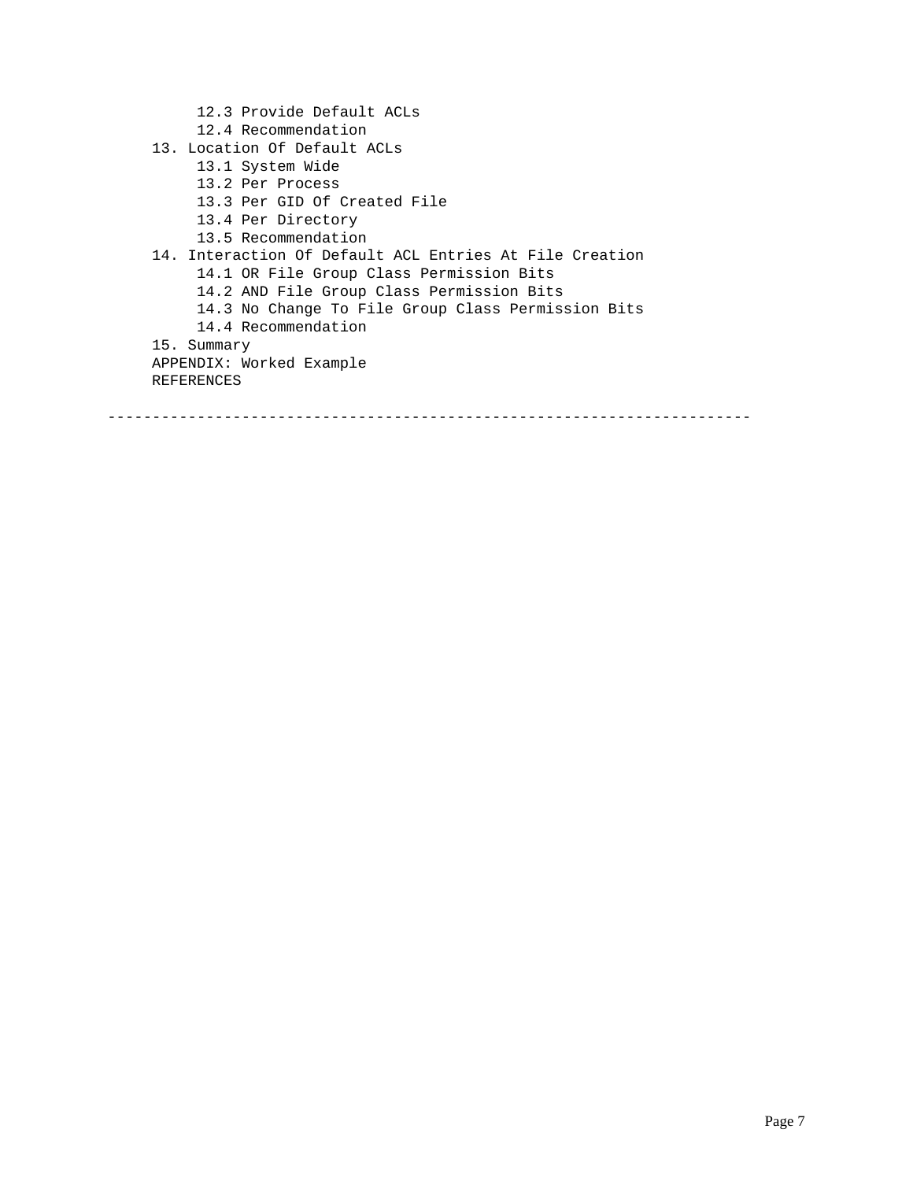- 12.3 Provide Default ACLs
   - 12.4 Recommendation
13. Location Of Default ACLs
   - 13.1 System Wide
   - 13.2 Per Process
   - 13.3 Per GID Of Created File
   - 13.4 Per Directory
   - 13.5 Recommendation
14. Interaction Of Default ACL Entries At File Creation
   - 14.1 OR File Group Class Permission Bits
   - 14.2 AND File Group Class Permission Bits
   - 14.3 No Change To File Group Class Permission Bits
   - 14.4 Recommendation
15. Summary

APPENDIX: Worked Example

REFERENCES

---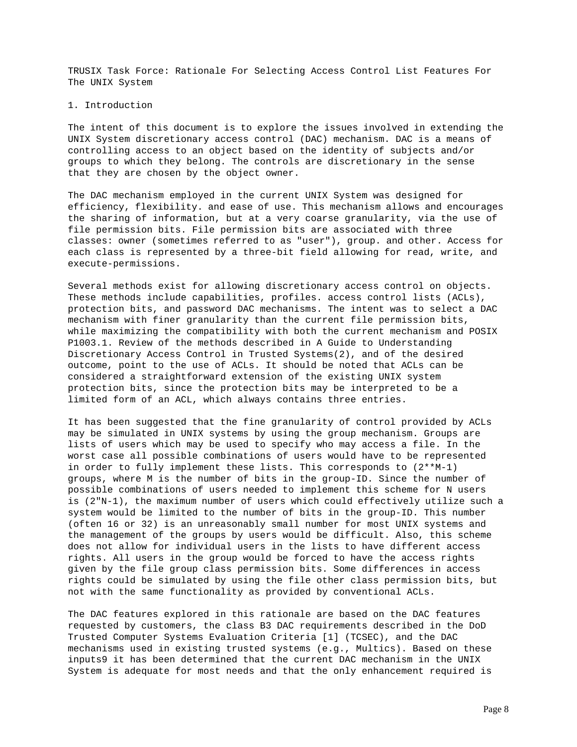TRUSIX Task Force: Rationale For Selecting Access Control List Features For The UNIX System

## 1. Introduction

The intent of this document is to explore the issues involved in extending the UNIX System discretionary access control (DAC) mechanism. DAC is a means of controlling access to an object based on the identity of subjects and/or groups to which they belong. The controls are discretionary in the sense that they are chosen by the object owner.

The DAC mechanism employed in the current UNIX System was designed for efficiency, flexibility. and ease of use. This mechanism allows and encourages the sharing of information, but at a very coarse granularity, via the use of file permission bits. File permission bits are associated with three classes: owner (sometimes referred to as "user"), group. and other. Access for each class is represented by a three-bit field allowing for read, write, and execute-permissions.

Several methods exist for allowing discretionary access control on objects. These methods include capabilities, profiles. access control lists (ACLs), protection bits, and password DAC mechanisms. The intent was to select a DAC mechanism with finer granularity than the current file permission bits, while maximizing the compatibility with both the current mechanism and POSIX P1003.1. Review of the methods described in A Guide to Understanding Discretionary Access Control in Trusted Systems(2), and of the desired outcome, point to the use of ACLs. It should be noted that ACLs can be considered a straightforward extension of the existing UNIX system protection bits, since the protection bits may be interpreted to be a limited form of an ACL, which always contains three entries.

It has been suggested that the fine granularity of control provided by ACLs may be simulated in UNIX systems by using the group mechanism. Groups are lists of users which may be used to specify who may access a file. In the worst case all possible combinations of users would have to be represented in order to fully implement these lists. This corresponds to (2**M-1) groups, where M is the number of bits in the group-ID. Since the number of possible combinations of users needed to implement this scheme for N users is (2"N-1), the maximum number of users which could effectively utilize such a system would be limited to the number of bits in the group-ID. This number (often 16 or 32) is an unreasonably small number for most UNIX systems and the management of the groups by users would be difficult. Also, this scheme does not allow for individual users in the lists to have different access rights. All users in the group would be forced to have the access rights given by the file group class permission bits. Some differences in access rights could be simulated by using the file other class permission bits, but not with the same functionality as provided by conventional ACLs.

The DAC features explored in this rationale are based on the DAC features requested by customers, the class B3 DAC requirements described in the DoD Trusted Computer Systems Evaluation Criteria [1] (TCSEC), and the DAC mechanisms used in existing trusted systems (e.g., Multics). Based on these inputs9 it has been determined that the current DAC mechanism in the UNIX System is adequate for most needs and that the only enhancement required is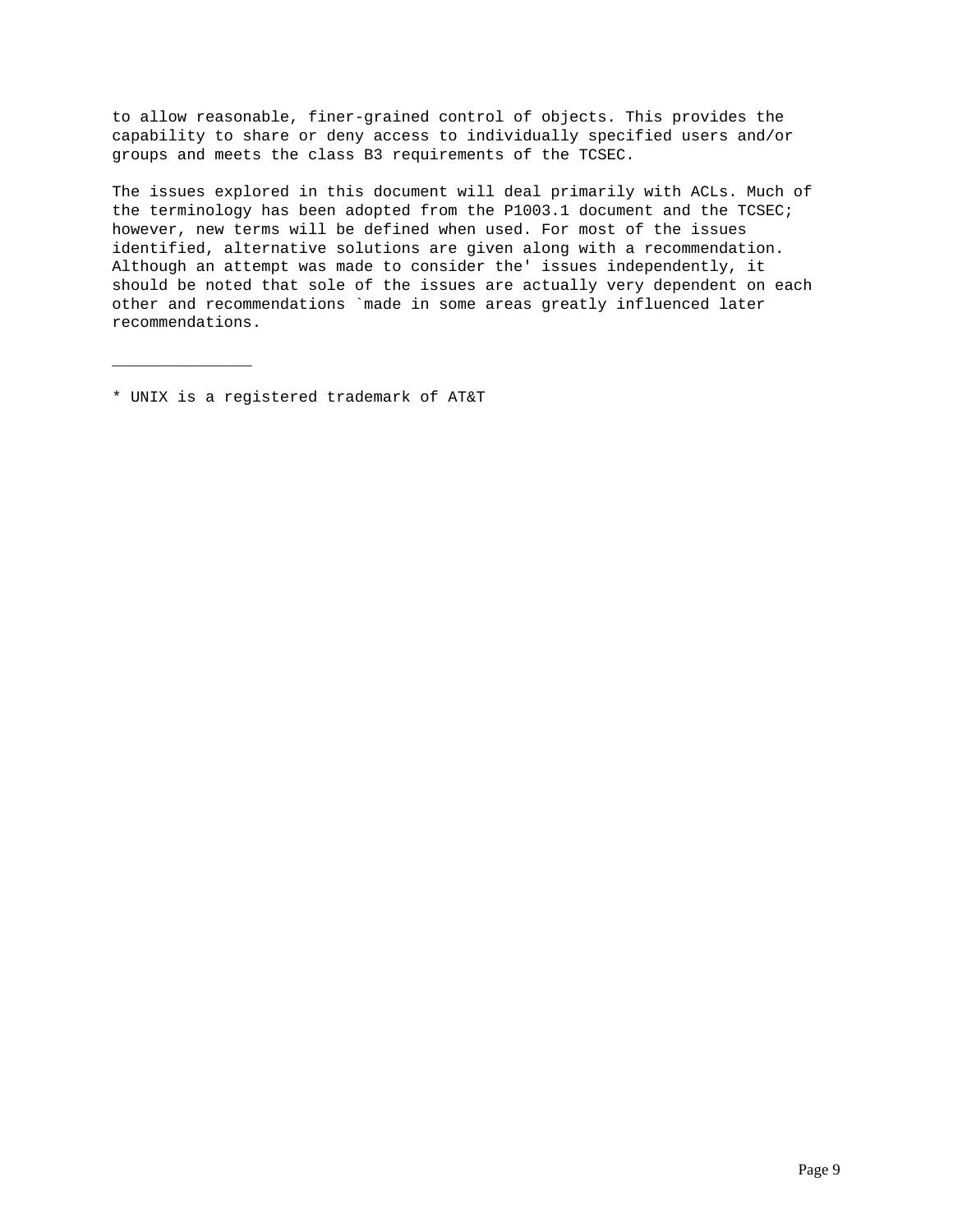to allow reasonable, finer-grained control of objects. This provides the capability to share or deny access to individually specified users and/or groups and meets the class B3 requirements of the TCSEC.

The issues explored in this document will deal primarily with ACLs. Much of the terminology has been adopted from the P1003.1 document and the TCSEC; however, new terms will be defined when used. For most of the issues identified, alternative solutions are given along with a recommendation. Although an attempt was made to consider the' issues independently, it should be noted that sole of the issues are actually very dependent on each other and recommendations `made in some areas greatly influenced later recommendations.

_______________

* UNIX is a registered trademark of AT&T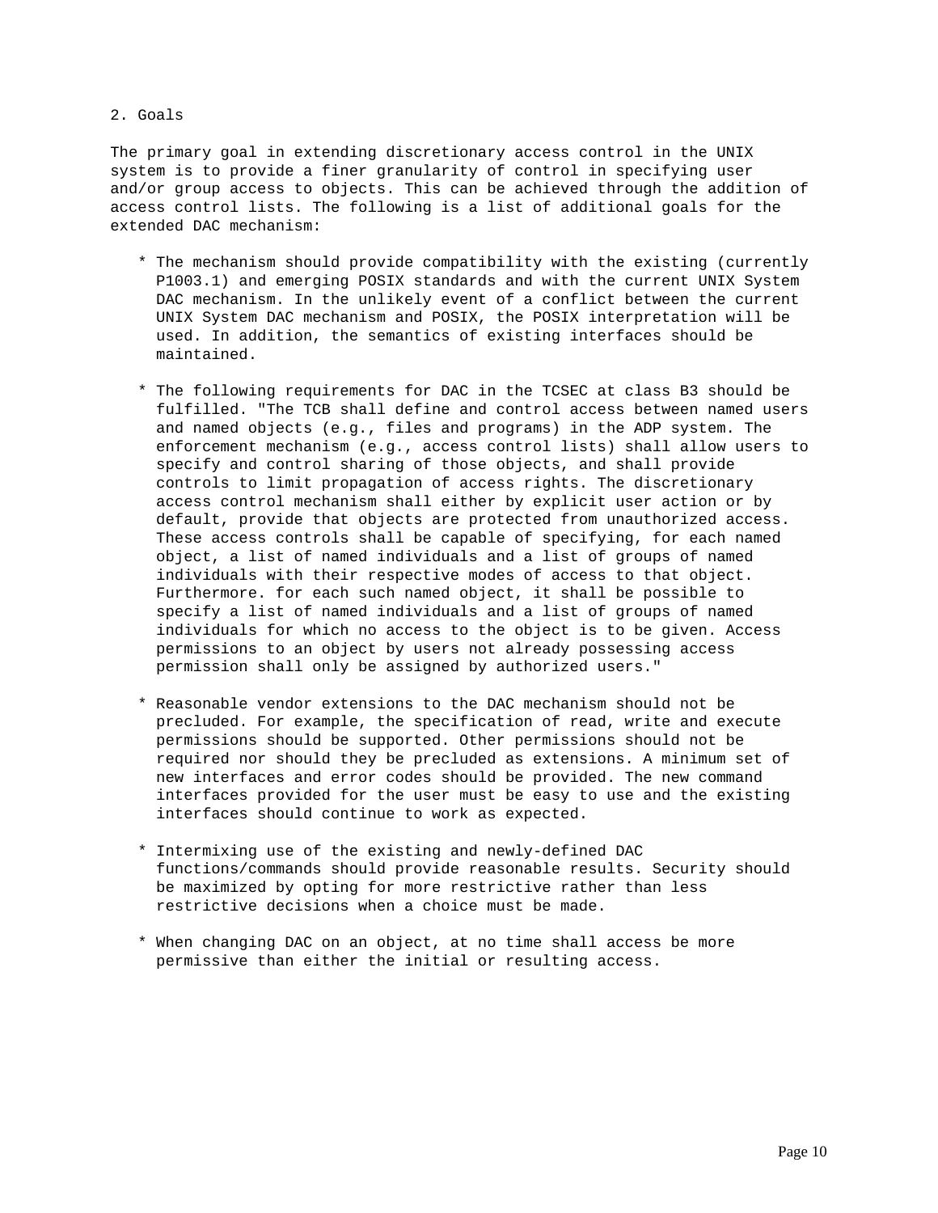## 2. Goals

The primary goal in extending discretionary access control in the UNIX system is to provide a finer granularity of control in specifying user and/or group access to objects. This can be achieved through the addition of access control lists. The following is a list of additional goals for the extended DAC mechanism:

* The mechanism should provide compatibility with the existing (currently P1003.1) and emerging POSIX standards and with the current UNIX System DAC mechanism. In the unlikely event of a conflict between the current UNIX System DAC mechanism and POSIX, the POSIX interpretation will be used. In addition, the semantics of existing interfaces should be maintained.

* The following requirements for DAC in the TCSEC at class B3 should be fulfilled. "The TCB shall define and control access between named users and named objects (e.g., files and programs) in the ADP system. The enforcement mechanism (e.g., access control lists) shall allow users to specify and control sharing of those objects, and shall provide controls to limit propagation of access rights. The discretionary access control mechanism shall either by explicit user action or by default, provide that objects are protected from unauthorized access. These access controls shall be capable of specifying, for each named object, a list of named individuals and a list of groups of named individuals with their respective modes of access to that object. Furthermore. for each such named object, it shall be possible to specify a list of named individuals and a list of groups of named individuals for which no access to the object is to be given. Access permissions to an object by users not already possessing access permission shall only be assigned by authorized users."

* Reasonable vendor extensions to the DAC mechanism should not be precluded. For example, the specification of read, write and execute permissions should be supported. Other permissions should not be required nor should they be precluded as extensions. A minimum set of new interfaces and error codes should be provided. The new command interfaces provided for the user must be easy to use and the existing interfaces should continue to work as expected.

* Intermixing use of the existing and newly-defined DAC functions/commands should provide reasonable results. Security should be maximized by opting for more restrictive rather than less restrictive decisions when a choice must be made.

* When changing DAC on an object, at no time shall access be more permissive than either the initial or resulting access.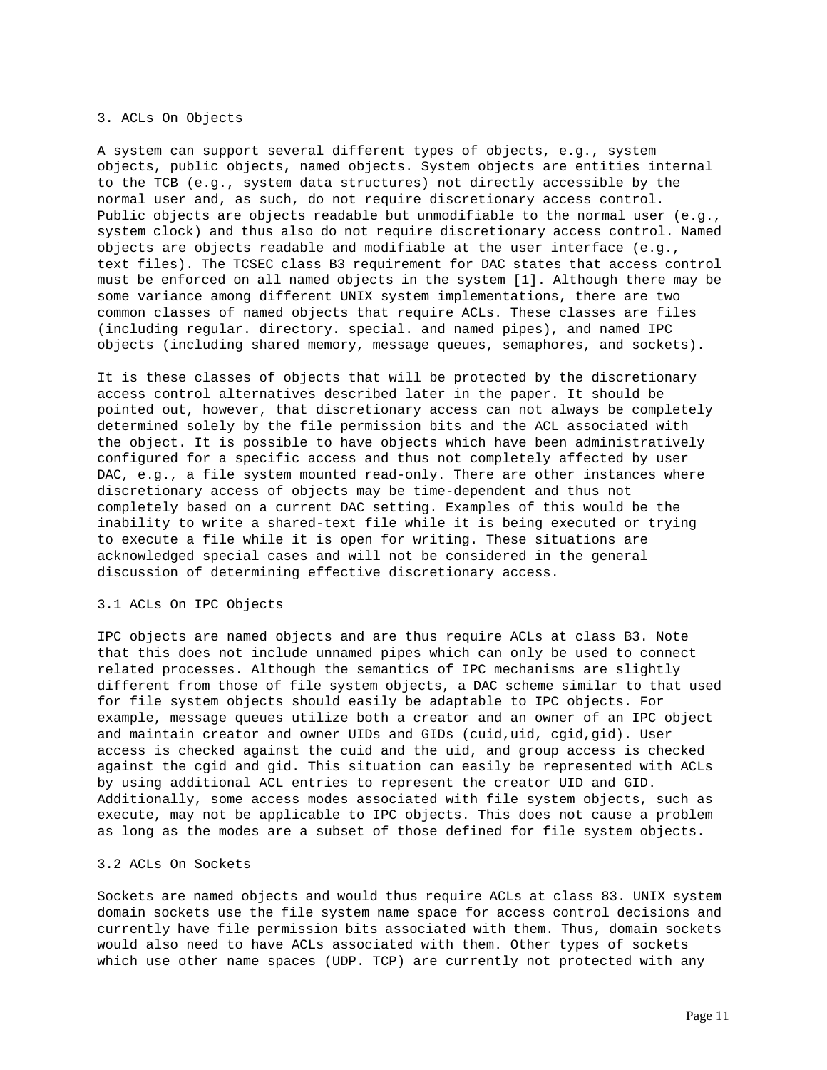## 3. ACLs On Objects

A system can support several different types of objects, e.g., system objects, public objects, named objects. System objects are entities internal to the TCB (e.g., system data structures) not directly accessible by the normal user and, as such, do not require discretionary access control. Public objects are objects readable but unmodifiable to the normal user (e.g., system clock) and thus also do not require discretionary access control. Named objects are objects readable and modifiable at the user interface (e.g., text files). The TCSEC class B3 requirement for DAC states that access control must be enforced on all named objects in the system [1]. Although there may be some variance among different UNIX system implementations, there are two common classes of named objects that require ACLs. These classes are files (including regular. directory. special. and named pipes), and named IPC objects (including shared memory, message queues, semaphores, and sockets).

It is these classes of objects that will be protected by the discretionary access control alternatives described later in the paper. It should be pointed out, however, that discretionary access can not always be completely determined solely by the file permission bits and the ACL associated with the object. It is possible to have objects which have been administratively configured for a specific access and thus not completely affected by user DAC, e.g., a file system mounted read-only. There are other instances where discretionary access of objects may be time-dependent and thus not completely based on a current DAC setting. Examples of this would be the inability to write a shared-text file while it is being executed or trying to execute a file while it is open for writing. These situations are acknowledged special cases and will not be considered in the general discussion of determining effective discretionary access.

### 3.1 ACLs On IPC Objects

IPC objects are named objects and are thus require ACLs at class B3. Note that this does not include unnamed pipes which can only be used to connect related processes. Although the semantics of IPC mechanisms are slightly different from those of file system objects, a DAC scheme similar to that used for file system objects should easily be adaptable to IPC objects. For example, message queues utilize both a creator and an owner of an IPC object and maintain creator and owner UIDs and GIDs (cuid,uid, cgid,gid). User access is checked against the cuid and the uid, and group access is checked against the cgid and gid. This situation can easily be represented with ACLs by using additional ACL entries to represent the creator UID and GID. Additionally, some access modes associated with file system objects, such as execute, may not be applicable to IPC objects. This does not cause a problem as long as the modes are a subset of those defined for file system objects.

### 3.2 ACLs On Sockets

Sockets are named objects and would thus require ACLs at class 83. UNIX system domain sockets use the file system name space for access control decisions and currently have file permission bits associated with them. Thus, domain sockets would also need to have ACLs associated with them. Other types of sockets which use other name spaces (UDP. TCP) are currently not protected with any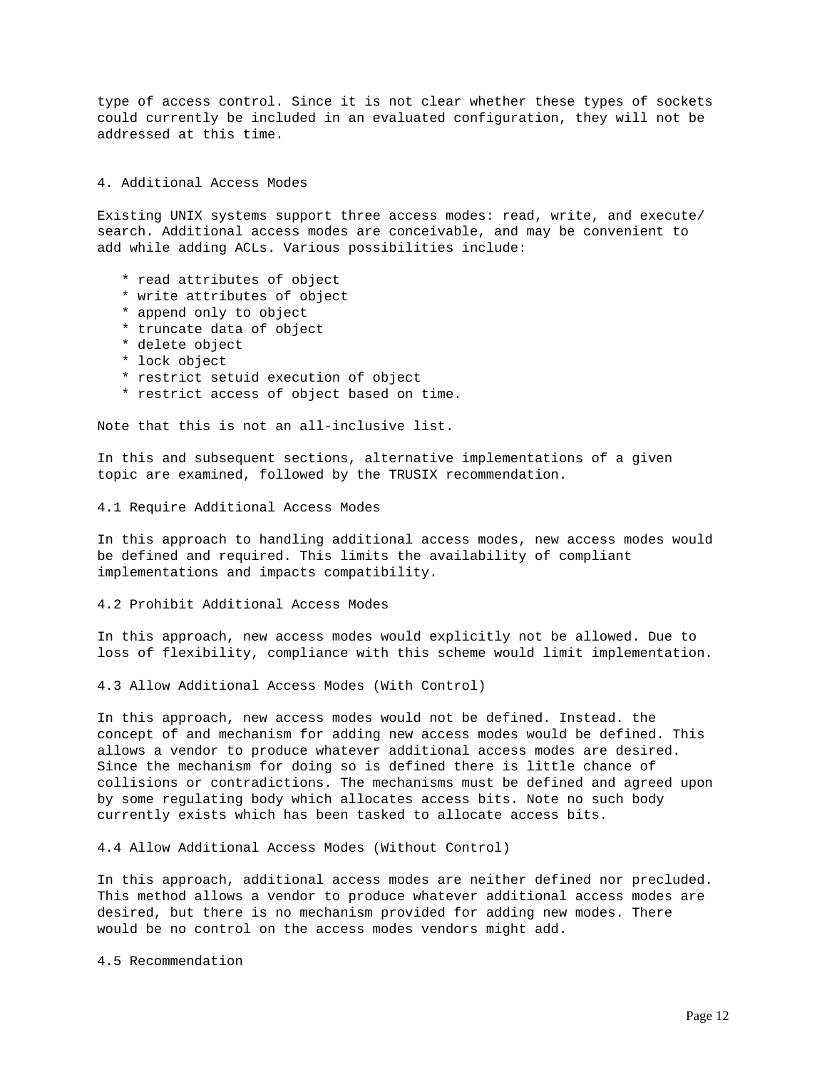type of access control. Since it is not clear whether these types of sockets could currently be included in an evaluated configuration, they will not be addressed at this time.

## 4. Additional Access Modes

Existing UNIX systems support three access modes: read, write, and execute/ search. Additional access modes are conceivable, and may be convenient to add while adding ACLs. Various possibilities include:

* read attributes of object
* write attributes of object
* append only to object
* truncate data of object
* delete object
* lock object
* restrict setuid execution of object
* restrict access of object based on time.

Note that this is not an all-inclusive list.

In this and subsequent sections, alternative implementations of a given topic are examined, followed by the TRUSIX recommendation.

### 4.1 Require Additional Access Modes

In this approach to handling additional access modes, new access modes would be defined and required. This limits the availability of compliant implementations and impacts compatibility.

### 4.2 Prohibit Additional Access Modes

In this approach, new access modes would explicitly not be allowed. Due to loss of flexibility, compliance with this scheme would limit implementation.

### 4.3 Allow Additional Access Modes (With Control)

In this approach, new access modes would not be defined. Instead. the concept of and mechanism for adding new access modes would be defined. This allows a vendor to produce whatever additional access modes are desired. Since the mechanism for doing so is defined there is little chance of collisions or contradictions. The mechanisms must be defined and agreed upon by some regulating body which allocates access bits. Note no such body currently exists which has been tasked to allocate access bits.

### 4.4 Allow Additional Access Modes (Without Control)

In this approach, additional access modes are neither defined nor precluded. This method allows a vendor to produce whatever additional access modes are desired, but there is no mechanism provided for adding new modes. There would be no control on the access modes vendors might add.

### 4.5 Recommendation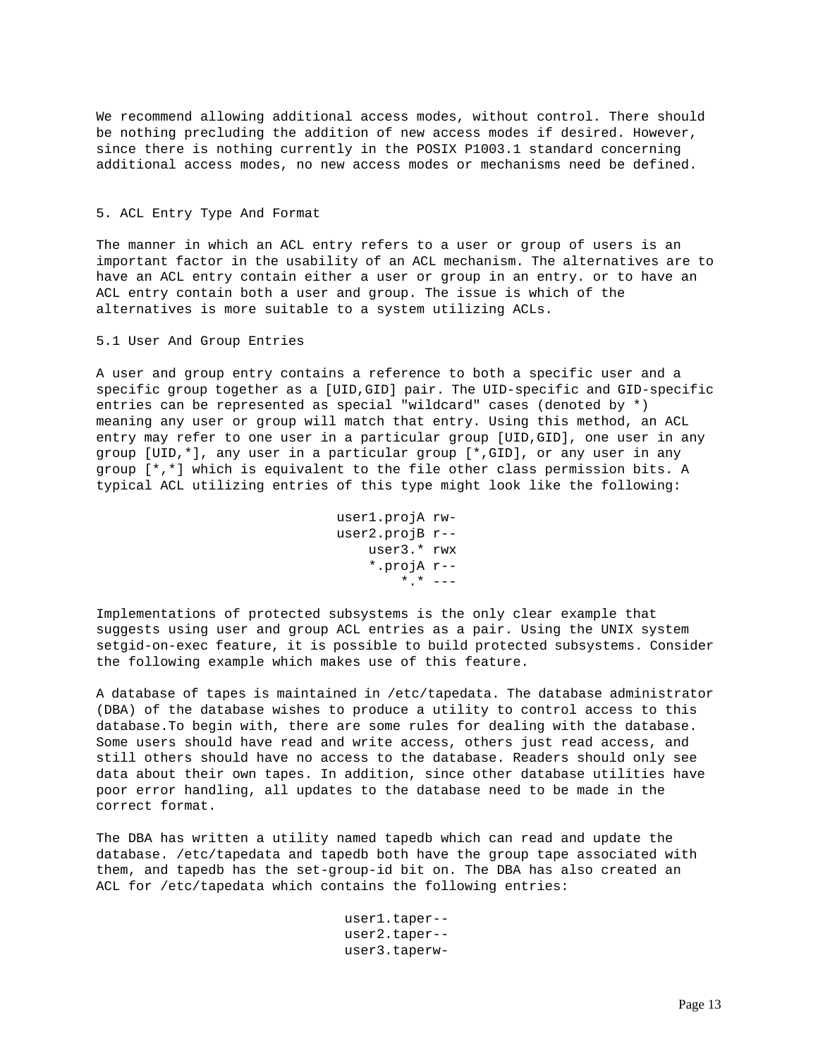We recommend allowing additional access modes, without control. There should be nothing precluding the addition of new access modes if desired. However, since there is nothing currently in the POSIX P1003.1 standard concerning additional access modes, no new access modes or mechanisms need be defined.

## 5. ACL Entry Type And Format

The manner in which an ACL entry refers to a user or group of users is an important factor in the usability of an ACL mechanism. The alternatives are to have an ACL entry contain either a user or group in an entry. or to have an ACL entry contain both a user and group. The issue is which of the alternatives is more suitable to a system utilizing ACLs.

### 5.1 User And Group Entries

A user and group entry contains a reference to both a specific user and a specific group together as a [UID,GID] pair. The UID-specific and GID-specific entries can be represented as special "wildcard" cases (denoted by *) meaning any user or group will match that entry. Using this method, an ACL entry may refer to one user in a particular group [UID,GID], one user in any group [UID,*], any user in a particular group [*,GID], or any user in any group [*,*] which is equivalent to the file other class permission bits. A typical ACL utilizing entries of this type might look like the following:

```
user1.projA rw-
user2.projB r--
    user3.* rwx
    *.projA r--
        *.* ---
```

Implementations of protected subsystems is the only clear example that suggests using user and group ACL entries as a pair. Using the UNIX system setgid-on-exec feature, it is possible to build protected subsystems. Consider the following example which makes use of this feature.

A database of tapes is maintained in /etc/tapedata. The database administrator (DBA) of the database wishes to produce a utility to control access to this database.To begin with, there are some rules for dealing with the database. Some users should have read and write access, others just read access, and still others should have no access to the database. Readers should only see data about their own tapes. In addition, since other database utilities have poor error handling, all updates to the database need to be made in the correct format.

The DBA has written a utility named tapedb which can read and update the database. /etc/tapedata and tapedb both have the group tape associated with them, and tapedb has the set-group-id bit on. The DBA has also created an ACL for /etc/tapedata which contains the following entries:

```
user1.taper--
user2.taper--
user3.taperw-
```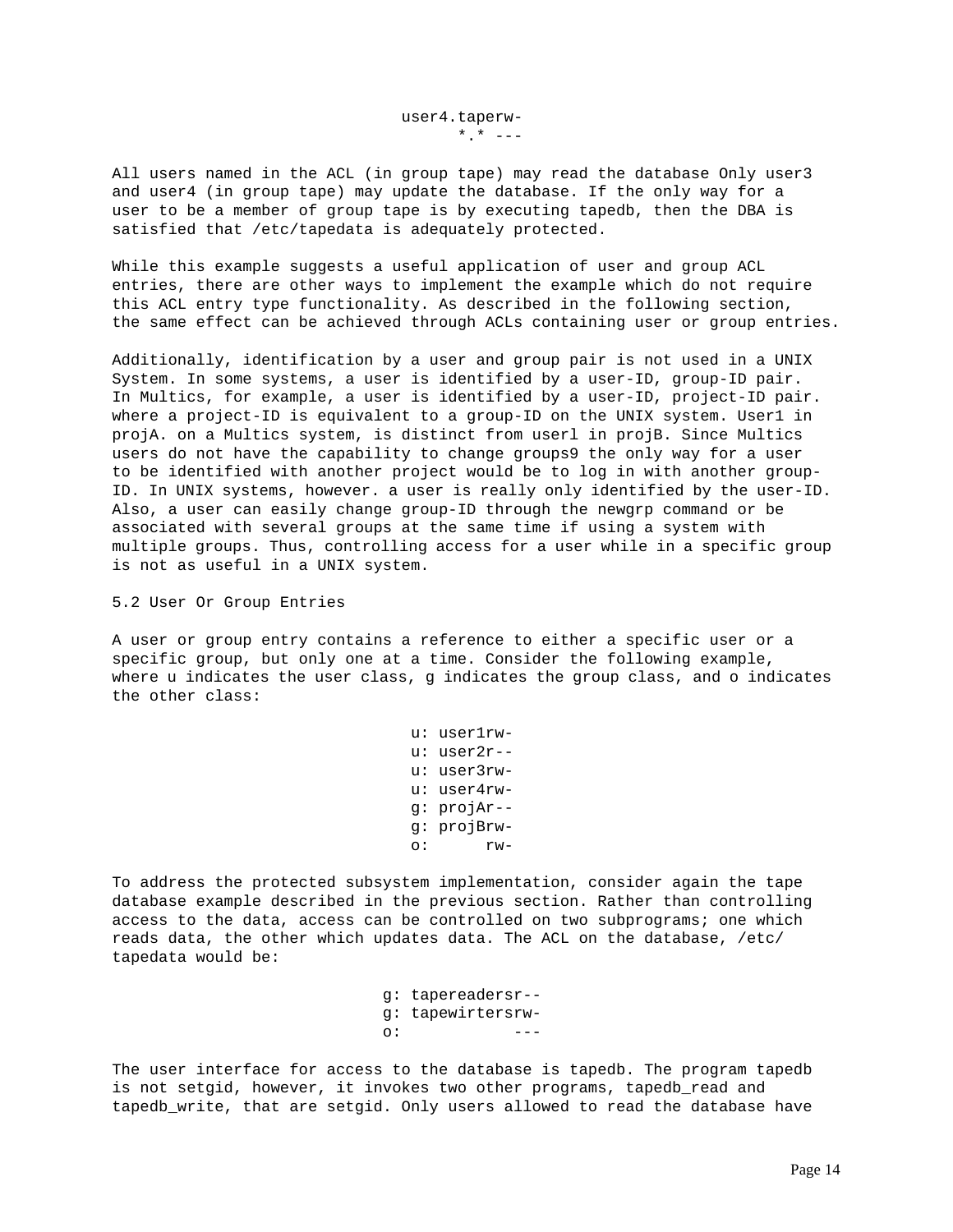```
user4.taperw-
      *.* ---
```

All users named in the ACL (in group tape) may read the database Only user3 and user4 (in group tape) may update the database. If the only way for a user to be a member of group tape is by executing tapedb, then the DBA is satisfied that /etc/tapedata is adequately protected.

While this example suggests a useful application of user and group ACL entries, there are other ways to implement the example which do not require this ACL entry type functionality. As described in the following section, the same effect can be achieved through ACLs containing user or group entries.

Additionally, identification by a user and group pair is not used in a UNIX System. In some systems, a user is identified by a user-ID, group-ID pair. In Multics, for example, a user is identified by a user-ID, project-ID pair. where a project-ID is equivalent to a group-ID on the UNIX system. User1 in projA. on a Multics system, is distinct from userl in projB. Since Multics users do not have the capability to change groups9 the only way for a user to be identified with another project would be to log in with another group-ID. In UNIX systems, however. a user is really only identified by the user-ID. Also, a user can easily change group-ID through the newgrp command or be associated with several groups at the same time if using a system with multiple groups. Thus, controlling access for a user while in a specific group is not as useful in a UNIX system.

## 5.2 User Or Group Entries

A user or group entry contains a reference to either a specific user or a specific group, but only one at a time. Consider the following example, where u indicates the user class, g indicates the group class, and o indicates the other class:

```
u: user1rw-
u: user2r--
u: user3rw-
u: user4rw-
g: projAr--
g: projBrw-
o:      rw-
```

To address the protected subsystem implementation, consider again the tape database example described in the previous section. Rather than controlling access to the data, access can be controlled on two subprograms; one which reads data, the other which updates data. The ACL on the database, /etc/tapedata would be:

```
g: tapereadersr--
g: tapewirtersrw-
o:            ---
```

The user interface for access to the database is tapedb. The program tapedb is not setgid, however, it invokes two other programs, tapedb_read and tapedb_write, that are setgid. Only users allowed to read the database have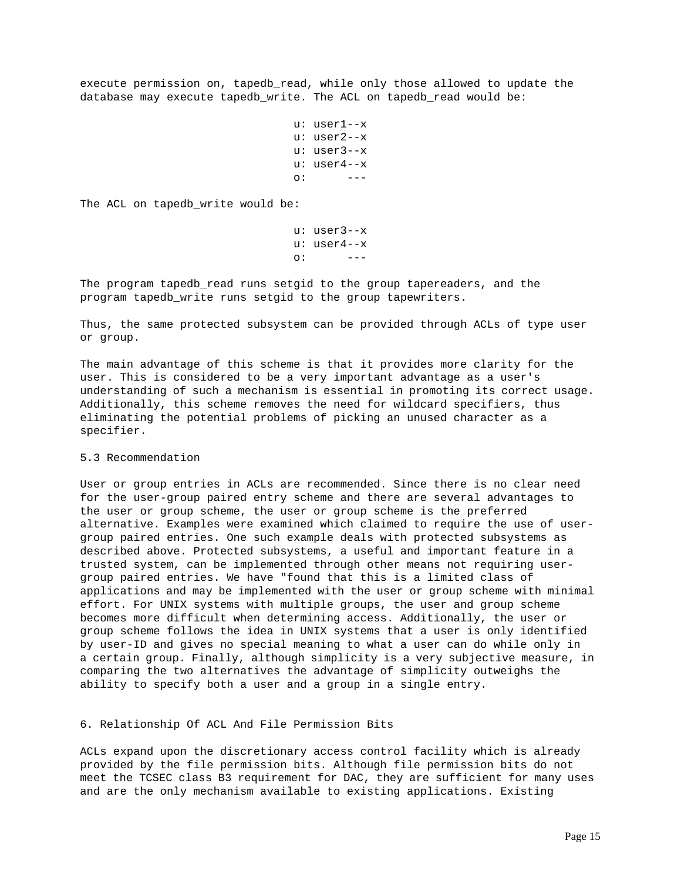execute permission on, tapedb_read, while only those allowed to update the database may execute tapedb_write. The ACL on tapedb_read would be:

```
u: user1--x
u: user2--x
u: user3--x
u: user4--x
o:      ---
```

The ACL on tapedb_write would be:

```
u: user3--x
u: user4--x
o:      ---
```

The program tapedb_read runs setgid to the group tapereaders, and the program tapedb_write runs setgid to the group tapewriters.

Thus, the same protected subsystem can be provided through ACLs of type user or group.

The main advantage of this scheme is that it provides more clarity for the user. This is considered to be a very important advantage as a user's understanding of such a mechanism is essential in promoting its correct usage. Additionally, this scheme removes the need for wildcard specifiers, thus eliminating the potential problems of picking an unused character as a specifier.

### 5.3 Recommendation

User or group entries in ACLs are recommended. Since there is no clear need for the user-group paired entry scheme and there are several advantages to the user or group scheme, the user or group scheme is the preferred alternative. Examples were examined which claimed to require the use of user-group paired entries. One such example deals with protected subsystems as described above. Protected subsystems, a useful and important feature in a trusted system, can be implemented through other means not requiring user-group paired entries. We have "found that this is a limited class of applications and may be implemented with the user or group scheme with minimal effort. For UNIX systems with multiple groups, the user and group scheme becomes more difficult when determining access. Additionally, the user or group scheme follows the idea in UNIX systems that a user is only identified by user-ID and gives no special meaning to what a user can do while only in a certain group. Finally, although simplicity is a very subjective measure, in comparing the two alternatives the advantage of simplicity outweighs the ability to specify both a user and a group in a single entry.

## 6. Relationship Of ACL And File Permission Bits

ACLs expand upon the discretionary access control facility which is already provided by the file permission bits. Although file permission bits do not meet the TCSEC class B3 requirement for DAC, they are sufficient for many uses and are the only mechanism available to existing applications. Existing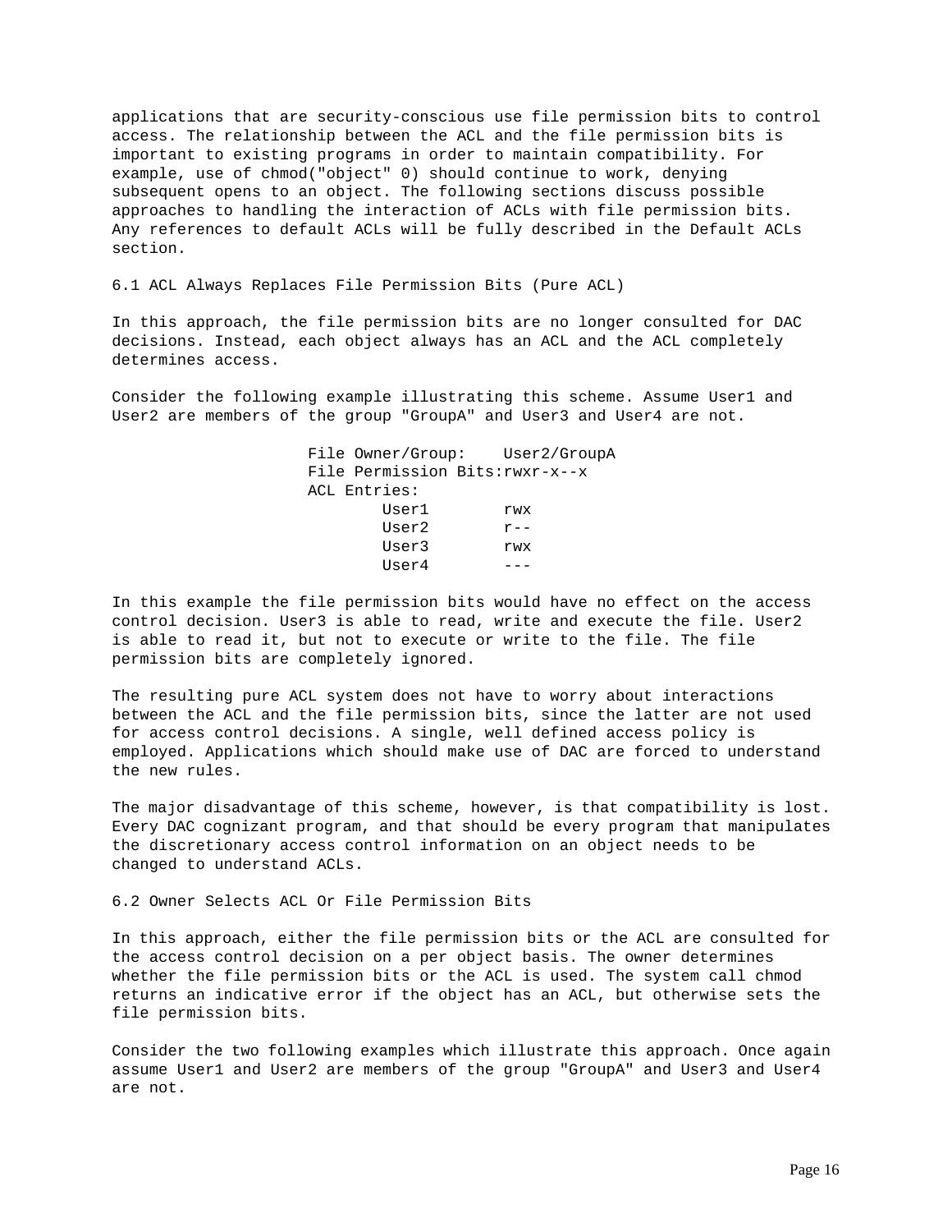applications that are security-conscious use file permission bits to control access. The relationship between the ACL and the file permission bits is important to existing programs in order to maintain compatibility. For example, use of chmod("object" 0) should continue to work, denying subsequent opens to an object. The following sections discuss possible approaches to handling the interaction of ACLs with file permission bits. Any references to default ACLs will be fully described in the Default ACLs section.

## 6.1 ACL Always Replaces File Permission Bits (Pure ACL)

In this approach, the file permission bits are no longer consulted for DAC decisions. Instead, each object always has an ACL and the ACL completely determines access.

Consider the following example illustrating this scheme. Assume User1 and User2 are members of the group "GroupA" and User3 and User4 are not.

```
File Owner/Group:    User2/GroupA
File Permission Bits:rwxr-x--x
ACL Entries:
        User1        rwx
        User2        r--
        User3        rwx
        User4        ---
```

In this example the file permission bits would have no effect on the access control decision. User3 is able to read, write and execute the file. User2 is able to read it, but not to execute or write to the file. The file permission bits are completely ignored.

The resulting pure ACL system does not have to worry about interactions between the ACL and the file permission bits, since the latter are not used for access control decisions. A single, well defined access policy is employed. Applications which should make use of DAC are forced to understand the new rules.

The major disadvantage of this scheme, however, is that compatibility is lost. Every DAC cognizant program, and that should be every program that manipulates the discretionary access control information on an object needs to be changed to understand ACLs.

## 6.2 Owner Selects ACL Or File Permission Bits

In this approach, either the file permission bits or the ACL are consulted for the access control decision on a per object basis. The owner determines whether the file permission bits or the ACL is used. The system call chmod returns an indicative error if the object has an ACL, but otherwise sets the file permission bits.

Consider the two following examples which illustrate this approach. Once again assume User1 and User2 are members of the group "GroupA" and User3 and User4 are not.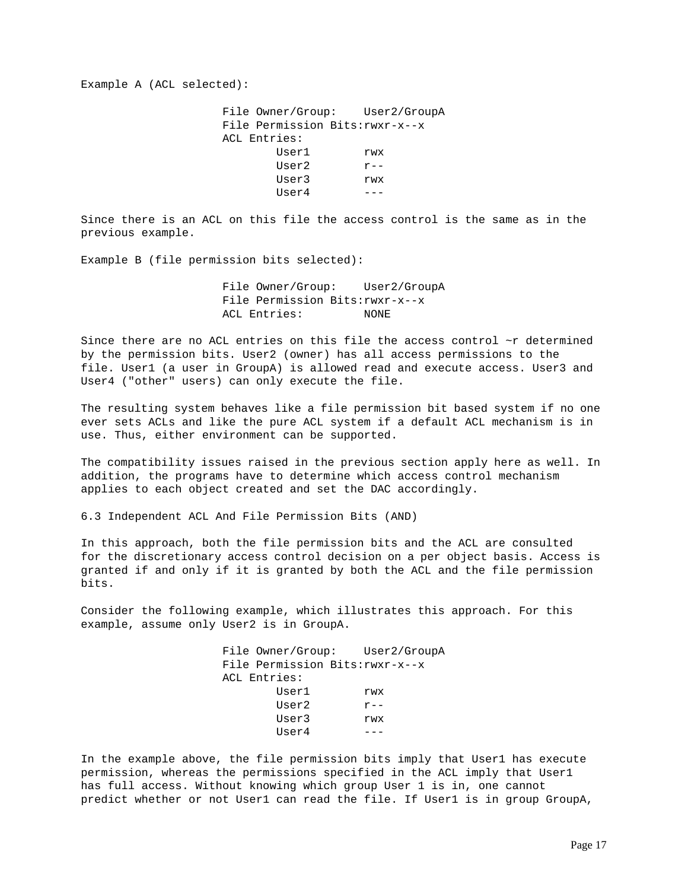Example A (ACL selected):

```
File Owner/Group:    User2/GroupA
File Permission Bits:rwxr-x--x
ACL Entries:
        User1        rwx
        User2        r--
        User3        rwx
        User4        ---
```

Since there is an ACL on this file the access control is the same as in the previous example.

Example B (file permission bits selected):

```
File Owner/Group:    User2/GroupA
File Permission Bits:rwxr-x--x
ACL Entries:         NONE
```

Since there are no ACL entries on this file the access control ~r determined by the permission bits. User2 (owner) has all access permissions to the file. User1 (a user in GroupA) is allowed read and execute access. User3 and User4 ("other" users) can only execute the file.

The resulting system behaves like a file permission bit based system if no one ever sets ACLs and like the pure ACL system if a default ACL mechanism is in use. Thus, either environment can be supported.

The compatibility issues raised in the previous section apply here as well. In addition, the programs have to determine which access control mechanism applies to each object created and set the DAC accordingly.

### 6.3 Independent ACL And File Permission Bits (AND)

In this approach, both the file permission bits and the ACL are consulted for the discretionary access control decision on a per object basis. Access is granted if and only if it is granted by both the ACL and the file permission bits.

Consider the following example, which illustrates this approach. For this example, assume only User2 is in GroupA.

```
File Owner/Group:    User2/GroupA
File Permission Bits:rwxr-x--x
ACL Entries:
        User1        rwx
        User2        r--
        User3        rwx
        User4        ---
```

In the example above, the file permission bits imply that User1 has execute permission, whereas the permissions specified in the ACL imply that User1 has full access. Without knowing which group User 1 is in, one cannot predict whether or not User1 can read the file. If User1 is in group GroupA,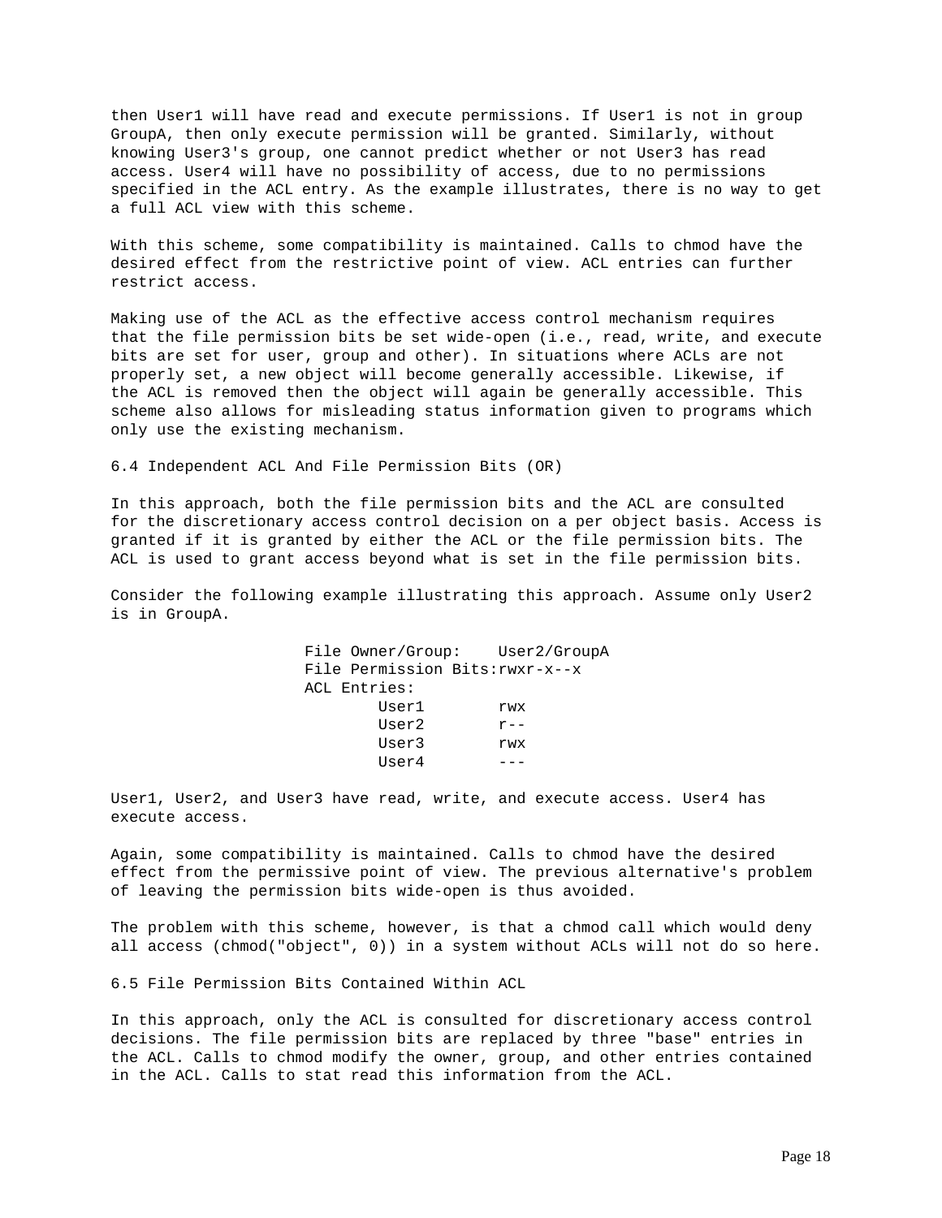then User1 will have read and execute permissions. If User1 is not in group GroupA, then only execute permission will be granted. Similarly, without knowing User3's group, one cannot predict whether or not User3 has read access. User4 will have no possibility of access, due to no permissions specified in the ACL entry. As the example illustrates, there is no way to get a full ACL view with this scheme.

With this scheme, some compatibility is maintained. Calls to chmod have the desired effect from the restrictive point of view. ACL entries can further restrict access.

Making use of the ACL as the effective access control mechanism requires that the file permission bits be set wide-open (i.e., read, write, and execute bits are set for user, group and other). In situations where ACLs are not properly set, a new object will become generally accessible. Likewise, if the ACL is removed then the object will again be generally accessible. This scheme also allows for misleading status information given to programs which only use the existing mechanism.

## 6.4 Independent ACL And File Permission Bits (OR)

In this approach, both the file permission bits and the ACL are consulted for the discretionary access control decision on a per object basis. Access is granted if it is granted by either the ACL or the file permission bits. The ACL is used to grant access beyond what is set in the file permission bits.

Consider the following example illustrating this approach. Assume only User2 is in GroupA.

```
File Owner/Group:    User2/GroupA
File Permission Bits:rwxr-x--x
ACL Entries:
        User1        rwx
        User2        r--
        User3        rwx
        User4        ---
```

User1, User2, and User3 have read, write, and execute access. User4 has execute access.

Again, some compatibility is maintained. Calls to chmod have the desired effect from the permissive point of view. The previous alternative's problem of leaving the permission bits wide-open is thus avoided.

The problem with this scheme, however, is that a chmod call which would deny all access (chmod("object", 0)) in a system without ACLs will not do so here.

## 6.5 File Permission Bits Contained Within ACL

In this approach, only the ACL is consulted for discretionary access control decisions. The file permission bits are replaced by three "base" entries in the ACL. Calls to chmod modify the owner, group, and other entries contained in the ACL. Calls to stat read this information from the ACL.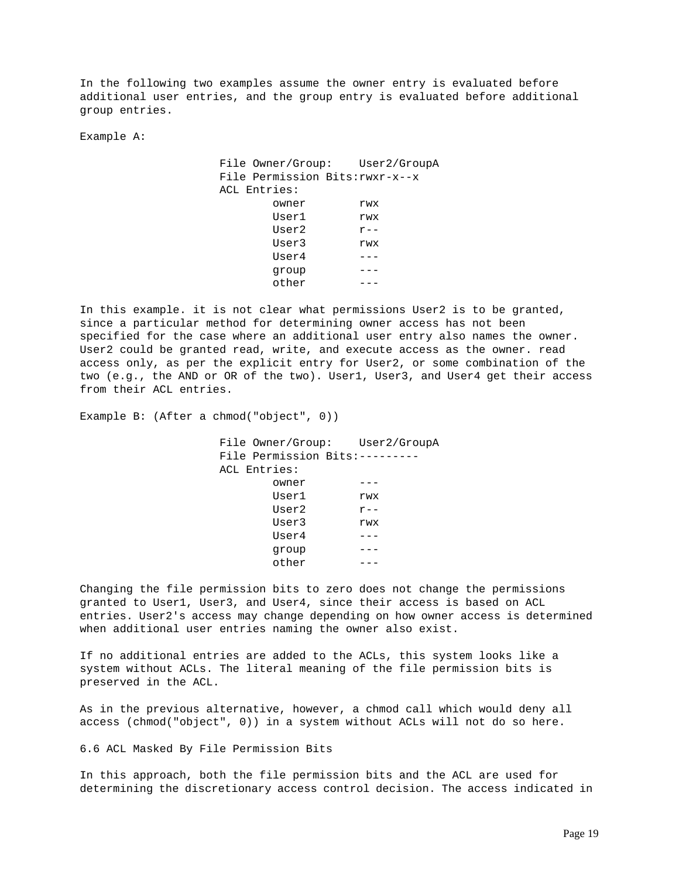In the following two examples assume the owner entry is evaluated before additional user entries, and the group entry is evaluated before additional group entries.

Example A:

```
File Owner/Group:    User2/GroupA
File Permission Bits:rwxr-x--x
ACL Entries:
        owner        rwx
        User1        rwx
        User2        r--
        User3        rwx
        User4        ---
        group        ---
        other        ---
```

In this example. it is not clear what permissions User2 is to be granted, since a particular method for determining owner access has not been specified for the case where an additional user entry also names the owner. User2 could be granted read, write, and execute access as the owner. read access only, as per the explicit entry for User2, or some combination of the two (e.g., the AND or OR of the two). User1, User3, and User4 get their access from their ACL entries.

Example B: (After a chmod("object", 0))

```
File Owner/Group:    User2/GroupA
File Permission Bits:---------
ACL Entries:
        owner        ---
        User1        rwx
        User2        r--
        User3        rwx
        User4        ---
        group        ---
        other        ---
```

Changing the file permission bits to zero does not change the permissions granted to User1, User3, and User4, since their access is based on ACL entries. User2's access may change depending on how owner access is determined when additional user entries naming the owner also exist.

If no additional entries are added to the ACLs, this system looks like a system without ACLs. The literal meaning of the file permission bits is preserved in the ACL.

As in the previous alternative, however, a chmod call which would deny all access (chmod("object", 0)) in a system without ACLs will not do so here.

6.6 ACL Masked By File Permission Bits

In this approach, both the file permission bits and the ACL are used for determining the discretionary access control decision. The access indicated in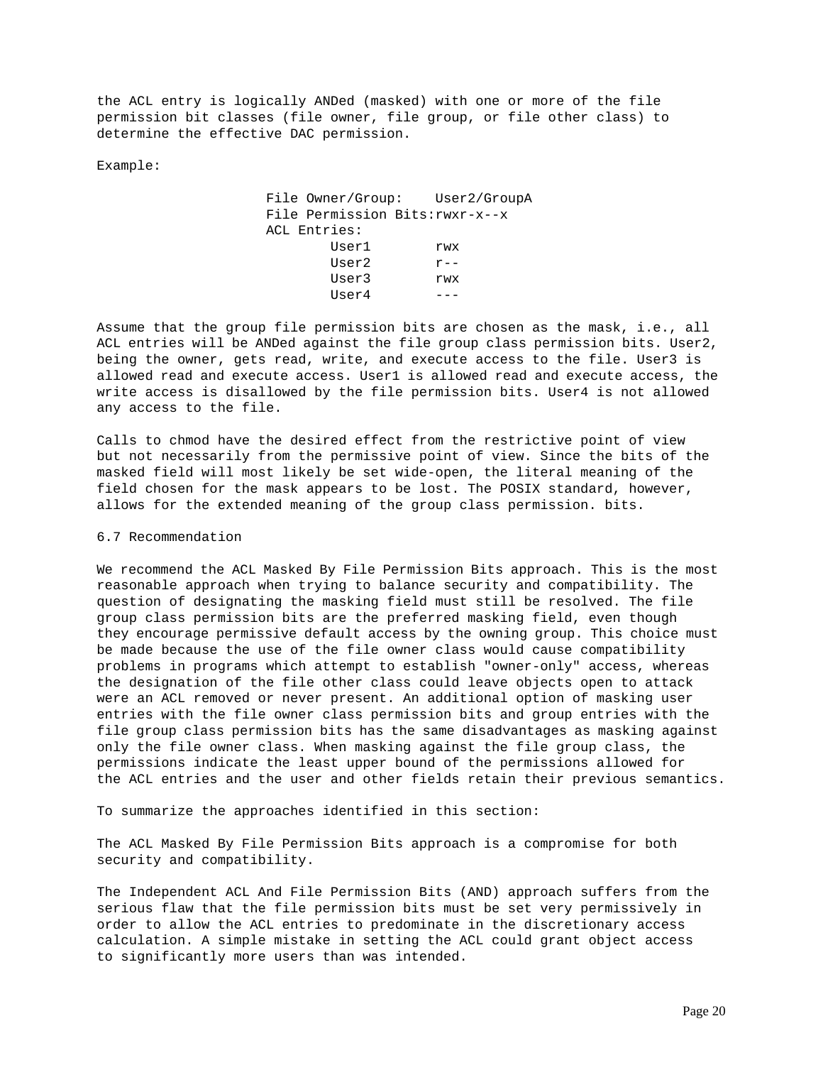the ACL entry is logically ANDed (masked) with one or more of the file permission bit classes (file owner, file group, or file other class) to determine the effective DAC permission.

Example:

```
File Owner/Group:    User2/GroupA
File Permission Bits:rwxr-x--x
ACL Entries:
        User1        rwx
        User2        r--
        User3        rwx
        User4        ---
```

Assume that the group file permission bits are chosen as the mask, i.e., all ACL entries will be ANDed against the file group class permission bits. User2, being the owner, gets read, write, and execute access to the file. User3 is allowed read and execute access. User1 is allowed read and execute access, the write access is disallowed by the file permission bits. User4 is not allowed any access to the file.

Calls to chmod have the desired effect from the restrictive point of view but not necessarily from the permissive point of view. Since the bits of the masked field will most likely be set wide-open, the literal meaning of the field chosen for the mask appears to be lost. The POSIX standard, however, allows for the extended meaning of the group class permission. bits.

## 6.7 Recommendation

We recommend the ACL Masked By File Permission Bits approach. This is the most reasonable approach when trying to balance security and compatibility. The question of designating the masking field must still be resolved. The file group class permission bits are the preferred masking field, even though they encourage permissive default access by the owning group. This choice must be made because the use of the file owner class would cause compatibility problems in programs which attempt to establish "owner-only" access, whereas the designation of the file other class could leave objects open to attack were an ACL removed or never present. An additional option of masking user entries with the file owner class permission bits and group entries with the file group class permission bits has the same disadvantages as masking against only the file owner class. When masking against the file group class, the permissions indicate the least upper bound of the permissions allowed for the ACL entries and the user and other fields retain their previous semantics.

To summarize the approaches identified in this section:

The ACL Masked By File Permission Bits approach is a compromise for both security and compatibility.

The Independent ACL And File Permission Bits (AND) approach suffers from the serious flaw that the file permission bits must be set very permissively in order to allow the ACL entries to predominate in the discretionary access calculation. A simple mistake in setting the ACL could grant object access to significantly more users than was intended.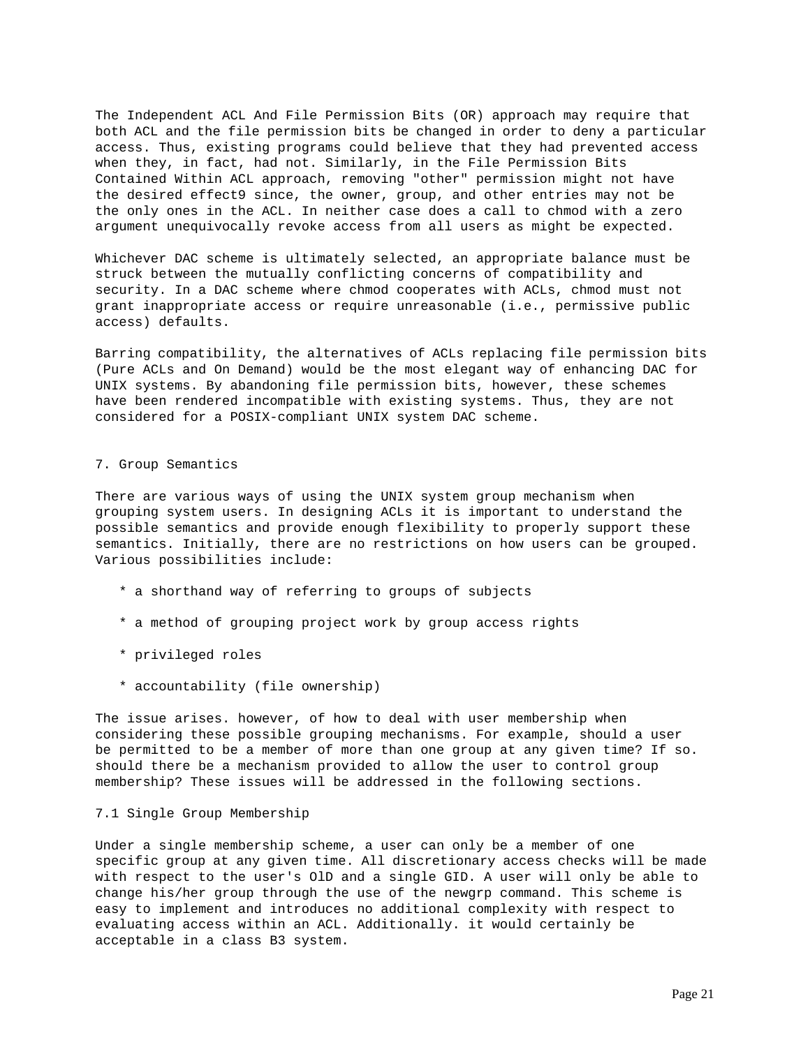The Independent ACL And File Permission Bits (OR) approach may require that both ACL and the file permission bits be changed in order to deny a particular access. Thus, existing programs could believe that they had prevented access when they, in fact, had not. Similarly, in the File Permission Bits Contained Within ACL approach, removing "other" permission might not have the desired effect9 since, the owner, group, and other entries may not be the only ones in the ACL. In neither case does a call to chmod with a zero argument unequivocally revoke access from all users as might be expected.

Whichever DAC scheme is ultimately selected, an appropriate balance must be struck between the mutually conflicting concerns of compatibility and security. In a DAC scheme where chmod cooperates with ACLs, chmod must not grant inappropriate access or require unreasonable (i.e., permissive public access) defaults.

Barring compatibility, the alternatives of ACLs replacing file permission bits (Pure ACLs and On Demand) would be the most elegant way of enhancing DAC for UNIX systems. By abandoning file permission bits, however, these schemes have been rendered incompatible with existing systems. Thus, they are not considered for a POSIX-compliant UNIX system DAC scheme.

## 7. Group Semantics

There are various ways of using the UNIX system group mechanism when grouping system users. In designing ACLs it is important to understand the possible semantics and provide enough flexibility to properly support these semantics. Initially, there are no restrictions on how users can be grouped. Various possibilities include:

* a shorthand way of referring to groups of subjects
* a method of grouping project work by group access rights
* privileged roles
* accountability (file ownership)

The issue arises. however, of how to deal with user membership when considering these possible grouping mechanisms. For example, should a user be permitted to be a member of more than one group at any given time? If so. should there be a mechanism provided to allow the user to control group membership? These issues will be addressed in the following sections.

### 7.1 Single Group Membership

Under a single membership scheme, a user can only be a member of one specific group at any given time. All discretionary access checks will be made with respect to the user's OlD and a single GID. A user will only be able to change his/her group through the use of the newgrp command. This scheme is easy to implement and introduces no additional complexity with respect to evaluating access within an ACL. Additionally. it would certainly be acceptable in a class B3 system.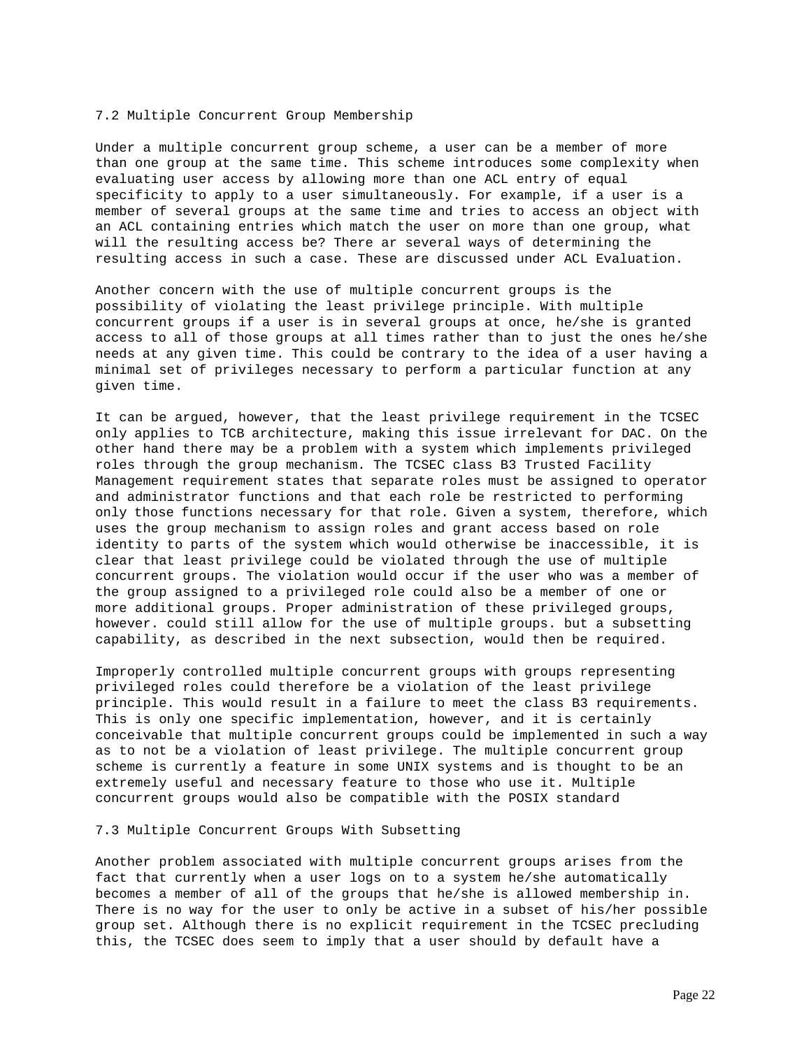## 7.2 Multiple Concurrent Group Membership

Under a multiple concurrent group scheme, a user can be a member of more than one group at the same time. This scheme introduces some complexity when evaluating user access by allowing more than one ACL entry of equal specificity to apply to a user simultaneously. For example, if a user is a member of several groups at the same time and tries to access an object with an ACL containing entries which match the user on more than one group, what will the resulting access be? There ar several ways of determining the resulting access in such a case. These are discussed under ACL Evaluation.

Another concern with the use of multiple concurrent groups is the possibility of violating the least privilege principle. With multiple concurrent groups if a user is in several groups at once, he/she is granted access to all of those groups at all times rather than to just the ones he/she needs at any given time. This could be contrary to the idea of a user having a minimal set of privileges necessary to perform a particular function at any given time.

It can be argued, however, that the least privilege requirement in the TCSEC only applies to TCB architecture, making this issue irrelevant for DAC. On the other hand there may be a problem with a system which implements privileged roles through the group mechanism. The TCSEC class B3 Trusted Facility Management requirement states that separate roles must be assigned to operator and administrator functions and that each role be restricted to performing only those functions necessary for that role. Given a system, therefore, which uses the group mechanism to assign roles and grant access based on role identity to parts of the system which would otherwise be inaccessible, it is clear that least privilege could be violated through the use of multiple concurrent groups. The violation would occur if the user who was a member of the group assigned to a privileged role could also be a member of one or more additional groups. Proper administration of these privileged groups, however. could still allow for the use of multiple groups. but a subsetting capability, as described in the next subsection, would then be required.

Improperly controlled multiple concurrent groups with groups representing privileged roles could therefore be a violation of the least privilege principle. This would result in a failure to meet the class B3 requirements. This is only one specific implementation, however, and it is certainly conceivable that multiple concurrent groups could be implemented in such a way as to not be a violation of least privilege. The multiple concurrent group scheme is currently a feature in some UNIX systems and is thought to be an extremely useful and necessary feature to those who use it. Multiple concurrent groups would also be compatible with the POSIX standard

## 7.3 Multiple Concurrent Groups With Subsetting

Another problem associated with multiple concurrent groups arises from the fact that currently when a user logs on to a system he/she automatically becomes a member of all of the groups that he/she is allowed membership in. There is no way for the user to only be active in a subset of his/her possible group set. Although there is no explicit requirement in the TCSEC precluding this, the TCSEC does seem to imply that a user should by default have a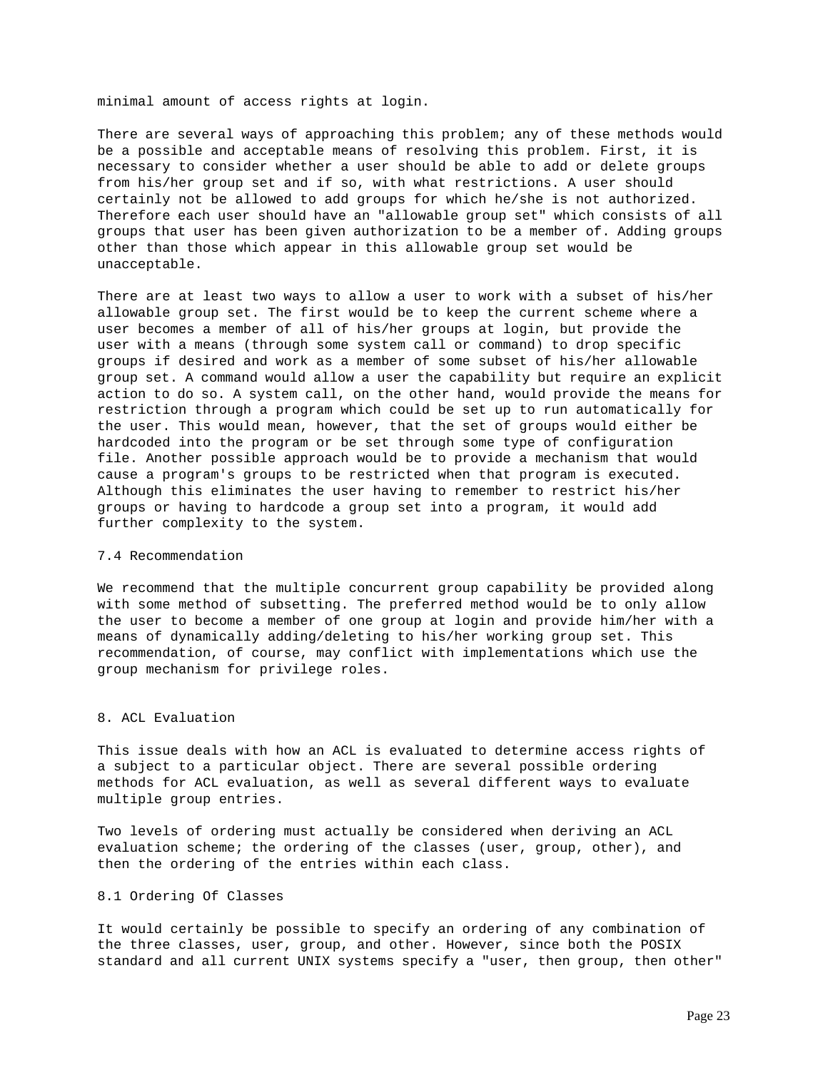minimal amount of access rights at login.

There are several ways of approaching this problem; any of these methods would be a possible and acceptable means of resolving this problem. First, it is necessary to consider whether a user should be able to add or delete groups from his/her group set and if so, with what restrictions. A user should certainly not be allowed to add groups for which he/she is not authorized. Therefore each user should have an "allowable group set" which consists of all groups that user has been given authorization to be a member of. Adding groups other than those which appear in this allowable group set would be unacceptable.

There are at least two ways to allow a user to work with a subset of his/her allowable group set. The first would be to keep the current scheme where a user becomes a member of all of his/her groups at login, but provide the user with a means (through some system call or command) to drop specific groups if desired and work as a member of some subset of his/her allowable group set. A command would allow a user the capability but require an explicit action to do so. A system call, on the other hand, would provide the means for restriction through a program which could be set up to run automatically for the user. This would mean, however, that the set of groups would either be hardcoded into the program or be set through some type of configuration file. Another possible approach would be to provide a mechanism that would cause a program's groups to be restricted when that program is executed. Although this eliminates the user having to remember to restrict his/her groups or having to hardcode a group set into a program, it would add further complexity to the system.

### 7.4 Recommendation

We recommend that the multiple concurrent group capability be provided along with some method of subsetting. The preferred method would be to only allow the user to become a member of one group at login and provide him/her with a means of dynamically adding/deleting to his/her working group set. This recommendation, of course, may conflict with implementations which use the group mechanism for privilege roles.

## 8. ACL Evaluation

This issue deals with how an ACL is evaluated to determine access rights of a subject to a particular object. There are several possible ordering methods for ACL evaluation, as well as several different ways to evaluate multiple group entries.

Two levels of ordering must actually be considered when deriving an ACL evaluation scheme; the ordering of the classes (user, group, other), and then the ordering of the entries within each class.

### 8.1 Ordering Of Classes

It would certainly be possible to specify an ordering of any combination of the three classes, user, group, and other. However, since both the POSIX standard and all current UNIX systems specify a "user, then group, then other"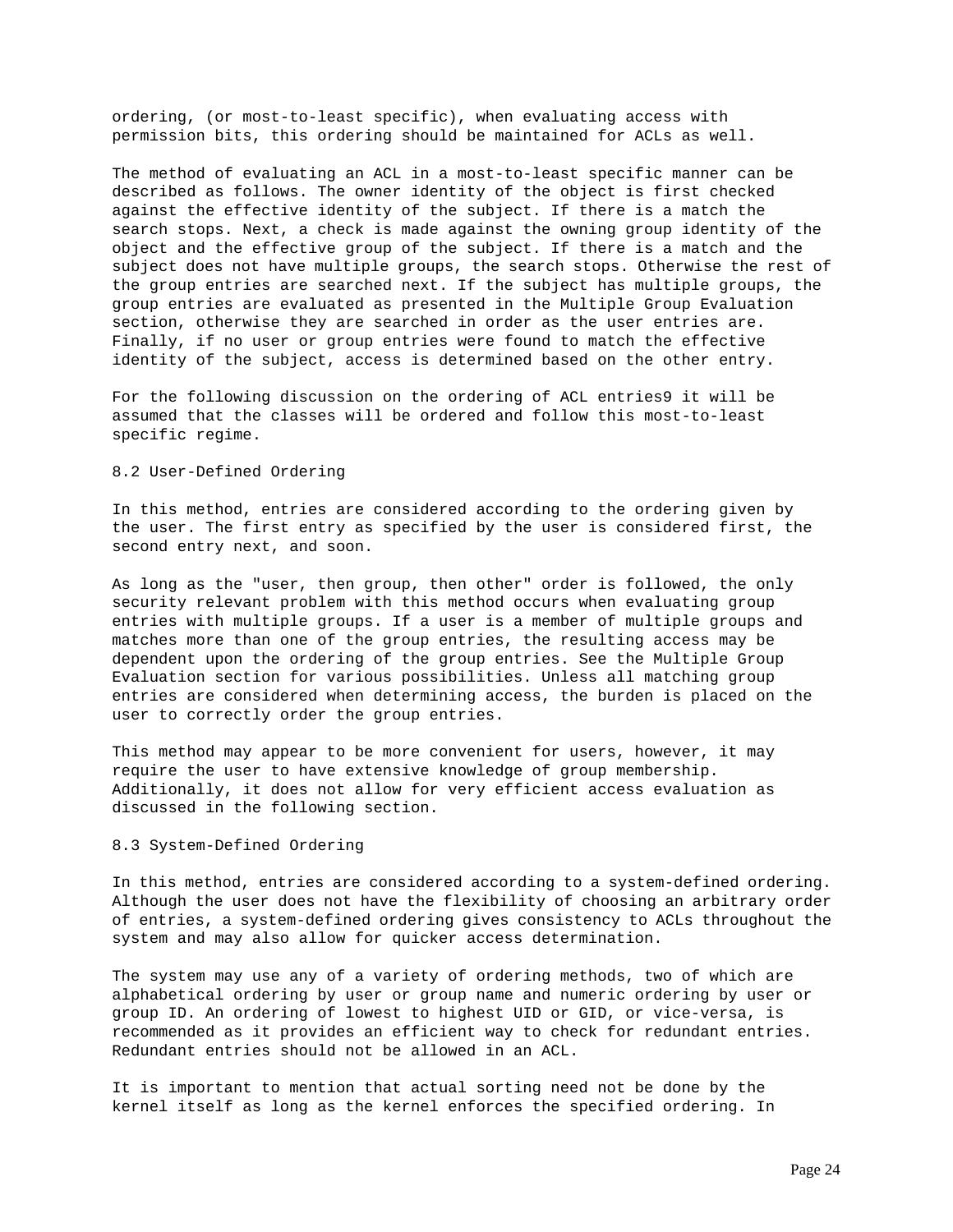ordering, (or most-to-least specific), when evaluating access with permission bits, this ordering should be maintained for ACLs as well.

The method of evaluating an ACL in a most-to-least specific manner can be described as follows. The owner identity of the object is first checked against the effective identity of the subject. If there is a match the search stops. Next, a check is made against the owning group identity of the object and the effective group of the subject. If there is a match and the subject does not have multiple groups, the search stops. Otherwise the rest of the group entries are searched next. If the subject has multiple groups, the group entries are evaluated as presented in the Multiple Group Evaluation section, otherwise they are searched in order as the user entries are. Finally, if no user or group entries were found to match the effective identity of the subject, access is determined based on the other entry.

For the following discussion on the ordering of ACL entries9 it will be assumed that the classes will be ordered and follow this most-to-least specific regime.

## 8.2 User-Defined Ordering

In this method, entries are considered according to the ordering given by the user. The first entry as specified by the user is considered first, the second entry next, and soon.

As long as the "user, then group, then other" order is followed, the only security relevant problem with this method occurs when evaluating group entries with multiple groups. If a user is a member of multiple groups and matches more than one of the group entries, the resulting access may be dependent upon the ordering of the group entries. See the Multiple Group Evaluation section for various possibilities. Unless all matching group entries are considered when determining access, the burden is placed on the user to correctly order the group entries.

This method may appear to be more convenient for users, however, it may require the user to have extensive knowledge of group membership. Additionally, it does not allow for very efficient access evaluation as discussed in the following section.

## 8.3 System-Defined Ordering

In this method, entries are considered according to a system-defined ordering. Although the user does not have the flexibility of choosing an arbitrary order of entries, a system-defined ordering gives consistency to ACLs throughout the system and may also allow for quicker access determination.

The system may use any of a variety of ordering methods, two of which are alphabetical ordering by user or group name and numeric ordering by user or group ID. An ordering of lowest to highest UID or GID, or vice-versa, is recommended as it provides an efficient way to check for redundant entries. Redundant entries should not be allowed in an ACL.

It is important to mention that actual sorting need not be done by the kernel itself as long as the kernel enforces the specified ordering. In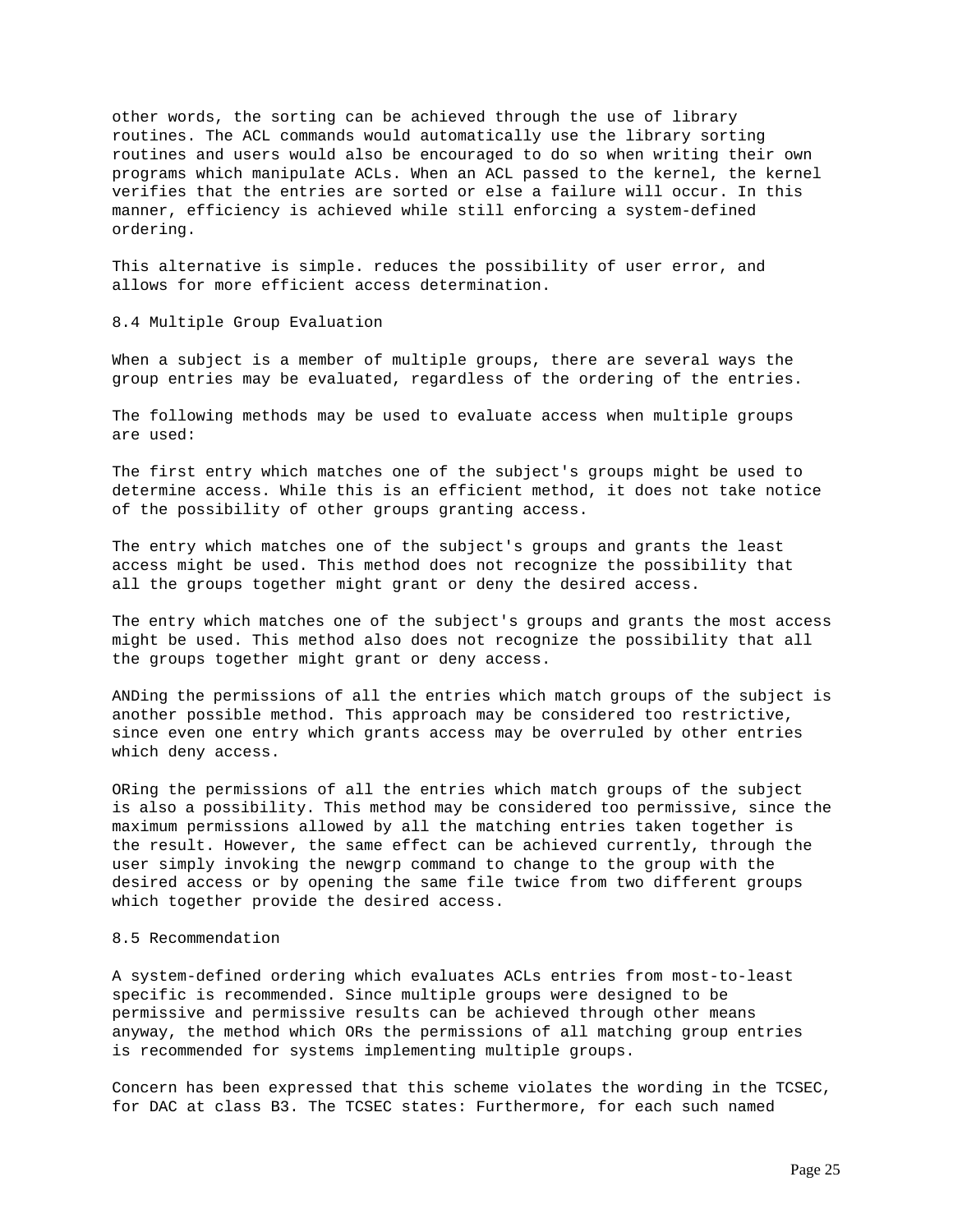other words, the sorting can be achieved through the use of library routines. The ACL commands would automatically use the library sorting routines and users would also be encouraged to do so when writing their own programs which manipulate ACLs. When an ACL passed to the kernel, the kernel verifies that the entries are sorted or else a failure will occur. In this manner, efficiency is achieved while still enforcing a system-defined ordering.

This alternative is simple. reduces the possibility of user error, and allows for more efficient access determination.

## 8.4 Multiple Group Evaluation

When a subject is a member of multiple groups, there are several ways the group entries may be evaluated, regardless of the ordering of the entries.

The following methods may be used to evaluate access when multiple groups are used:

The first entry which matches one of the subject's groups might be used to determine access. While this is an efficient method, it does not take notice of the possibility of other groups granting access.

The entry which matches one of the subject's groups and grants the least access might be used. This method does not recognize the possibility that all the groups together might grant or deny the desired access.

The entry which matches one of the subject's groups and grants the most access might be used. This method also does not recognize the possibility that all the groups together might grant or deny access.

ANDing the permissions of all the entries which match groups of the subject is another possible method. This approach may be considered too restrictive, since even one entry which grants access may be overruled by other entries which deny access.

ORing the permissions of all the entries which match groups of the subject is also a possibility. This method may be considered too permissive, since the maximum permissions allowed by all the matching entries taken together is the result. However, the same effect can be achieved currently, through the user simply invoking the newgrp command to change to the group with the desired access or by opening the same file twice from two different groups which together provide the desired access.

## 8.5 Recommendation

A system-defined ordering which evaluates ACLs entries from most-to-least specific is recommended. Since multiple groups were designed to be permissive and permissive results can be achieved through other means anyway, the method which ORs the permissions of all matching group entries is recommended for systems implementing multiple groups.

Concern has been expressed that this scheme violates the wording in the TCSEC, for DAC at class B3. The TCSEC states: Furthermore, for each such named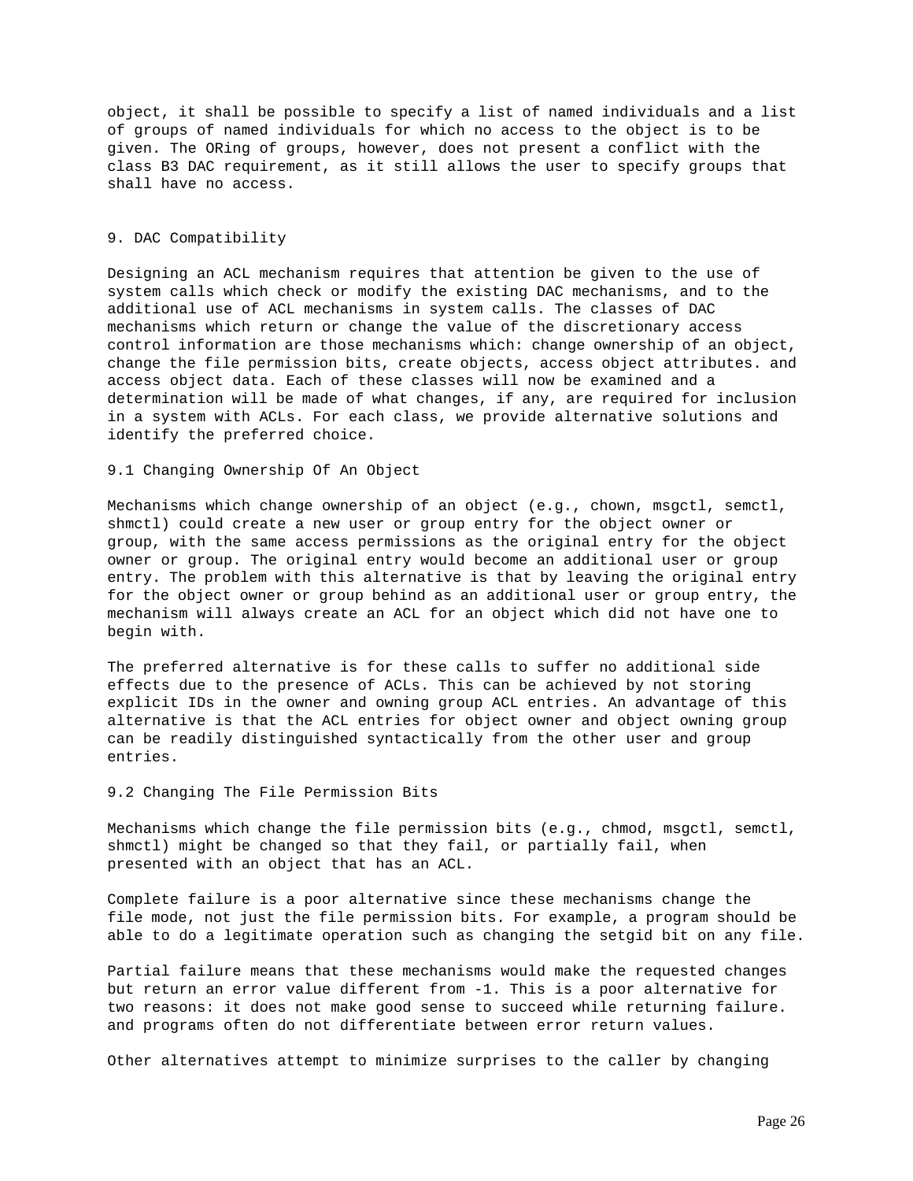object, it shall be possible to specify a list of named individuals and a list of groups of named individuals for which no access to the object is to be given. The ORing of groups, however, does not present a conflict with the class B3 DAC requirement, as it still allows the user to specify groups that shall have no access.

## 9. DAC Compatibility

Designing an ACL mechanism requires that attention be given to the use of system calls which check or modify the existing DAC mechanisms, and to the additional use of ACL mechanisms in system calls. The classes of DAC mechanisms which return or change the value of the discretionary access control information are those mechanisms which: change ownership of an object, change the file permission bits, create objects, access object attributes. and access object data. Each of these classes will now be examined and a determination will be made of what changes, if any, are required for inclusion in a system with ACLs. For each class, we provide alternative solutions and identify the preferred choice.

### 9.1 Changing Ownership Of An Object

Mechanisms which change ownership of an object (e.g., chown, msgctl, semctl, shmctl) could create a new user or group entry for the object owner or group, with the same access permissions as the original entry for the object owner or group. The original entry would become an additional user or group entry. The problem with this alternative is that by leaving the original entry for the object owner or group behind as an additional user or group entry, the mechanism will always create an ACL for an object which did not have one to begin with.

The preferred alternative is for these calls to suffer no additional side effects due to the presence of ACLs. This can be achieved by not storing explicit IDs in the owner and owning group ACL entries. An advantage of this alternative is that the ACL entries for object owner and object owning group can be readily distinguished syntactically from the other user and group entries.

### 9.2 Changing The File Permission Bits

Mechanisms which change the file permission bits (e.g., chmod, msgctl, semctl, shmctl) might be changed so that they fail, or partially fail, when presented with an object that has an ACL.

Complete failure is a poor alternative since these mechanisms change the file mode, not just the file permission bits. For example, a program should be able to do a legitimate operation such as changing the setgid bit on any file.

Partial failure means that these mechanisms would make the requested changes but return an error value different from -1. This is a poor alternative for two reasons: it does not make good sense to succeed while returning failure. and programs often do not differentiate between error return values.

Other alternatives attempt to minimize surprises to the caller by changing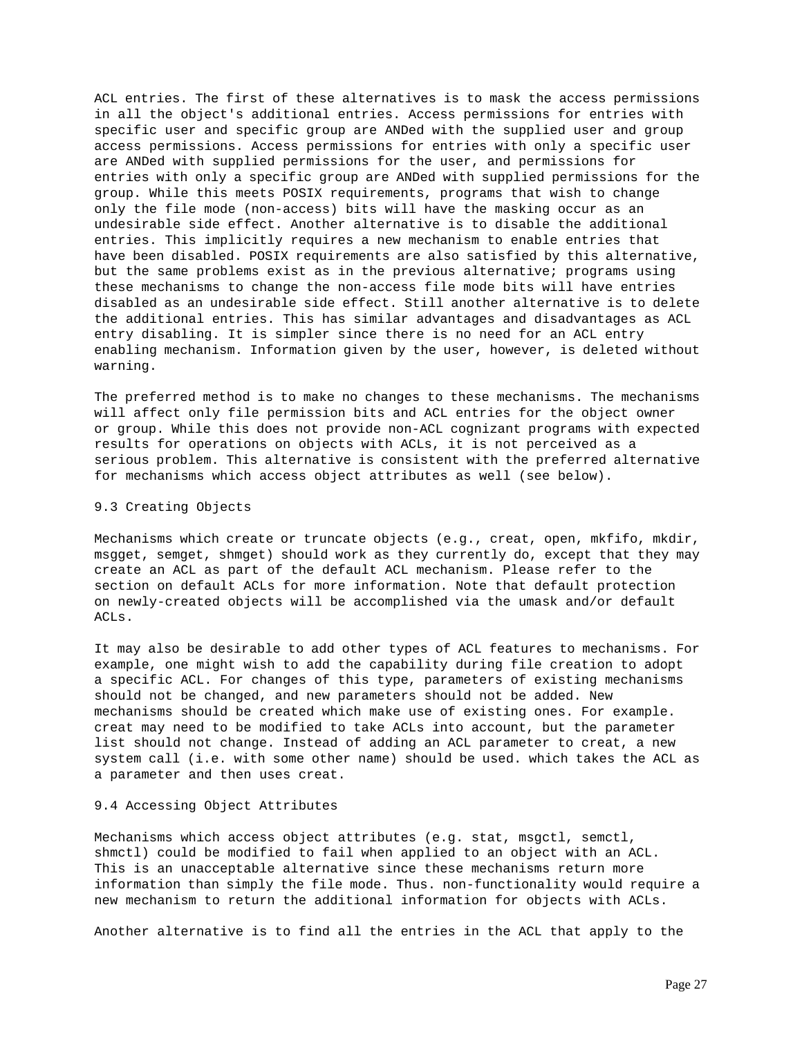ACL entries. The first of these alternatives is to mask the access permissions in all the object's additional entries. Access permissions for entries with specific user and specific group are ANDed with the supplied user and group access permissions. Access permissions for entries with only a specific user are ANDed with supplied permissions for the user, and permissions for entries with only a specific group are ANDed with supplied permissions for the group. While this meets POSIX requirements, programs that wish to change only the file mode (non-access) bits will have the masking occur as an undesirable side effect. Another alternative is to disable the additional entries. This implicitly requires a new mechanism to enable entries that have been disabled. POSIX requirements are also satisfied by this alternative, but the same problems exist as in the previous alternative; programs using these mechanisms to change the non-access file mode bits will have entries disabled as an undesirable side effect. Still another alternative is to delete the additional entries. This has similar advantages and disadvantages as ACL entry disabling. It is simpler since there is no need for an ACL entry enabling mechanism. Information given by the user, however, is deleted without warning.

The preferred method is to make no changes to these mechanisms. The mechanisms will affect only file permission bits and ACL entries for the object owner or group. While this does not provide non-ACL cognizant programs with expected results for operations on objects with ACLs, it is not perceived as a serious problem. This alternative is consistent with the preferred alternative for mechanisms which access object attributes as well (see below).

## 9.3 Creating Objects

Mechanisms which create or truncate objects (e.g., creat, open, mkfifo, mkdir, msgget, semget, shmget) should work as they currently do, except that they may create an ACL as part of the default ACL mechanism. Please refer to the section on default ACLs for more information. Note that default protection on newly-created objects will be accomplished via the umask and/or default ACLs.

It may also be desirable to add other types of ACL features to mechanisms. For example, one might wish to add the capability during file creation to adopt a specific ACL. For changes of this type, parameters of existing mechanisms should not be changed, and new parameters should not be added. New mechanisms should be created which make use of existing ones. For example. creat may need to be modified to take ACLs into account, but the parameter list should not change. Instead of adding an ACL parameter to creat, a new system call (i.e. with some other name) should be used. which takes the ACL as a parameter and then uses creat.

## 9.4 Accessing Object Attributes

Mechanisms which access object attributes (e.g. stat, msgctl, semctl, shmctl) could be modified to fail when applied to an object with an ACL. This is an unacceptable alternative since these mechanisms return more information than simply the file mode. Thus. non-functionality would require a new mechanism to return the additional information for objects with ACLs.

Another alternative is to find all the entries in the ACL that apply to the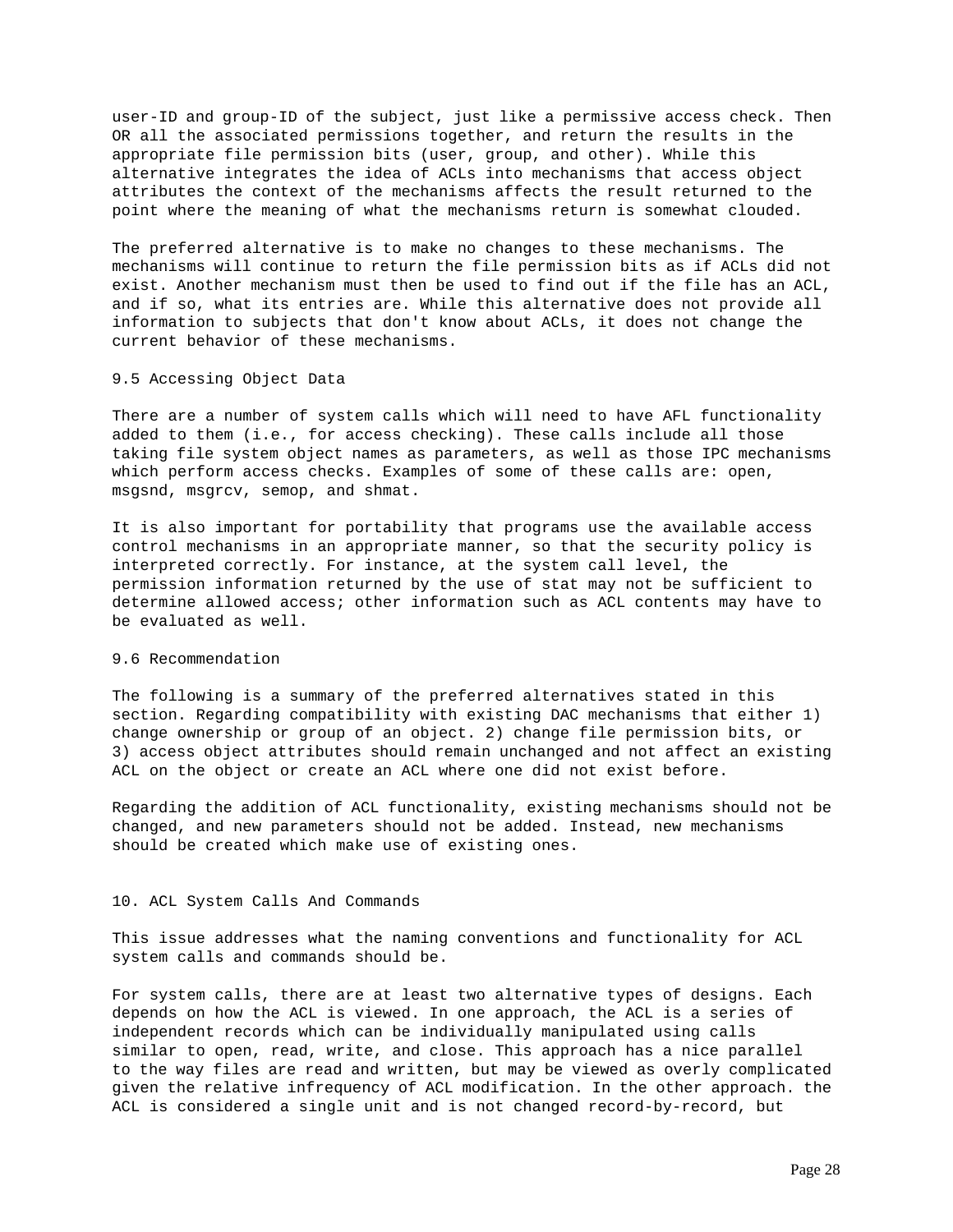user-ID and group-ID of the subject, just like a permissive access check. Then OR all the associated permissions together, and return the results in the appropriate file permission bits (user, group, and other). While this alternative integrates the idea of ACLs into mechanisms that access object attributes the context of the mechanisms affects the result returned to the point where the meaning of what the mechanisms return is somewhat clouded.

The preferred alternative is to make no changes to these mechanisms. The mechanisms will continue to return the file permission bits as if ACLs did not exist. Another mechanism must then be used to find out if the file has an ACL, and if so, what its entries are. While this alternative does not provide all information to subjects that don't know about ACLs, it does not change the current behavior of these mechanisms.

### 9.5 Accessing Object Data

There are a number of system calls which will need to have AFL functionality added to them (i.e., for access checking). These calls include all those taking file system object names as parameters, as well as those IPC mechanisms which perform access checks. Examples of some of these calls are: open, msgsnd, msgrcv, semop, and shmat.

It is also important for portability that programs use the available access control mechanisms in an appropriate manner, so that the security policy is interpreted correctly. For instance, at the system call level, the permission information returned by the use of stat may not be sufficient to determine allowed access; other information such as ACL contents may have to be evaluated as well.

### 9.6 Recommendation

The following is a summary of the preferred alternatives stated in this section. Regarding compatibility with existing DAC mechanisms that either 1) change ownership or group of an object. 2) change file permission bits, or 3) access object attributes should remain unchanged and not affect an existing ACL on the object or create an ACL where one did not exist before.

Regarding the addition of ACL functionality, existing mechanisms should not be changed, and new parameters should not be added. Instead, new mechanisms should be created which make use of existing ones.

## 10. ACL System Calls And Commands

This issue addresses what the naming conventions and functionality for ACL system calls and commands should be.

For system calls, there are at least two alternative types of designs. Each depends on how the ACL is viewed. In one approach, the ACL is a series of independent records which can be individually manipulated using calls similar to open, read, write, and close. This approach has a nice parallel to the way files are read and written, but may be viewed as overly complicated given the relative infrequency of ACL modification. In the other approach. the ACL is considered a single unit and is not changed record-by-record, but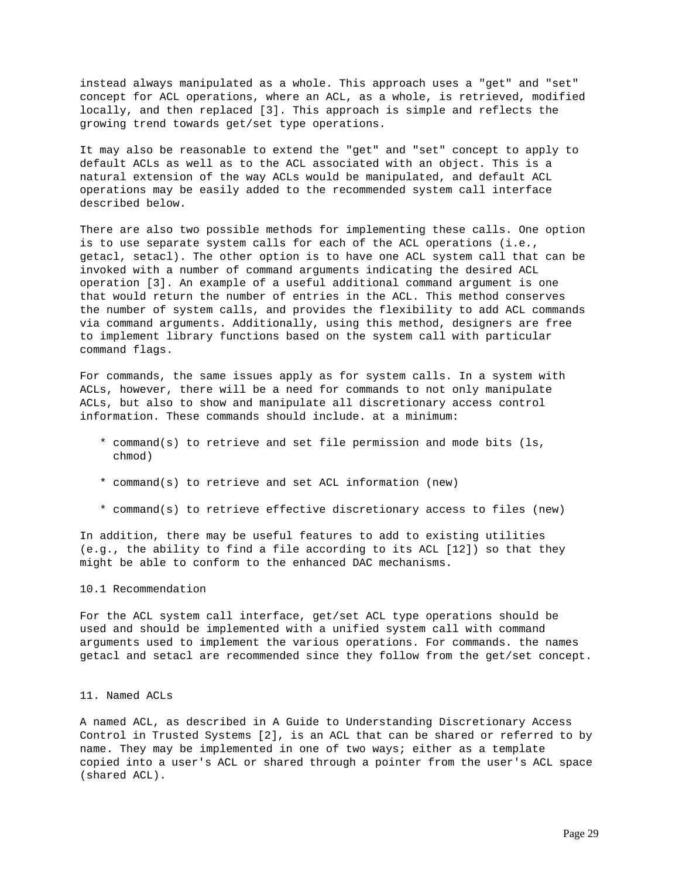instead always manipulated as a whole. This approach uses a "get" and "set" concept for ACL operations, where an ACL, as a whole, is retrieved, modified locally, and then replaced [3]. This approach is simple and reflects the growing trend towards get/set type operations.

It may also be reasonable to extend the "get" and "set" concept to apply to default ACLs as well as to the ACL associated with an object. This is a natural extension of the way ACLs would be manipulated, and default ACL operations may be easily added to the recommended system call interface described below.

There are also two possible methods for implementing these calls. One option is to use separate system calls for each of the ACL operations (i.e., getacl, setacl). The other option is to have one ACL system call that can be invoked with a number of command arguments indicating the desired ACL operation [3]. An example of a useful additional command argument is one that would return the number of entries in the ACL. This method conserves the number of system calls, and provides the flexibility to add ACL commands via command arguments. Additionally, using this method, designers are free to implement library functions based on the system call with particular command flags.

For commands, the same issues apply as for system calls. In a system with ACLs, however, there will be a need for commands to not only manipulate ACLs, but also to show and manipulate all discretionary access control information. These commands should include. at a minimum:

* command(s) to retrieve and set file permission and mode bits (ls, chmod)
* command(s) to retrieve and set ACL information (new)
* command(s) to retrieve effective discretionary access to files (new)

In addition, there may be useful features to add to existing utilities (e.g., the ability to find a file according to its ACL [12]) so that they might be able to conform to the enhanced DAC mechanisms.

### 10.1 Recommendation

For the ACL system call interface, get/set ACL type operations should be used and should be implemented with a unified system call with command arguments used to implement the various operations. For commands. the names getacl and setacl are recommended since they follow from the get/set concept.

## 11. Named ACLs

A named ACL, as described in A Guide to Understanding Discretionary Access Control in Trusted Systems [2], is an ACL that can be shared or referred to by name. They may be implemented in one of two ways; either as a template copied into a user's ACL or shared through a pointer from the user's ACL space (shared ACL).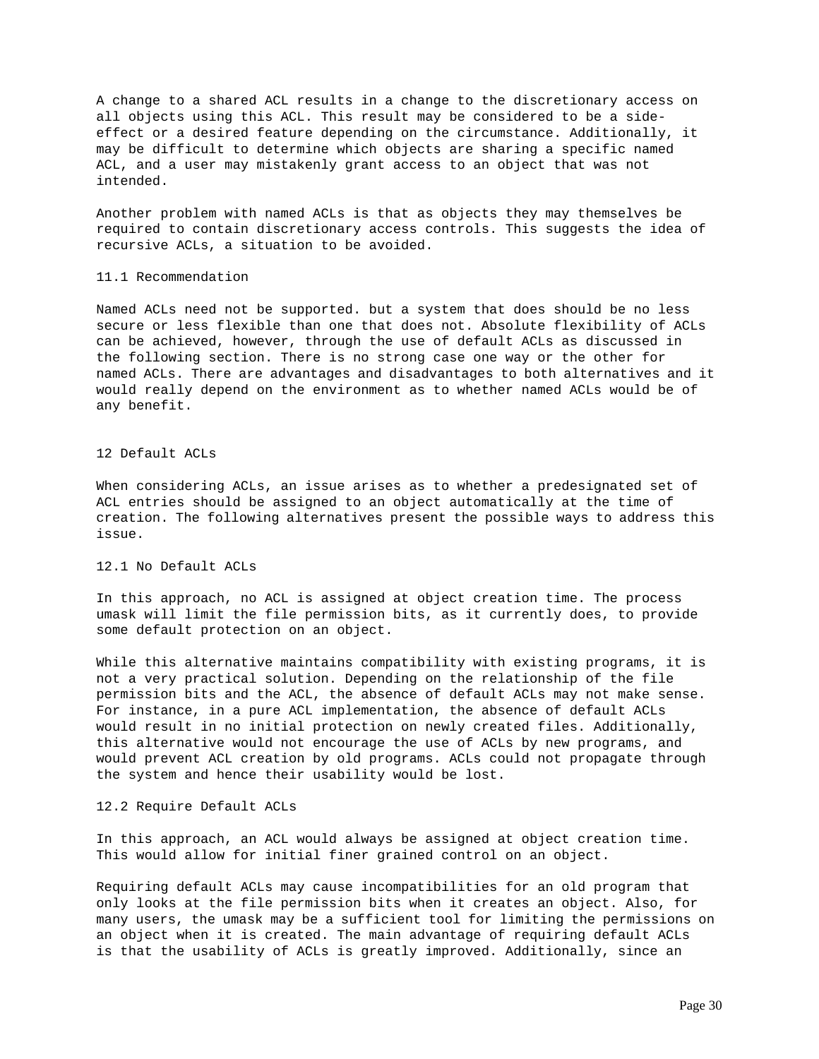A change to a shared ACL results in a change to the discretionary access on all objects using this ACL. This result may be considered to be a side-effect or a desired feature depending on the circumstance. Additionally, it may be difficult to determine which objects are sharing a specific named ACL, and a user may mistakenly grant access to an object that was not intended.

Another problem with named ACLs is that as objects they may themselves be required to contain discretionary access controls. This suggests the idea of recursive ACLs, a situation to be avoided.

### 11.1 Recommendation

Named ACLs need not be supported. but a system that does should be no less secure or less flexible than one that does not. Absolute flexibility of ACLs can be achieved, however, through the use of default ACLs as discussed in the following section. There is no strong case one way or the other for named ACLs. There are advantages and disadvantages to both alternatives and it would really depend on the environment as to whether named ACLs would be of any benefit.

## 12 Default ACLs

When considering ACLs, an issue arises as to whether a predesignated set of ACL entries should be assigned to an object automatically at the time of creation. The following alternatives present the possible ways to address this issue.

### 12.1 No Default ACLs

In this approach, no ACL is assigned at object creation time. The process umask will limit the file permission bits, as it currently does, to provide some default protection on an object.

While this alternative maintains compatibility with existing programs, it is not a very practical solution. Depending on the relationship of the file permission bits and the ACL, the absence of default ACLs may not make sense. For instance, in a pure ACL implementation, the absence of default ACLs would result in no initial protection on newly created files. Additionally, this alternative would not encourage the use of ACLs by new programs, and would prevent ACL creation by old programs. ACLs could not propagate through the system and hence their usability would be lost.

### 12.2 Require Default ACLs

In this approach, an ACL would always be assigned at object creation time. This would allow for initial finer grained control on an object.

Requiring default ACLs may cause incompatibilities for an old program that only looks at the file permission bits when it creates an object. Also, for many users, the umask may be a sufficient tool for limiting the permissions on an object when it is created. The main advantage of requiring default ACLs is that the usability of ACLs is greatly improved. Additionally, since an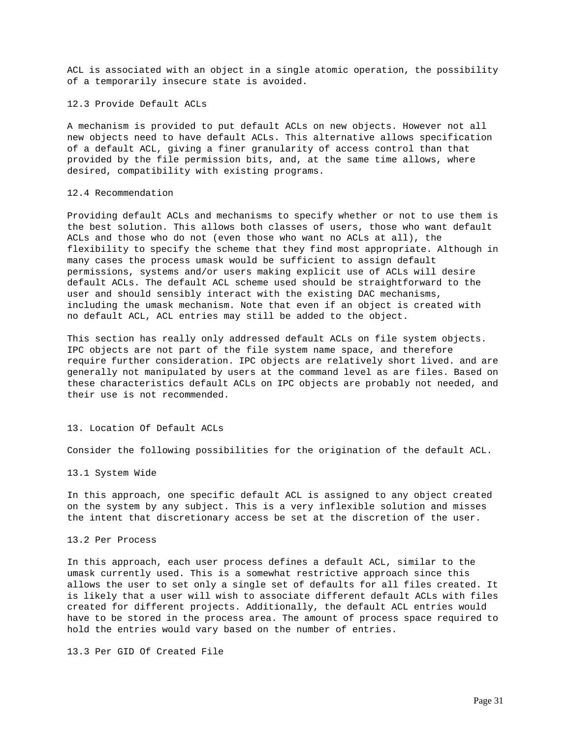ACL is associated with an object in a single atomic operation, the possibility of a temporarily insecure state is avoided.

### 12.3 Provide Default ACLs

A mechanism is provided to put default ACLs on new objects. However not all new objects need to have default ACLs. This alternative allows specification of a default ACL, giving a finer granularity of access control than that provided by the file permission bits, and, at the same time allows, where desired, compatibility with existing programs.

### 12.4 Recommendation

Providing default ACLs and mechanisms to specify whether or not to use them is the best solution. This allows both classes of users, those who want default ACLs and those who do not (even those who want no ACLs at all), the flexibility to specify the scheme that they find most appropriate. Although in many cases the process umask would be sufficient to assign default permissions, systems and/or users making explicit use of ACLs will desire default ACLs. The default ACL scheme used should be straightforward to the user and should sensibly interact with the existing DAC mechanisms, including the umask mechanism. Note that even if an object is created with no default ACL, ACL entries may still be added to the object.

This section has really only addressed default ACLs on file system objects. IPC objects are not part of the file system name space, and therefore require further consideration. IPC objects are relatively short lived. and are generally not manipulated by users at the command level as are files. Based on these characteristics default ACLs on IPC objects are probably not needed, and their use is not recommended.

## 13. Location Of Default ACLs

Consider the following possibilities for the origination of the default ACL.

### 13.1 System Wide

In this approach, one specific default ACL is assigned to any object created on the system by any subject. This is a very inflexible solution and misses the intent that discretionary access be set at the discretion of the user.

### 13.2 Per Process

In this approach, each user process defines a default ACL, similar to the umask currently used. This is a somewhat restrictive approach since this allows the user to set only a single set of defaults for all files created. It is likely that a user will wish to associate different default ACLs with files created for different projects. Additionally, the default ACL entries would have to be stored in the process area. The amount of process space required to hold the entries would vary based on the number of entries.

### 13.3 Per GID Of Created File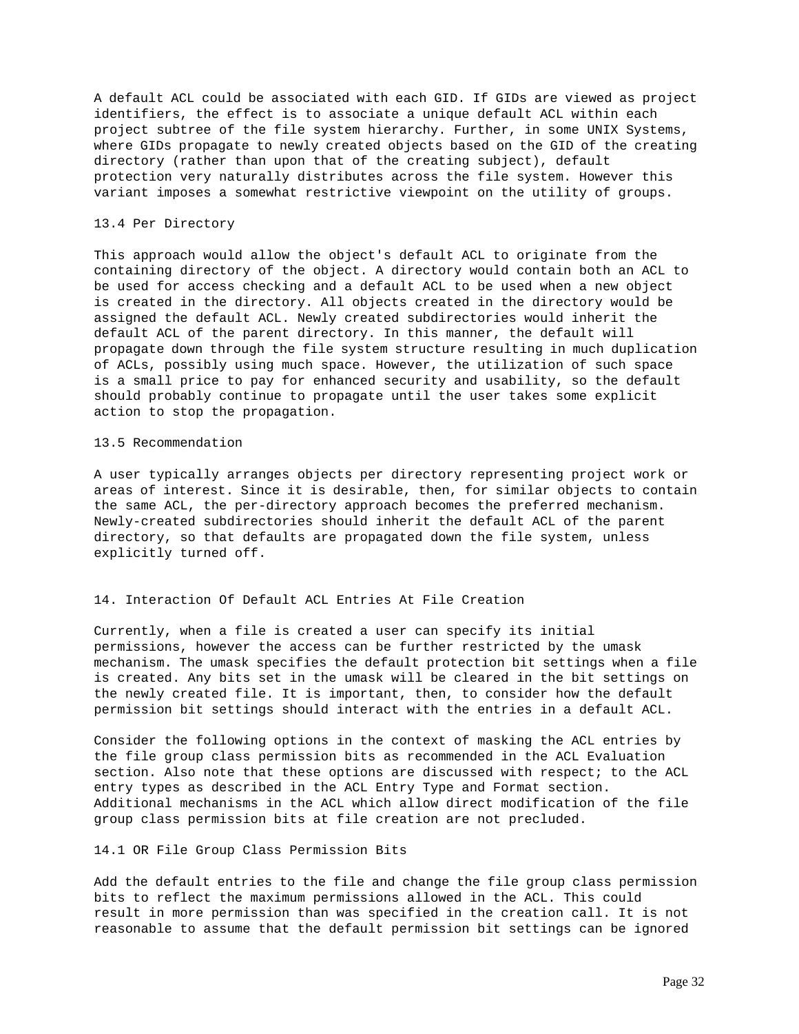A default ACL could be associated with each GID. If GIDs are viewed as project identifiers, the effect is to associate a unique default ACL within each project subtree of the file system hierarchy. Further, in some UNIX Systems, where GIDs propagate to newly created objects based on the GID of the creating directory (rather than upon that of the creating subject), default protection very naturally distributes across the file system. However this variant imposes a somewhat restrictive viewpoint on the utility of groups.

### 13.4 Per Directory

This approach would allow the object's default ACL to originate from the containing directory of the object. A directory would contain both an ACL to be used for access checking and a default ACL to be used when a new object is created in the directory. All objects created in the directory would be assigned the default ACL. Newly created subdirectories would inherit the default ACL of the parent directory. In this manner, the default will propagate down through the file system structure resulting in much duplication of ACLs, possibly using much space. However, the utilization of such space is a small price to pay for enhanced security and usability, so the default should probably continue to propagate until the user takes some explicit action to stop the propagation.

### 13.5 Recommendation

A user typically arranges objects per directory representing project work or areas of interest. Since it is desirable, then, for similar objects to contain the same ACL, the per-directory approach becomes the preferred mechanism. Newly-created subdirectories should inherit the default ACL of the parent directory, so that defaults are propagated down the file system, unless explicitly turned off.

## 14. Interaction Of Default ACL Entries At File Creation

Currently, when a file is created a user can specify its initial permissions, however the access can be further restricted by the umask mechanism. The umask specifies the default protection bit settings when a file is created. Any bits set in the umask will be cleared in the bit settings on the newly created file. It is important, then, to consider how the default permission bit settings should interact with the entries in a default ACL.

Consider the following options in the context of masking the ACL entries by the file group class permission bits as recommended in the ACL Evaluation section. Also note that these options are discussed with respect; to the ACL entry types as described in the ACL Entry Type and Format section. Additional mechanisms in the ACL which allow direct modification of the file group class permission bits at file creation are not precluded.

### 14.1 OR File Group Class Permission Bits

Add the default entries to the file and change the file group class permission bits to reflect the maximum permissions allowed in the ACL. This could result in more permission than was specified in the creation call. It is not reasonable to assume that the default permission bit settings can be ignored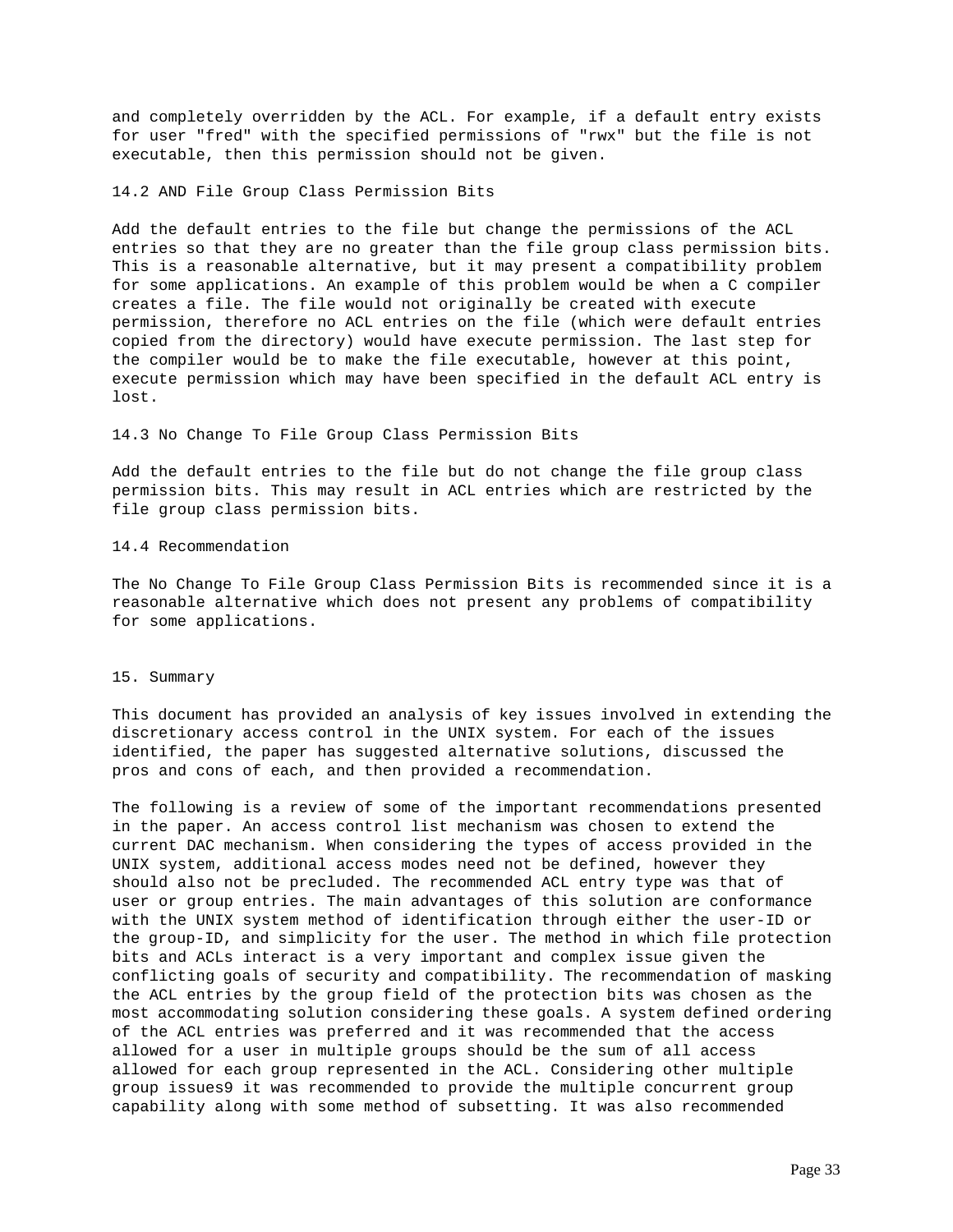and completely overridden by the ACL. For example, if a default entry exists for user "fred" with the specified permissions of "rwx" but the file is not executable, then this permission should not be given.

### 14.2 AND File Group Class Permission Bits

Add the default entries to the file but change the permissions of the ACL entries so that they are no greater than the file group class permission bits. This is a reasonable alternative, but it may present a compatibility problem for some applications. An example of this problem would be when a C compiler creates a file. The file would not originally be created with execute permission, therefore no ACL entries on the file (which were default entries copied from the directory) would have execute permission. The last step for the compiler would be to make the file executable, however at this point, execute permission which may have been specified in the default ACL entry is lost.

### 14.3 No Change To File Group Class Permission Bits

Add the default entries to the file but do not change the file group class permission bits. This may result in ACL entries which are restricted by the file group class permission bits.

### 14.4 Recommendation

The No Change To File Group Class Permission Bits is recommended since it is a reasonable alternative which does not present any problems of compatibility for some applications.

## 15. Summary

This document has provided an analysis of key issues involved in extending the discretionary access control in the UNIX system. For each of the issues identified, the paper has suggested alternative solutions, discussed the pros and cons of each, and then provided a recommendation.

The following is a review of some of the important recommendations presented in the paper. An access control list mechanism was chosen to extend the current DAC mechanism. When considering the types of access provided in the UNIX system, additional access modes need not be defined, however they should also not be precluded. The recommended ACL entry type was that of user or group entries. The main advantages of this solution are conformance with the UNIX system method of identification through either the user-ID or the group-ID, and simplicity for the user. The method in which file protection bits and ACLs interact is a very important and complex issue given the conflicting goals of security and compatibility. The recommendation of masking the ACL entries by the group field of the protection bits was chosen as the most accommodating solution considering these goals. A system defined ordering of the ACL entries was preferred and it was recommended that the access allowed for a user in multiple groups should be the sum of all access allowed for each group represented in the ACL. Considering other multiple group issues9 it was recommended to provide the multiple concurrent group capability along with some method of subsetting. It was also recommended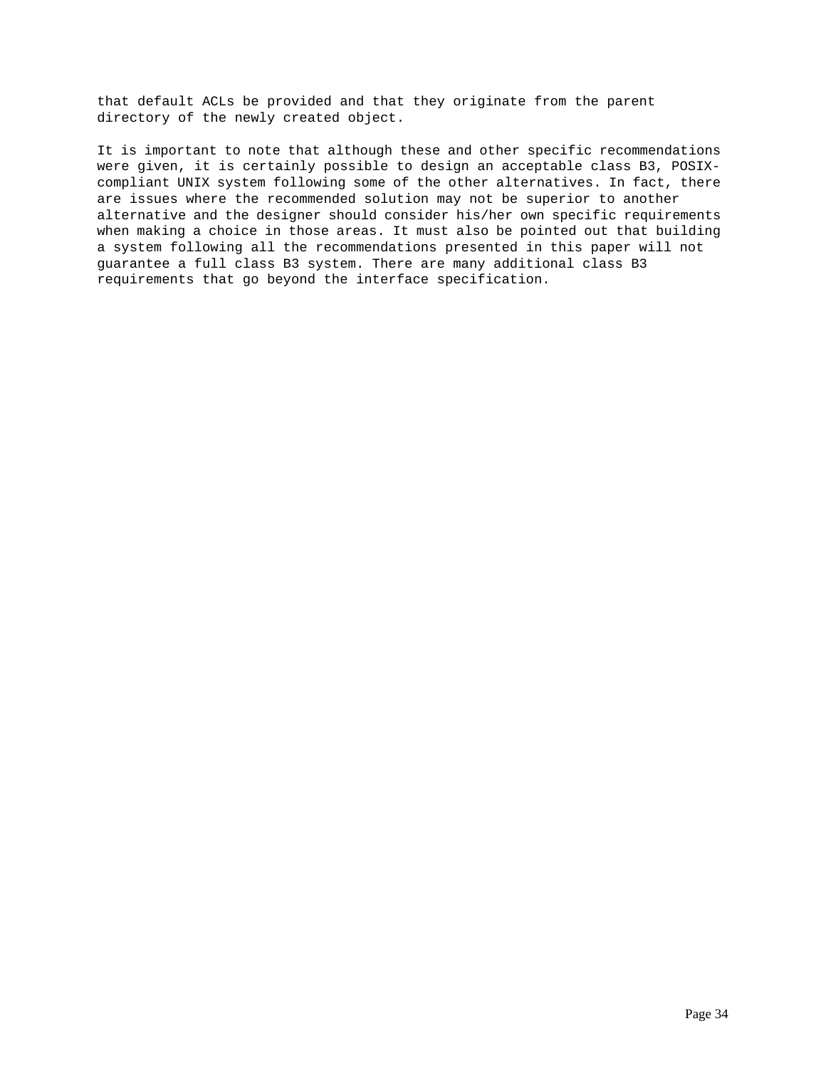that default ACLs be provided and that they originate from the parent directory of the newly created object.

It is important to note that although these and other specific recommendations were given, it is certainly possible to design an acceptable class B3, POSIX-compliant UNIX system following some of the other alternatives. In fact, there are issues where the recommended solution may not be superior to another alternative and the designer should consider his/her own specific requirements when making a choice in those areas. It must also be pointed out that building a system following all the recommendations presented in this paper will not guarantee a full class B3 system. There are many additional class B3 requirements that go beyond the interface specification.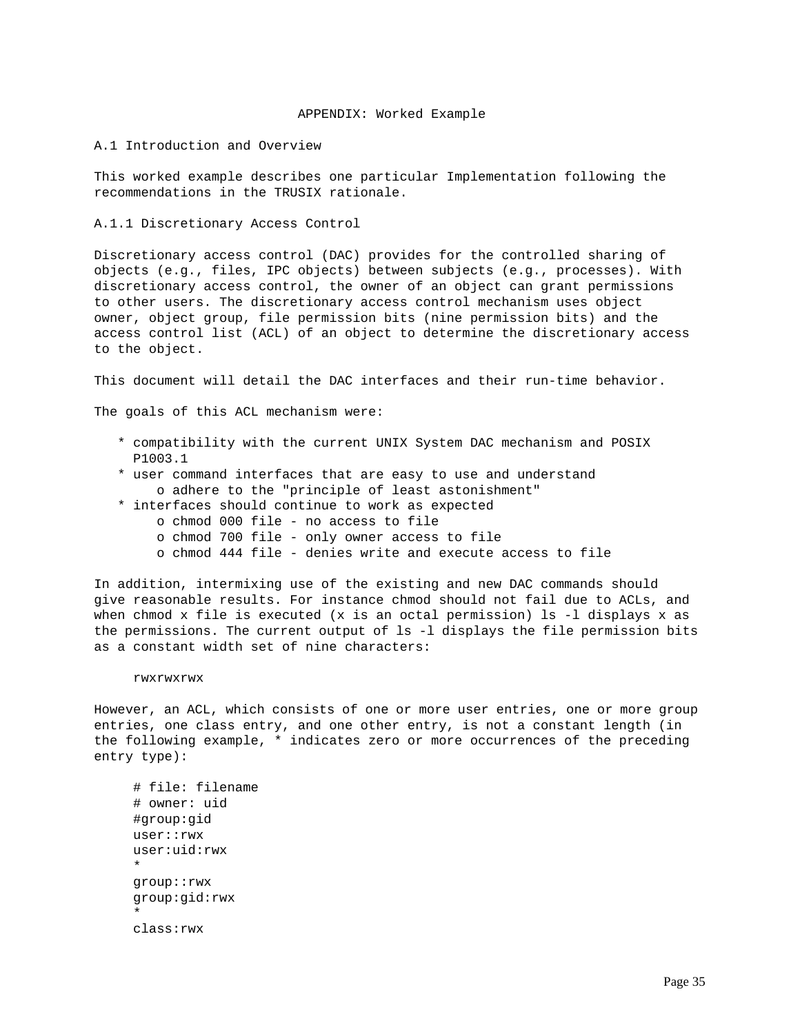# APPENDIX: Worked Example

## A.1 Introduction and Overview

This worked example describes one particular Implementation following the recommendations in the TRUSIX rationale.

### A.1.1 Discretionary Access Control

Discretionary access control (DAC) provides for the controlled sharing of objects (e.g., files, IPC objects) between subjects (e.g., processes). With discretionary access control, the owner of an object can grant permissions to other users. The discretionary access control mechanism uses object owner, object group, file permission bits (nine permission bits) and the access control list (ACL) of an object to determine the discretionary access to the object.

This document will detail the DAC interfaces and their run-time behavior.

The goals of this ACL mechanism were:

* compatibility with the current UNIX System DAC mechanism and POSIX P1003.1
* user command interfaces that are easy to use and understand
  * adhere to the "principle of least astonishment"
* interfaces should continue to work as expected
  * chmod 000 file - no access to file
  * chmod 700 file - only owner access to file
  * chmod 444 file - denies write and execute access to file

In addition, intermixing use of the existing and new DAC commands should give reasonable results. For instance chmod should not fail due to ACLs, and when chmod x file is executed (x is an octal permission) ls -l displays x as the permissions. The current output of ls -l displays the file permission bits as a constant width set of nine characters:

```
rwxrwxrwx
```

However, an ACL, which consists of one or more user entries, one or more group entries, one class entry, and one other entry, is not a constant length (in the following example, * indicates zero or more occurrences of the preceding entry type):

```
# file: filename
# owner: uid
#group:gid
user::rwx
user:uid:rwx
*
group::rwx
group:gid:rwx
*
class:rwx
```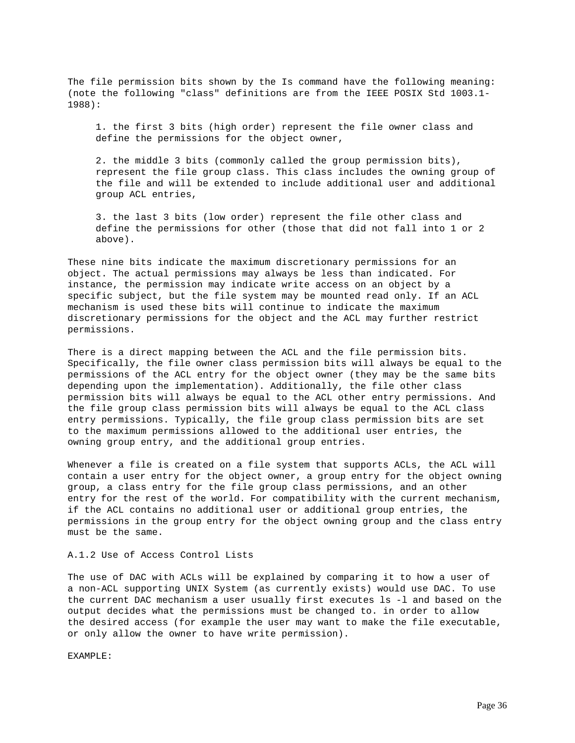The file permission bits shown by the Is command have the following meaning: (note the following "class" definitions are from the IEEE POSIX Std 1003.1-1988):

1. the first 3 bits (high order) represent the file owner class and define the permissions for the object owner,

2. the middle 3 bits (commonly called the group permission bits), represent the file group class. This class includes the owning group of the file and will be extended to include additional user and additional group ACL entries,

3. the last 3 bits (low order) represent the file other class and define the permissions for other (those that did not fall into 1 or 2 above).

These nine bits indicate the maximum discretionary permissions for an object. The actual permissions may always be less than indicated. For instance, the permission may indicate write access on an object by a specific subject, but the file system may be mounted read only. If an ACL mechanism is used these bits will continue to indicate the maximum discretionary permissions for the object and the ACL may further restrict permissions.

There is a direct mapping between the ACL and the file permission bits. Specifically, the file owner class permission bits will always be equal to the permissions of the ACL entry for the object owner (they may be the same bits depending upon the implementation). Additionally, the file other class permission bits will always be equal to the ACL other entry permissions. And the file group class permission bits will always be equal to the ACL class entry permissions. Typically, the file group class permission bits are set to the maximum permissions allowed to the additional user entries, the owning group entry, and the additional group entries.

Whenever a file is created on a file system that supports ACLs, the ACL will contain a user entry for the object owner, a group entry for the object owning group, a class entry for the file group class permissions, and an other entry for the rest of the world. For compatibility with the current mechanism, if the ACL contains no additional user or additional group entries, the permissions in the group entry for the object owning group and the class entry must be the same.

A.1.2 Use of Access Control Lists

The use of DAC with ACLs will be explained by comparing it to how a user of a non-ACL supporting UNIX System (as currently exists) would use DAC. To use the current DAC mechanism a user usually first executes ls -l and based on the output decides what the permissions must be changed to. in order to allow the desired access (for example the user may want to make the file executable, or only allow the owner to have write permission).

EXAMPLE: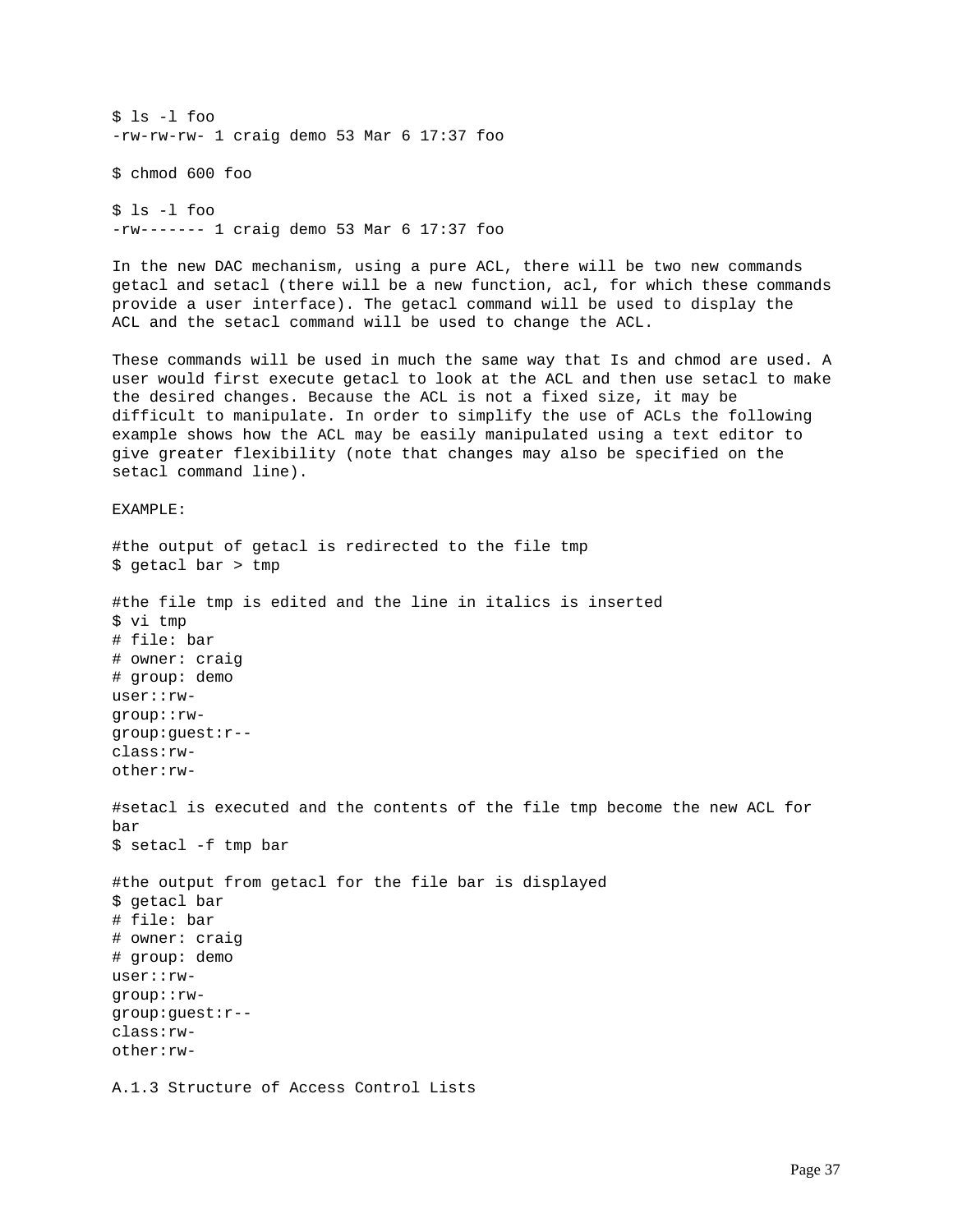```
$ ls -l foo
-rw-rw-rw- 1 craig demo 53 Mar 6 17:37 foo

$ chmod 600 foo

$ ls -l foo
-rw------- 1 craig demo 53 Mar 6 17:37 foo
```

In the new DAC mechanism, using a pure ACL, there will be two new commands getacl and setacl (there will be a new function, acl, for which these commands provide a user interface). The getacl command will be used to display the ACL and the setacl command will be used to change the ACL.

These commands will be used in much the same way that Is and chmod are used. A user would first execute getacl to look at the ACL and then use setacl to make the desired changes. Because the ACL is not a fixed size, it may be difficult to manipulate. In order to simplify the use of ACLs the following example shows how the ACL may be easily manipulated using a text editor to give greater flexibility (note that changes may also be specified on the setacl command line).

EXAMPLE:

```
#the output of getacl is redirected to the file tmp
$ getacl bar > tmp

#the file tmp is edited and the line in italics is inserted
$ vi tmp
# file: bar
# owner: craig
# group: demo
user::rw-
group::rw-
group:guest:r--
class:rw-
other:rw-

#setacl is executed and the contents of the file tmp become the new ACL for
bar
$ setacl -f tmp bar

#the output from getacl for the file bar is displayed
$ getacl bar
# file: bar
# owner: craig
# group: demo
user::rw-
group::rw-
group:guest:r--
class:rw-
other:rw-
```

A.1.3 Structure of Access Control Lists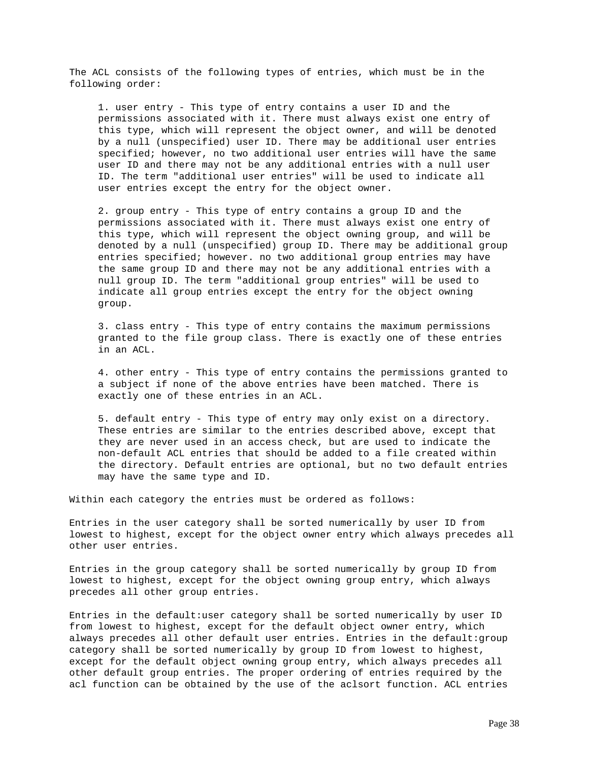The ACL consists of the following types of entries, which must be in the following order:

1. user entry - This type of entry contains a user ID and the permissions associated with it. There must always exist one entry of this type, which will represent the object owner, and will be denoted by a null (unspecified) user ID. There may be additional user entries specified; however, no two additional user entries will have the same user ID and there may not be any additional entries with a null user ID. The term "additional user entries" will be used to indicate all user entries except the entry for the object owner.

2. group entry - This type of entry contains a group ID and the permissions associated with it. There must always exist one entry of this type, which will represent the object owning group, and will be denoted by a null (unspecified) group ID. There may be additional group entries specified; however. no two additional group entries may have the same group ID and there may not be any additional entries with a null group ID. The term "additional group entries" will be used to indicate all group entries except the entry for the object owning group.

3. class entry - This type of entry contains the maximum permissions granted to the file group class. There is exactly one of these entries in an ACL.

4. other entry - This type of entry contains the permissions granted to a subject if none of the above entries have been matched. There is exactly one of these entries in an ACL.

5. default entry - This type of entry may only exist on a directory. These entries are similar to the entries described above, except that they are never used in an access check, but are used to indicate the non-default ACL entries that should be added to a file created within the directory. Default entries are optional, but no two default entries may have the same type and ID.

Within each category the entries must be ordered as follows:

Entries in the user category shall be sorted numerically by user ID from lowest to highest, except for the object owner entry which always precedes all other user entries.

Entries in the group category shall be sorted numerically by group ID from lowest to highest, except for the object owning group entry, which always precedes all other group entries.

Entries in the default:user category shall be sorted numerically by user ID from lowest to highest, except for the default object owner entry, which always precedes all other default user entries. Entries in the default:group category shall be sorted numerically by group ID from lowest to highest, except for the default object owning group entry, which always precedes all other default group entries. The proper ordering of entries required by the acl function can be obtained by the use of the aclsort function. ACL entries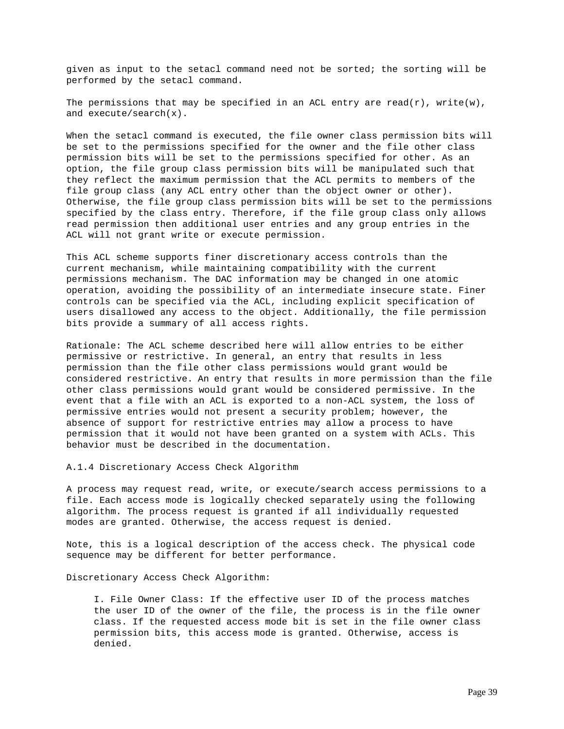given as input to the setacl command need not be sorted; the sorting will be performed by the setacl command.

The permissions that may be specified in an ACL entry are read(r), write(w), and execute/search(x).

When the setacl command is executed, the file owner class permission bits will be set to the permissions specified for the owner and the file other class permission bits will be set to the permissions specified for other. As an option, the file group class permission bits will be manipulated such that they reflect the maximum permission that the ACL permits to members of the file group class (any ACL entry other than the object owner or other). Otherwise, the file group class permission bits will be set to the permissions specified by the class entry. Therefore, if the file group class only allows read permission then additional user entries and any group entries in the ACL will not grant write or execute permission.

This ACL scheme supports finer discretionary access controls than the current mechanism, while maintaining compatibility with the current permissions mechanism. The DAC information may be changed in one atomic operation, avoiding the possibility of an intermediate insecure state. Finer controls can be specified via the ACL, including explicit specification of users disallowed any access to the object. Additionally, the file permission bits provide a summary of all access rights.

Rationale: The ACL scheme described here will allow entries to be either permissive or restrictive. In general, an entry that results in less permission than the file other class permissions would grant would be considered restrictive. An entry that results in more permission than the file other class permissions would grant would be considered permissive. In the event that a file with an ACL is exported to a non-ACL system, the loss of permissive entries would not present a security problem; however, the absence of support for restrictive entries may allow a process to have permission that it would not have been granted on a system with ACLs. This behavior must be described in the documentation.

### A.1.4 Discretionary Access Check Algorithm

A process may request read, write, or execute/search access permissions to a file. Each access mode is logically checked separately using the following algorithm. The process request is granted if all individually requested modes are granted. Otherwise, the access request is denied.

Note, this is a logical description of the access check. The physical code sequence may be different for better performance.

Discretionary Access Check Algorithm:

> I. File Owner Class: If the effective user ID of the process matches the user ID of the owner of the file, the process is in the file owner class. If the requested access mode bit is set in the file owner class permission bits, this access mode is granted. Otherwise, access is denied.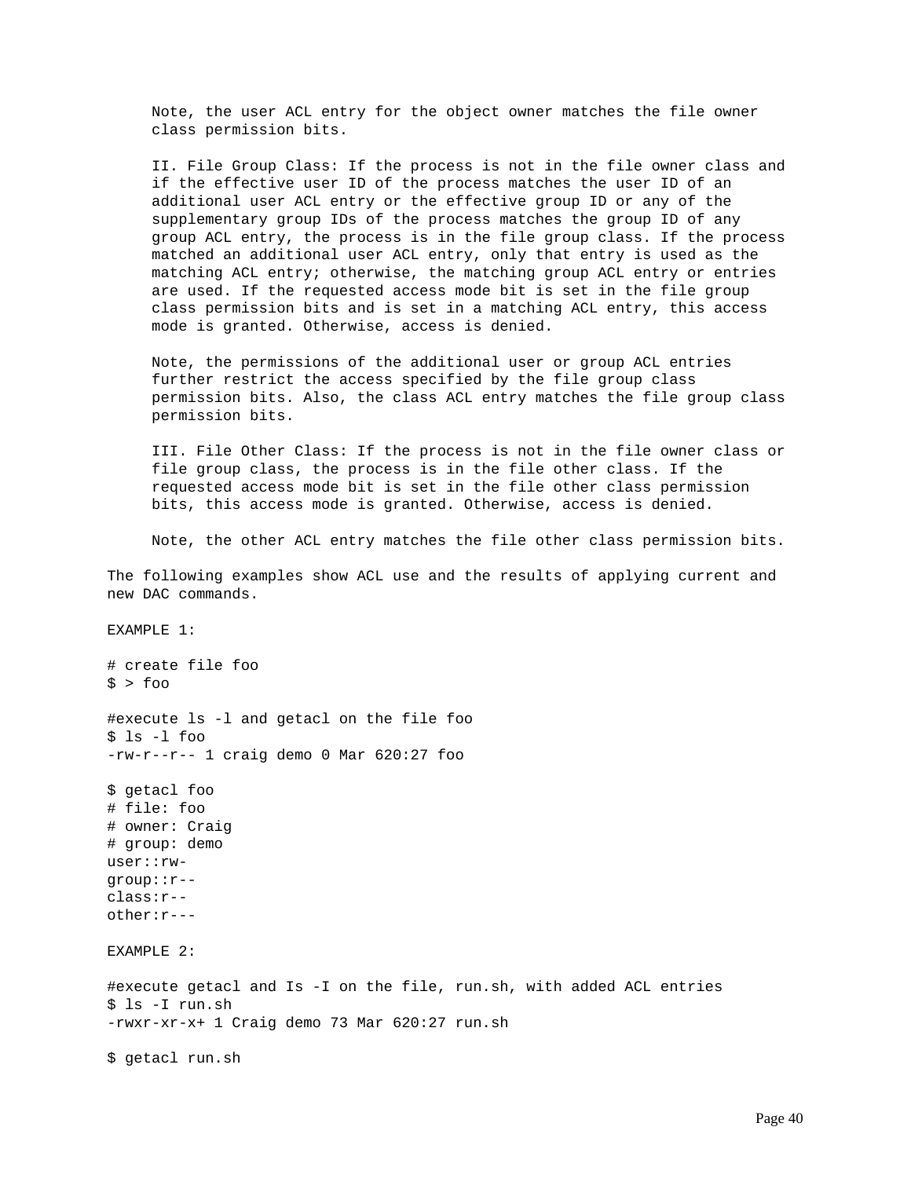Note, the user ACL entry for the object owner matches the file owner class permission bits.

II. File Group Class: If the process is not in the file owner class and if the effective user ID of the process matches the user ID of an additional user ACL entry or the effective group ID or any of the supplementary group IDs of the process matches the group ID of any group ACL entry, the process is in the file group class. If the process matched an additional user ACL entry, only that entry is used as the matching ACL entry; otherwise, the matching group ACL entry or entries are used. If the requested access mode bit is set in the file group class permission bits and is set in a matching ACL entry, this access mode is granted. Otherwise, access is denied.

Note, the permissions of the additional user or group ACL entries further restrict the access specified by the file group class permission bits. Also, the class ACL entry matches the file group class permission bits.

III. File Other Class: If the process is not in the file owner class or file group class, the process is in the file other class. If the requested access mode bit is set in the file other class permission bits, this access mode is granted. Otherwise, access is denied.

Note, the other ACL entry matches the file other class permission bits.

The following examples show ACL use and the results of applying current and new DAC commands.

EXAMPLE 1:

```
# create file foo
$ > foo

#execute ls -l and getacl on the file foo
$ ls -l foo
-rw-r--r-- 1 craig demo 0 Mar 620:27 foo

$ getacl foo
# file: foo
# owner: Craig
# group: demo
user::rw-
group::r--
class:r--
other:r---
```

EXAMPLE 2:

```
#execute getacl and Is -I on the file, run.sh, with added ACL entries
$ ls -I run.sh
-rwxr-xr-x+ 1 Craig demo 73 Mar 620:27 run.sh

$ getacl run.sh
```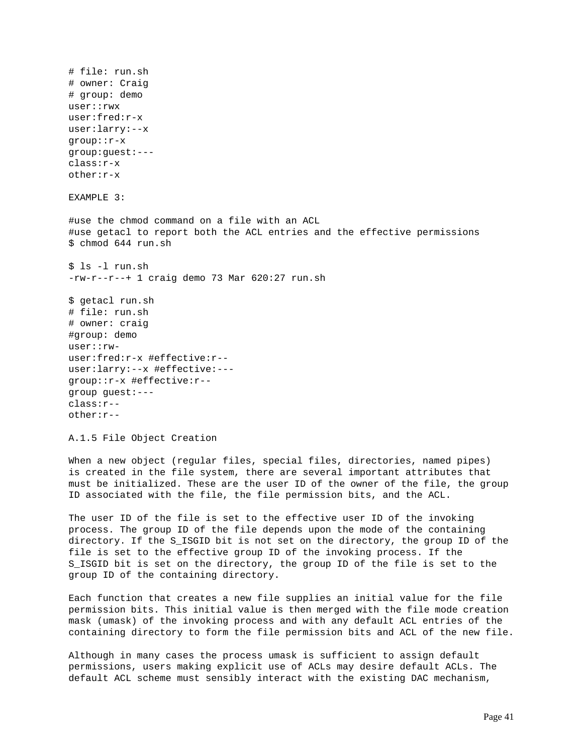```
# file: run.sh
# owner: Craig
# group: demo
user::rwx
user:fred:r-x
user:larry:--x
group::r-x
group:guest:---
class:r-x
other:r-x
```

EXAMPLE 3:

```
#use the chmod command on a file with an ACL
#use getacl to report both the ACL entries and the effective permissions
$ chmod 644 run.sh

$ ls -l run.sh
-rw-r--r--+ 1 craig demo 73 Mar 620:27 run.sh

$ getacl run.sh
# file: run.sh
# owner: craig
#group: demo
user::rw-
user:fred:r-x #effective:r--
user:larry:--x #effective:---
group::r-x #effective:r--
group guest:---
class:r--
other:r--
```

A.1.5 File Object Creation

When a new object (regular files, special files, directories, named pipes) is created in the file system, there are several important attributes that must be initialized. These are the user ID of the owner of the file, the group ID associated with the file, the file permission bits, and the ACL.

The user ID of the file is set to the effective user ID of the invoking process. The group ID of the file depends upon the mode of the containing directory. If the S_ISGID bit is not set on the directory, the group ID of the file is set to the effective group ID of the invoking process. If the S_ISGID bit is set on the directory, the group ID of the file is set to the group ID of the containing directory.

Each function that creates a new file supplies an initial value for the file permission bits. This initial value is then merged with the file mode creation mask (umask) of the invoking process and with any default ACL entries of the containing directory to form the file permission bits and ACL of the new file.

Although in many cases the process umask is sufficient to assign default permissions, users making explicit use of ACLs may desire default ACLs. The default ACL scheme must sensibly interact with the existing DAC mechanism,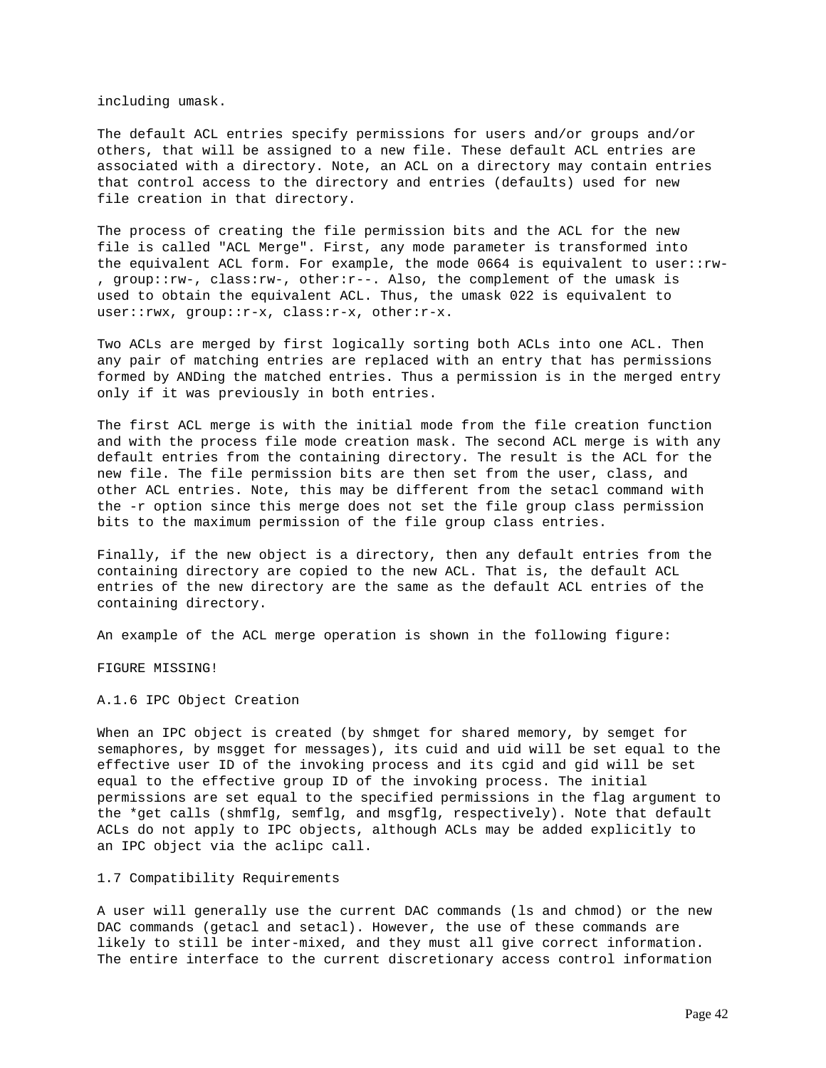including umask.

The default ACL entries specify permissions for users and/or groups and/or others, that will be assigned to a new file. These default ACL entries are associated with a directory. Note, an ACL on a directory may contain entries that control access to the directory and entries (defaults) used for new file creation in that directory.

The process of creating the file permission bits and the ACL for the new file is called "ACL Merge". First, any mode parameter is transformed into the equivalent ACL form. For example, the mode 0664 is equivalent to user::rw-, group::rw-, class:rw-, other:r--. Also, the complement of the umask is used to obtain the equivalent ACL. Thus, the umask 022 is equivalent to user::rwx, group::r-x, class:r-x, other:r-x.

Two ACLs are merged by first logically sorting both ACLs into one ACL. Then any pair of matching entries are replaced with an entry that has permissions formed by ANDing the matched entries. Thus a permission is in the merged entry only if it was previously in both entries.

The first ACL merge is with the initial mode from the file creation function and with the process file mode creation mask. The second ACL merge is with any default entries from the containing directory. The result is the ACL for the new file. The file permission bits are then set from the user, class, and other ACL entries. Note, this may be different from the setacl command with the -r option since this merge does not set the file group class permission bits to the maximum permission of the file group class entries.

Finally, if the new object is a directory, then any default entries from the containing directory are copied to the new ACL. That is, the default ACL entries of the new directory are the same as the default ACL entries of the containing directory.

An example of the ACL merge operation is shown in the following figure:

FIGURE MISSING!

### A.1.6 IPC Object Creation

When an IPC object is created (by shmget for shared memory, by semget for semaphores, by msgget for messages), its cuid and uid will be set equal to the effective user ID of the invoking process and its cgid and gid will be set equal to the effective group ID of the invoking process. The initial permissions are set equal to the specified permissions in the flag argument to the *get calls (shmflg, semflg, and msgflg, respectively). Note that default ACLs do not apply to IPC objects, although ACLs may be added explicitly to an IPC object via the aclipc call.

### 1.7 Compatibility Requirements

A user will generally use the current DAC commands (ls and chmod) or the new DAC commands (getacl and setacl). However, the use of these commands are likely to still be inter-mixed, and they must all give correct information. The entire interface to the current discretionary access control information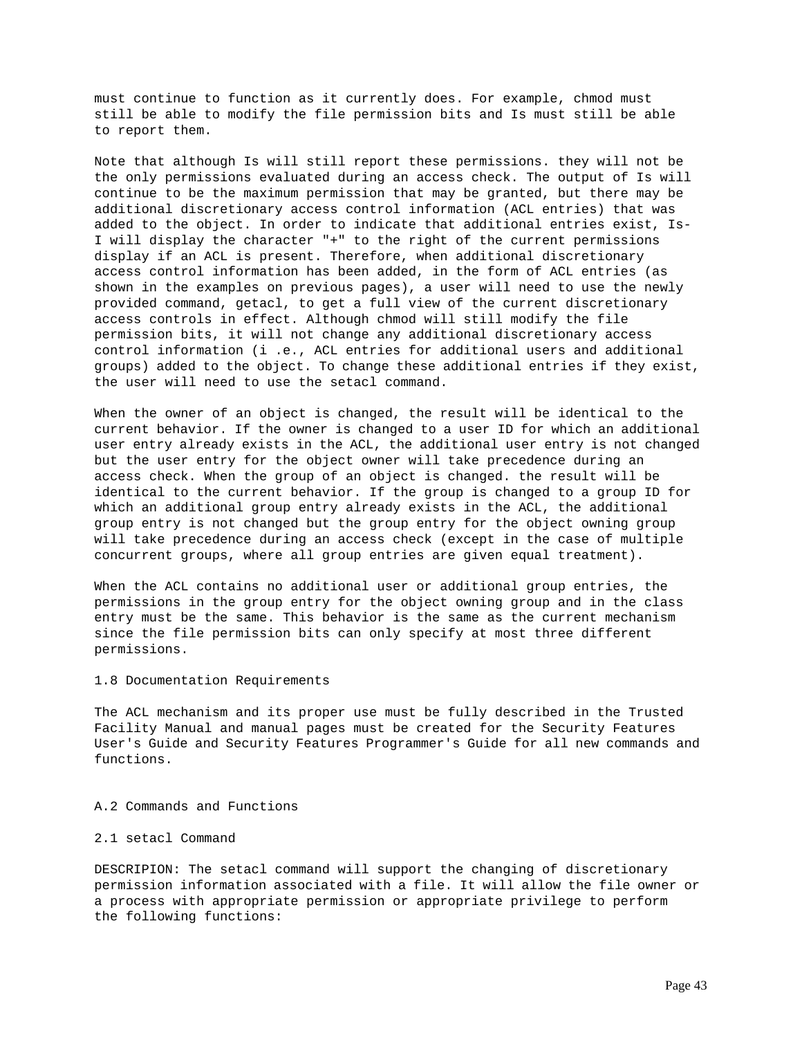must continue to function as it currently does. For example, chmod must still be able to modify the file permission bits and Is must still be able to report them.

Note that although Is will still report these permissions. they will not be the only permissions evaluated during an access check. The output of Is will continue to be the maximum permission that may be granted, but there may be additional discretionary access control information (ACL entries) that was added to the object. In order to indicate that additional entries exist, Is-I will display the character "+" to the right of the current permissions display if an ACL is present. Therefore, when additional discretionary access control information has been added, in the form of ACL entries (as shown in the examples on previous pages), a user will need to use the newly provided command, getacl, to get a full view of the current discretionary access controls in effect. Although chmod will still modify the file permission bits, it will not change any additional discretionary access control information (i .e., ACL entries for additional users and additional groups) added to the object. To change these additional entries if they exist, the user will need to use the setacl command.

When the owner of an object is changed, the result will be identical to the current behavior. If the owner is changed to a user ID for which an additional user entry already exists in the ACL, the additional user entry is not changed but the user entry for the object owner will take precedence during an access check. When the group of an object is changed. the result will be identical to the current behavior. If the group is changed to a group ID for which an additional group entry already exists in the ACL, the additional group entry is not changed but the group entry for the object owning group will take precedence during an access check (except in the case of multiple concurrent groups, where all group entries are given equal treatment).

When the ACL contains no additional user or additional group entries, the permissions in the group entry for the object owning group and in the class entry must be the same. This behavior is the same as the current mechanism since the file permission bits can only specify at most three different permissions.

## 1.8 Documentation Requirements

The ACL mechanism and its proper use must be fully described in the Trusted Facility Manual and manual pages must be created for the Security Features User's Guide and Security Features Programmer's Guide for all new commands and functions.

# A.2 Commands and Functions

## 2.1 setacl Command

DESCRIPION: The setacl command will support the changing of discretionary permission information associated with a file. It will allow the file owner or a process with appropriate permission or appropriate privilege to perform the following functions: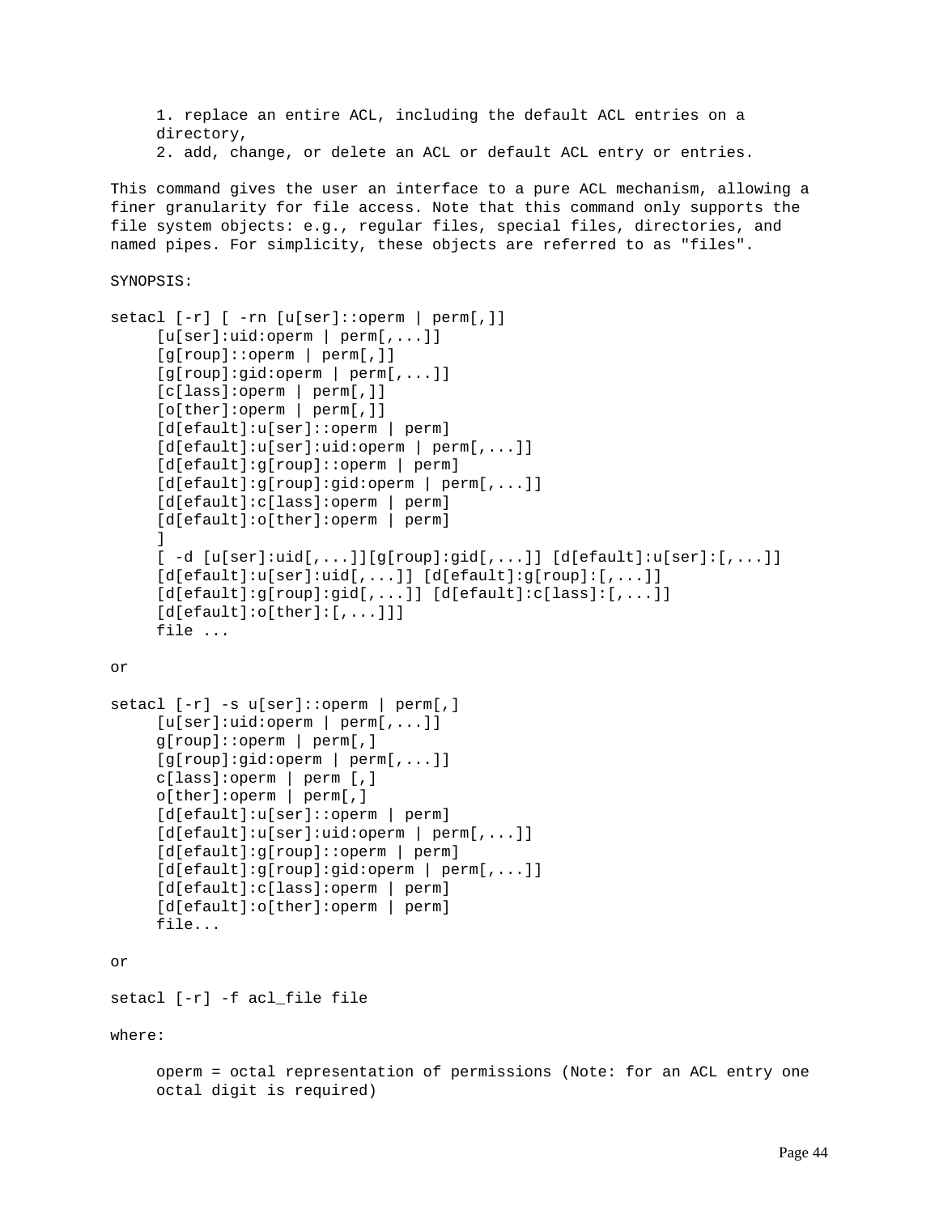1. replace an entire ACL, including the default ACL entries on a directory,
2. add, change, or delete an ACL or default ACL entry or entries.

This command gives the user an interface to a pure ACL mechanism, allowing a finer granularity for file access. Note that this command only supports the file system objects: e.g., regular files, special files, directories, and named pipes. For simplicity, these objects are referred to as "files".

SYNOPSIS:

```
setacl [-r] [ -rn [u[ser]::operm | perm[,]]
     [u[ser]:uid:operm | perm[,...]]
     [g[roup]::operm | perm[,]]
     [g[roup]:gid:operm | perm[,...]]
     [c[lass]:operm | perm[,]]
     [o[ther]:operm | perm[,]]
     [d[efault]:u[ser]::operm | perm]
     [d[efault]:u[ser]:uid:operm | perm[,...]]
     [d[efault]:g[roup]::operm | perm]
     [d[efault]:g[roup]:gid:operm | perm[,...]]
     [d[efault]:c[lass]:operm | perm]
     [d[efault]:o[ther]:operm | perm]
     ]
     [ -d [u[ser]:uid[,...]][g[roup]:gid[,...]] [d[efault]:u[ser]:[,...]]
     [d[efault]:u[ser]:uid[,...]] [d[efault]:g[roup]:[,...]]
     [d[efault]:g[roup]:gid[,...]] [d[efault]:c[lass]:[,...]]
     [d[efault]:o[ther]:[,...]]]
     file ...
```

or

```
setacl [-r] -s u[ser]::operm | perm[,]
     [u[ser]:uid:operm | perm[,...]]
     g[roup]::operm | perm[,]
     [g[roup]:gid:operm | perm[,...]]
     c[lass]:operm | perm [,]
     o[ther]:operm | perm[,]
     [d[efault]:u[ser]::operm | perm]
     [d[efault]:u[ser]:uid:operm | perm[,...]]
     [d[efault]:g[roup]::operm | perm]
     [d[efault]:g[roup]:gid:operm | perm[,...]]
     [d[efault]:c[lass]:operm | perm]
     [d[efault]:o[ther]:operm | perm]
     file...
```

or

```
setacl [-r] -f acl_file file
```

where:

operm = octal representation of permissions (Note: for an ACL entry one octal digit is required)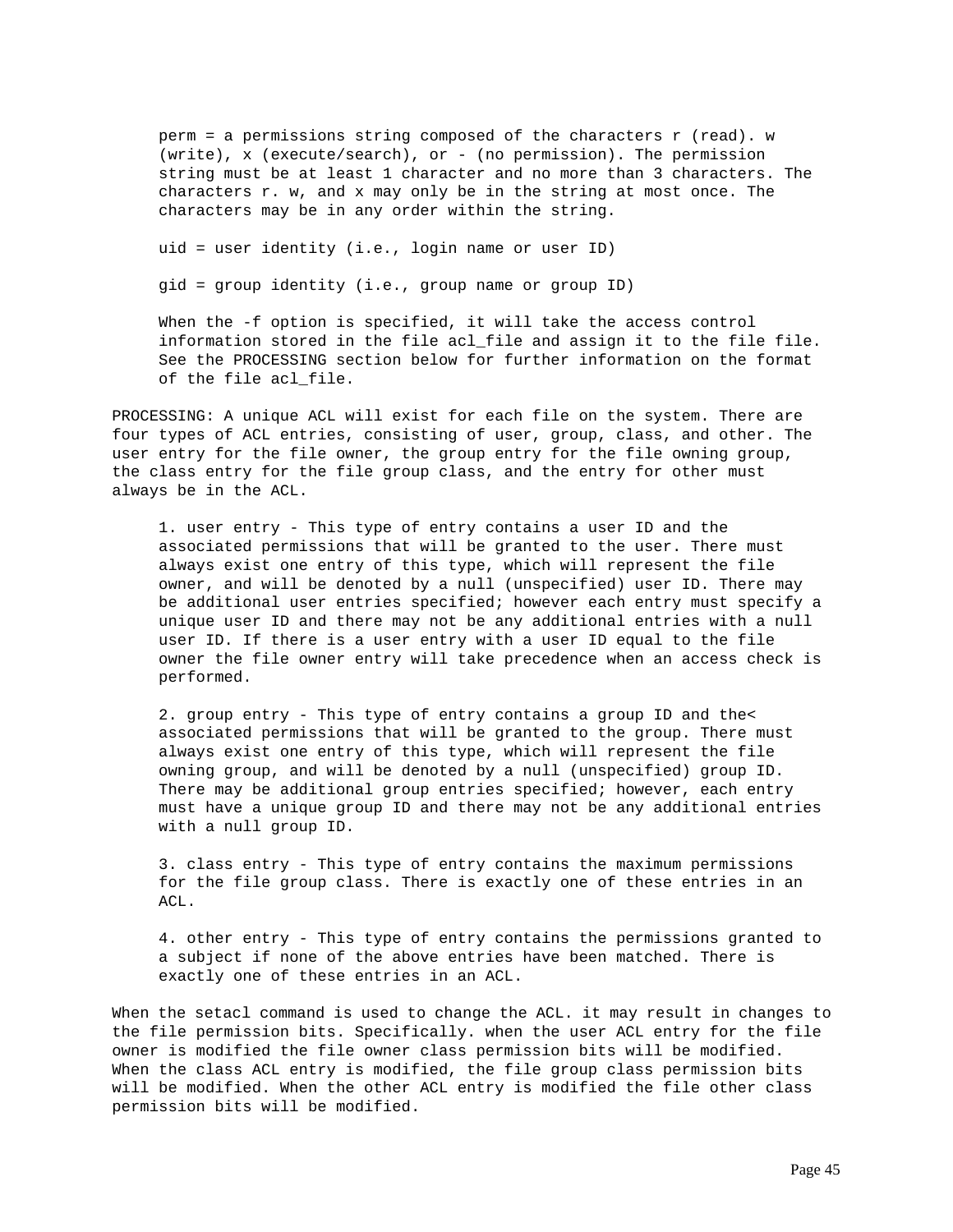perm = a permissions string composed of the characters r (read). w (write), x (execute/search), or - (no permission). The permission string must be at least 1 character and no more than 3 characters. The characters r. w, and x may only be in the string at most once. The characters may be in any order within the string.

uid = user identity (i.e., login name or user ID)

gid = group identity (i.e., group name or group ID)

When the -f option is specified, it will take the access control information stored in the file acl_file and assign it to the file file. See the PROCESSING section below for further information on the format of the file acl_file.

PROCESSING: A unique ACL will exist for each file on the system. There are four types of ACL entries, consisting of user, group, class, and other. The user entry for the file owner, the group entry for the file owning group, the class entry for the file group class, and the entry for other must always be in the ACL.

1. user entry - This type of entry contains a user ID and the associated permissions that will be granted to the user. There must always exist one entry of this type, which will represent the file owner, and will be denoted by a null (unspecified) user ID. There may be additional user entries specified; however each entry must specify a unique user ID and there may not be any additional entries with a null user ID. If there is a user entry with a user ID equal to the file owner the file owner entry will take precedence when an access check is performed.

2. group entry - This type of entry contains a group ID and the< associated permissions that will be granted to the group. There must always exist one entry of this type, which will represent the file owning group, and will be denoted by a null (unspecified) group ID. There may be additional group entries specified; however, each entry must have a unique group ID and there may not be any additional entries with a null group ID.

3. class entry - This type of entry contains the maximum permissions for the file group class. There is exactly one of these entries in an ACL.

4. other entry - This type of entry contains the permissions granted to a subject if none of the above entries have been matched. There is exactly one of these entries in an ACL.

When the setacl command is used to change the ACL. it may result in changes to the file permission bits. Specifically. when the user ACL entry for the file owner is modified the file owner class permission bits will be modified. When the class ACL entry is modified, the file group class permission bits will be modified. When the other ACL entry is modified the file other class permission bits will be modified.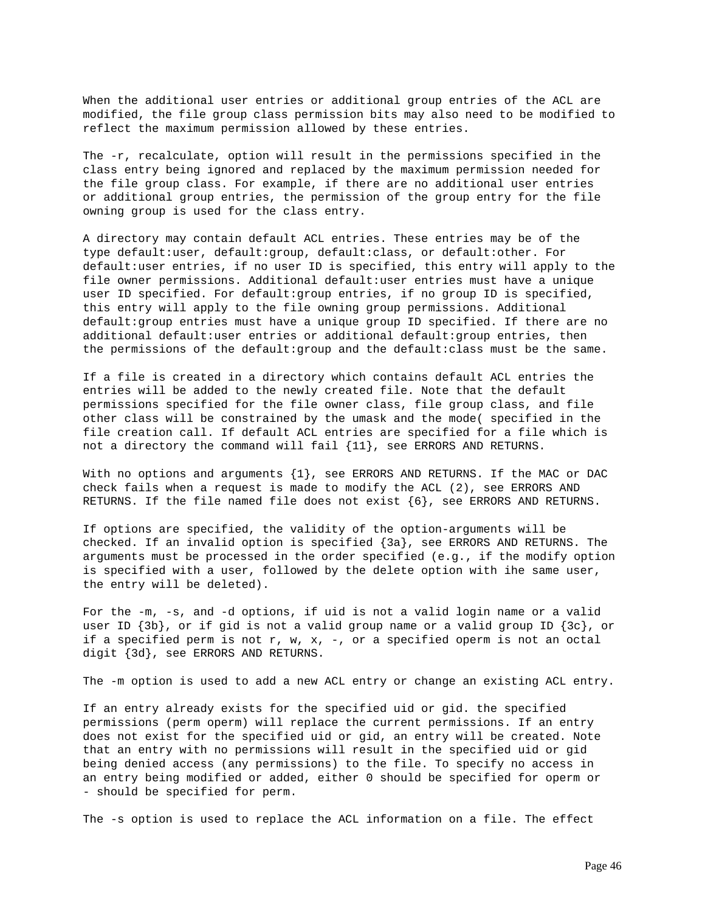When the additional user entries or additional group entries of the ACL are modified, the file group class permission bits may also need to be modified to reflect the maximum permission allowed by these entries.

The -r, recalculate, option will result in the permissions specified in the class entry being ignored and replaced by the maximum permission needed for the file group class. For example, if there are no additional user entries or additional group entries, the permission of the group entry for the file owning group is used for the class entry.

A directory may contain default ACL entries. These entries may be of the type default:user, default:group, default:class, or default:other. For default:user entries, if no user ID is specified, this entry will apply to the file owner permissions. Additional default:user entries must have a unique user ID specified. For default:group entries, if no group ID is specified, this entry will apply to the file owning group permissions. Additional default:group entries must have a unique group ID specified. If there are no additional default:user entries or additional default:group entries, then the permissions of the default:group and the default:class must be the same.

If a file is created in a directory which contains default ACL entries the entries will be added to the newly created file. Note that the default permissions specified for the file owner class, file group class, and file other class will be constrained by the umask and the mode( specified in the file creation call. If default ACL entries are specified for a file which is not a directory the command will fail {11}, see ERRORS AND RETURNS.

With no options and arguments {1}, see ERRORS AND RETURNS. If the MAC or DAC check fails when a request is made to modify the ACL (2), see ERRORS AND RETURNS. If the file named file does not exist {6}, see ERRORS AND RETURNS.

If options are specified, the validity of the option-arguments will be checked. If an invalid option is specified {3a}, see ERRORS AND RETURNS. The arguments must be processed in the order specified (e.g., if the modify option is specified with a user, followed by the delete option with ihe same user, the entry will be deleted).

For the -m, -s, and -d options, if uid is not a valid login name or a valid user ID {3b}, or if gid is not a valid group name or a valid group ID {3c}, or if a specified perm is not r, w, x, -, or a specified operm is not an octal digit {3d}, see ERRORS AND RETURNS.

The -m option is used to add a new ACL entry or change an existing ACL entry.

If an entry already exists for the specified uid or gid. the specified permissions (perm operm) will replace the current permissions. If an entry does not exist for the specified uid or gid, an entry will be created. Note that an entry with no permissions will result in the specified uid or gid being denied access (any permissions) to the file. To specify no access in an entry being modified or added, either 0 should be specified for operm or - should be specified for perm.

The -s option is used to replace the ACL information on a file. The effect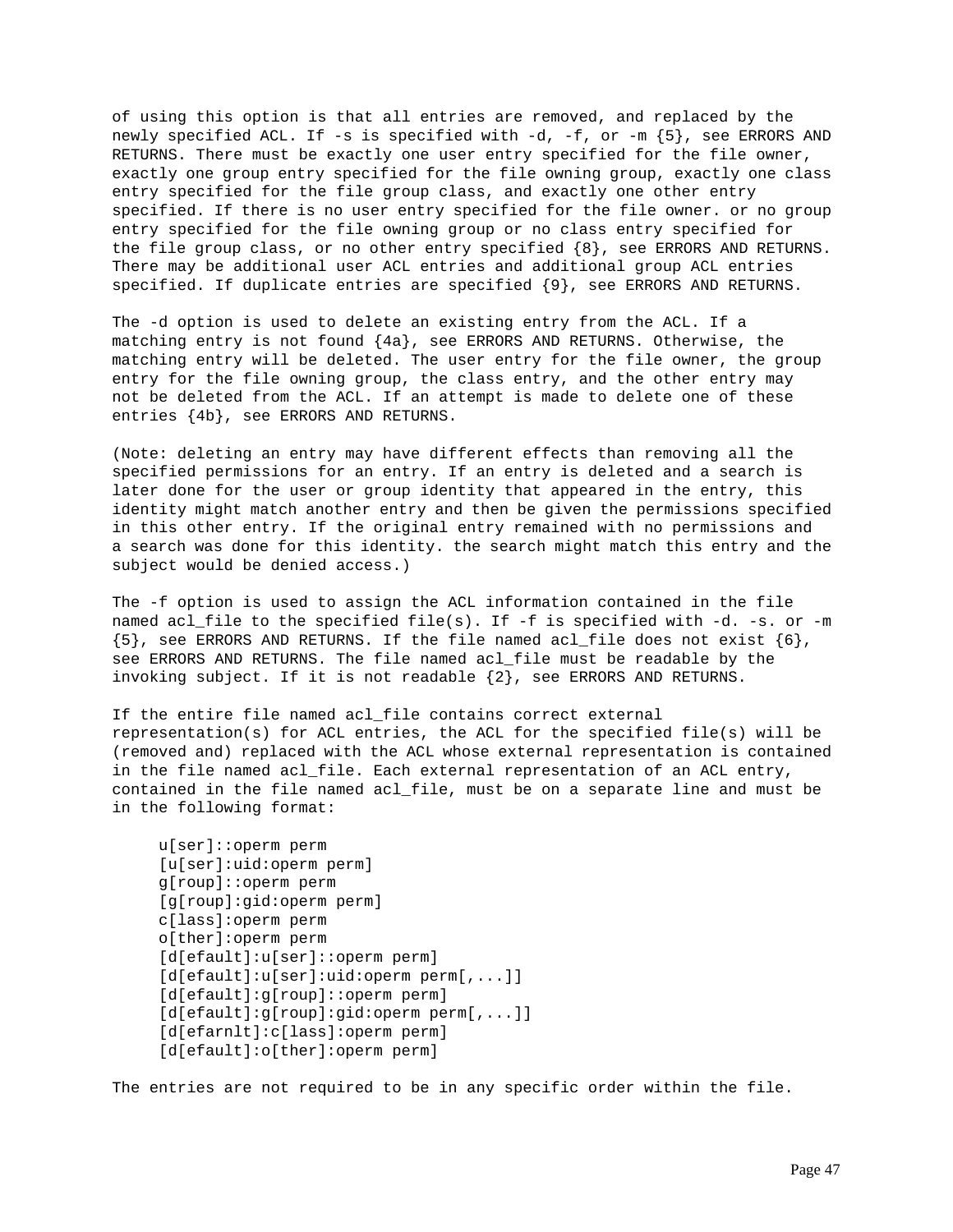of using this option is that all entries are removed, and replaced by the newly specified ACL. If -s is specified with -d, -f, or -m {5}, see ERRORS AND RETURNS. There must be exactly one user entry specified for the file owner, exactly one group entry specified for the file owning group, exactly one class entry specified for the file group class, and exactly one other entry specified. If there is no user entry specified for the file owner. or no group entry specified for the file owning group or no class entry specified for the file group class, or no other entry specified {8}, see ERRORS AND RETURNS. There may be additional user ACL entries and additional group ACL entries specified. If duplicate entries are specified {9}, see ERRORS AND RETURNS.

The -d option is used to delete an existing entry from the ACL. If a matching entry is not found {4a}, see ERRORS AND RETURNS. Otherwise, the matching entry will be deleted. The user entry for the file owner, the group entry for the file owning group, the class entry, and the other entry may not be deleted from the ACL. If an attempt is made to delete one of these entries {4b}, see ERRORS AND RETURNS.

(Note: deleting an entry may have different effects than removing all the specified permissions for an entry. If an entry is deleted and a search is later done for the user or group identity that appeared in the entry, this identity might match another entry and then be given the permissions specified in this other entry. If the original entry remained with no permissions and a search was done for this identity. the search might match this entry and the subject would be denied access.)

The -f option is used to assign the ACL information contained in the file named acl_file to the specified file(s). If -f is specified with -d. -s. or -m {5}, see ERRORS AND RETURNS. If the file named acl_file does not exist {6}, see ERRORS AND RETURNS. The file named acl_file must be readable by the invoking subject. If it is not readable {2}, see ERRORS AND RETURNS.

If the entire file named acl_file contains correct external representation(s) for ACL entries, the ACL for the specified file(s) will be (removed and) replaced with the ACL whose external representation is contained in the file named acl_file. Each external representation of an ACL entry, contained in the file named acl_file, must be on a separate line and must be in the following format:

```
u[ser]::operm perm
[u[ser]:uid:operm perm]
g[roup]::operm perm
[g[roup]:gid:operm perm]
c[lass]:operm perm
o[ther]:operm perm
[d[efault]:u[ser]::operm perm]
[d[efault]:u[ser]:uid:operm perm[,...]]
[d[efault]:g[roup]::operm perm]
[d[efault]:g[roup]:gid:operm perm[,...]]
[d[efarnlt]:c[lass]:operm perm]
[d[efault]:o[ther]:operm perm]
```

The entries are not required to be in any specific order within the file.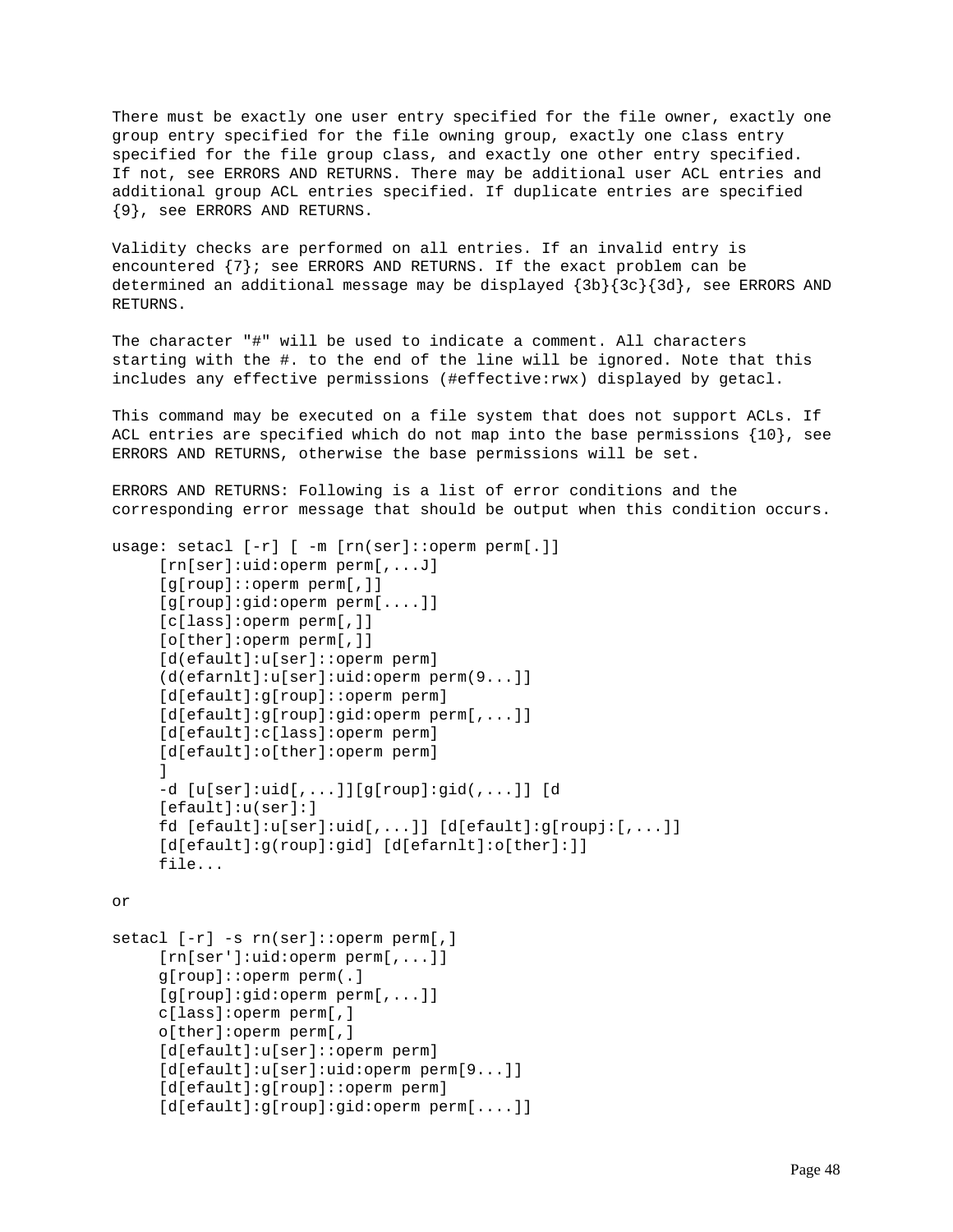There must be exactly one user entry specified for the file owner, exactly one group entry specified for the file owning group, exactly one class entry specified for the file group class, and exactly one other entry specified. If not, see ERRORS AND RETURNS. There may be additional user ACL entries and additional group ACL entries specified. If duplicate entries are specified {9}, see ERRORS AND RETURNS.

Validity checks are performed on all entries. If an invalid entry is encountered {7}; see ERRORS AND RETURNS. If the exact problem can be determined an additional message may be displayed {3b}{3c}{3d}, see ERRORS AND RETURNS.

The character "#" will be used to indicate a comment. All characters starting with the #. to the end of the line will be ignored. Note that this includes any effective permissions (#effective:rwx) displayed by getacl.

This command may be executed on a file system that does not support ACLs. If ACL entries are specified which do not map into the base permissions {10}, see ERRORS AND RETURNS, otherwise the base permissions will be set.

ERRORS AND RETURNS: Following is a list of error conditions and the corresponding error message that should be output when this condition occurs.

```
usage: setacl [-r] [ -m [rn(ser]::operm perm[.]]
     [rn[ser]:uid:operm perm[,...J]
     [g[roup]::operm perm[,]]
     [g[roup]:gid:operm perm[....]]
     [c[lass]:operm perm[,]]
     [o[ther]:operm perm[,]]
     [d(efault]:u[ser]::operm perm]
     (d(efarnlt]:u[ser]:uid:operm perm(9...]]
     [d[efault]:g[roup]::operm perm]
     [d[efault]:g[roup]:gid:operm perm[,...]]
     [d[efault]:c[lass]:operm perm]
     [d[efault]:o[ther]:operm perm]
     ]
     -d [u[ser]:uid[,...]][g[roup]:gid(,...]] [d
     [efault]:u(ser]:]
     fd [efault]:u[ser]:uid[,...]] [d[efault]:g[roupj:[,...]]
     [d[efault]:g(roup]:gid] [d[efarnlt]:o[ther]:]]
     file...
```

or

```
setacl [-r] -s rn(ser]::operm perm[,]
     [rn[ser']:uid:operm perm[,...]]
     g[roup]::operm perm(.]
     [g[roup]:gid:operm perm[,...]]
     c[lass]:operm perm[,]
     o[ther]:operm perm[,]
     [d[efault]:u[ser]::operm perm]
     [d[efault]:u[ser]:uid:operm perm[9...]]
     [d[efault]:g[roup]::operm perm]
     [d[efault]:g[roup]:gid:operm perm[....]]
```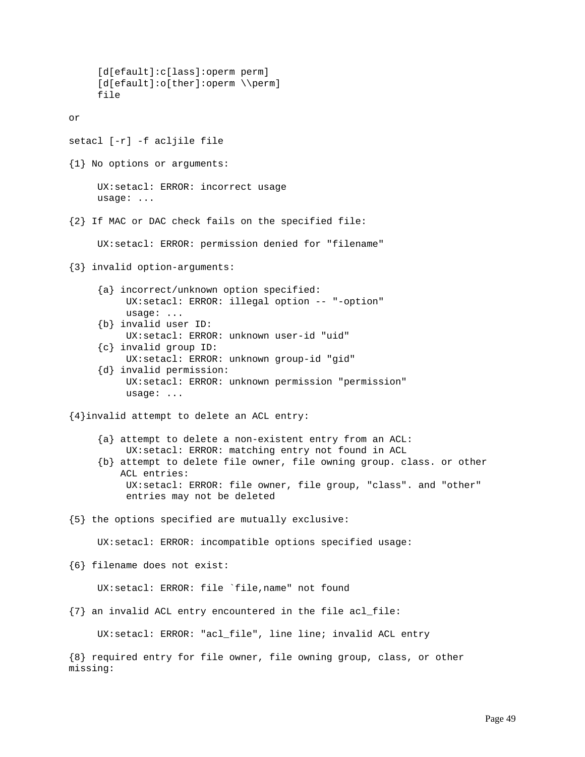```
     [d[efault]:c[lass]:operm perm]
     [d[efault]:o[ther]:operm \\perm]
     file
```

or

```
setacl [-r] -f acljile file
```

{1} No options or arguments:

```
     UX:setacl: ERROR: incorrect usage
     usage: ...
```

{2} If MAC or DAC check fails on the specified file:

```
     UX:setacl: ERROR: permission denied for "filename"
```

{3} invalid option-arguments:

```
     {a} incorrect/unknown option specified:
          UX:setacl: ERROR: illegal option -- "-option"
          usage: ...
     {b} invalid user ID:
          UX:setacl: ERROR: unknown user-id "uid"
     {c} invalid group ID:
          UX:setacl: ERROR: unknown group-id "gid"
     {d} invalid permission:
          UX:setacl: ERROR: unknown permission "permission"
          usage: ...
```

{4}invalid attempt to delete an ACL entry:

```
     {a} attempt to delete a non-existent entry from an ACL:
          UX:setacl: ERROR: matching entry not found in ACL
     {b} attempt to delete file owner, file owning group. class. or other
         ACL entries:
          UX:setacl: ERROR: file owner, file group, "class". and "other"
          entries may not be deleted
```

{5} the options specified are mutually exclusive:

```
     UX:setacl: ERROR: incompatible options specified usage:
```

{6} filename does not exist:

```
     UX:setacl: ERROR: file `file,name" not found
```

{7} an invalid ACL entry encountered in the file acl_file:

```
     UX:setacl: ERROR: "acl_file", line line; invalid ACL entry
```

{8} required entry for file owner, file owning group, class, or other missing: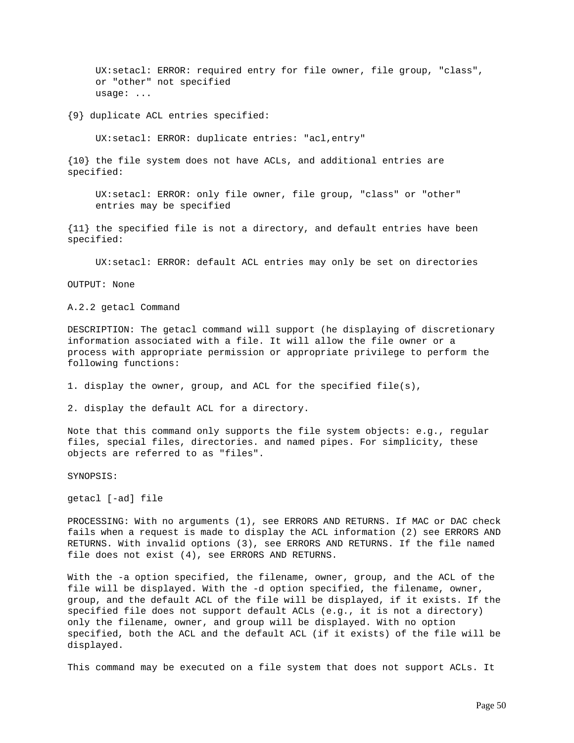```
UX:setacl: ERROR: required entry for file owner, file group, "class",
or "other" not specified
usage: ...
```

{9} duplicate ACL entries specified:

```
UX:setacl: ERROR: duplicate entries: "acl,entry"
```

{10} the file system does not have ACLs, and additional entries are specified:

```
UX:setacl: ERROR: only file owner, file group, "class" or "other"
entries may be specified
```

{11} the specified file is not a directory, and default entries have been specified:

```
UX:setacl: ERROR: default ACL entries may only be set on directories
```

OUTPUT: None

### A.2.2 getacl Command

DESCRIPTION: The getacl command will support (he displaying of discretionary information associated with a file. It will allow the file owner or a process with appropriate permission or appropriate privilege to perform the following functions:

1. display the owner, group, and ACL for the specified file(s),

2. display the default ACL for a directory.

Note that this command only supports the file system objects: e.g., regular files, special files, directories. and named pipes. For simplicity, these objects are referred to as "files".

SYNOPSIS:

```
getacl [-ad] file
```

PROCESSING: With no arguments (1), see ERRORS AND RETURNS. If MAC or DAC check fails when a request is made to display the ACL information (2) see ERRORS AND RETURNS. With invalid options (3), see ERRORS AND RETURNS. If the file named file does not exist (4), see ERRORS AND RETURNS.

With the -a option specified, the filename, owner, group, and the ACL of the file will be displayed. With the -d option specified, the filename, owner, group, and the default ACL of the file will be displayed, if it exists. If the specified file does not support default ACLs (e.g., it is not a directory) only the filename, owner, and group will be displayed. With no option specified, both the ACL and the default ACL (if it exists) of the file will be displayed.

This command may be executed on a file system that does not support ACLs. It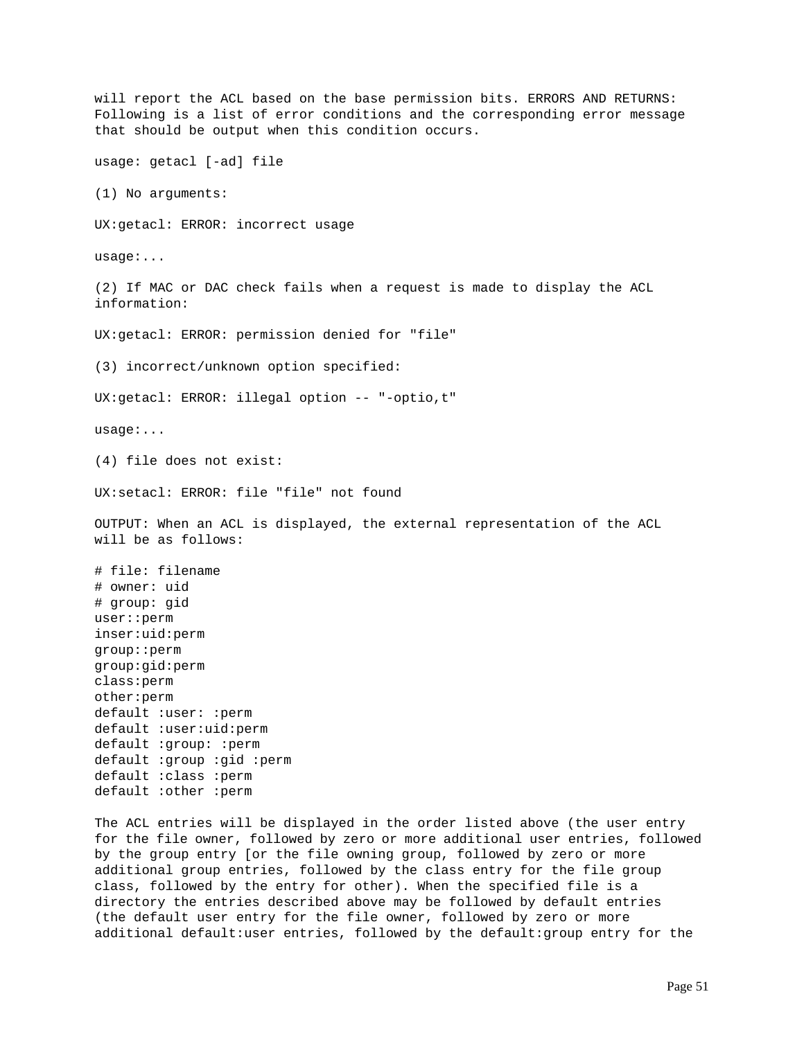will report the ACL based on the base permission bits. ERRORS AND RETURNS: Following is a list of error conditions and the corresponding error message that should be output when this condition occurs.

usage: getacl [-ad] file

(1) No arguments:

UX:getacl: ERROR: incorrect usage

usage:...

(2) If MAC or DAC check fails when a request is made to display the ACL information:

UX:getacl: ERROR: permission denied for "file"

(3) incorrect/unknown option specified:

UX:getacl: ERROR: illegal option -- "-optio,t"

usage:...

(4) file does not exist:

UX:setacl: ERROR: file "file" not found

OUTPUT: When an ACL is displayed, the external representation of the ACL will be as follows:

```
# file: filename
# owner: uid
# group: gid
user::perm
inser:uid:perm
group::perm
group:gid:perm
class:perm
other:perm
default :user: :perm
default :user:uid:perm
default :group: :perm
default :group :gid :perm
default :class :perm
default :other :perm
```

The ACL entries will be displayed in the order listed above (the user entry for the file owner, followed by zero or more additional user entries, followed by the group entry [or the file owning group, followed by zero or more additional group entries, followed by the class entry for the file group class, followed by the entry for other). When the specified file is a directory the entries described above may be followed by default entries (the default user entry for the file owner, followed by zero or more additional default:user entries, followed by the default:group entry for the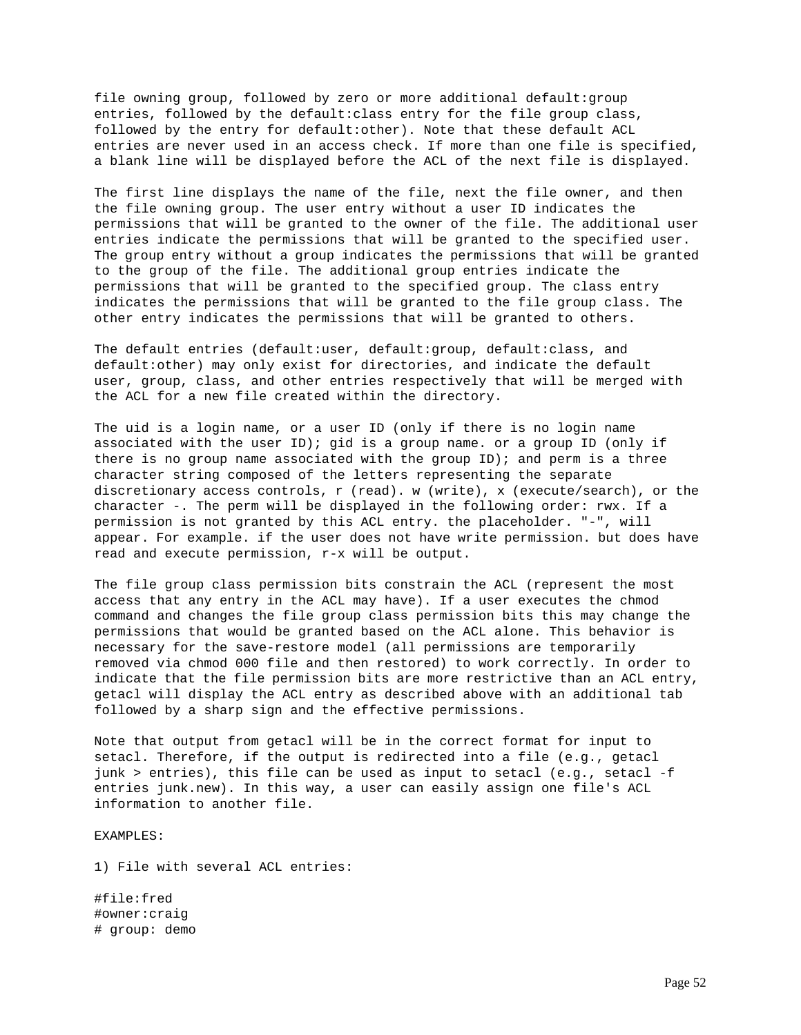file owning group, followed by zero or more additional default:group entries, followed by the default:class entry for the file group class, followed by the entry for default:other). Note that these default ACL entries are never used in an access check. If more than one file is specified, a blank line will be displayed before the ACL of the next file is displayed.

The first line displays the name of the file, next the file owner, and then the file owning group. The user entry without a user ID indicates the permissions that will be granted to the owner of the file. The additional user entries indicate the permissions that will be granted to the specified user. The group entry without a group indicates the permissions that will be granted to the group of the file. The additional group entries indicate the permissions that will be granted to the specified group. The class entry indicates the permissions that will be granted to the file group class. The other entry indicates the permissions that will be granted to others.

The default entries (default:user, default:group, default:class, and default:other) may only exist for directories, and indicate the default user, group, class, and other entries respectively that will be merged with the ACL for a new file created within the directory.

The uid is a login name, or a user ID (only if there is no login name associated with the user ID); gid is a group name. or a group ID (only if there is no group name associated with the group ID); and perm is a three character string composed of the letters representing the separate discretionary access controls, r (read). w (write), x (execute/search), or the character -. The perm will be displayed in the following order: rwx. If a permission is not granted by this ACL entry. the placeholder. "-", will appear. For example. if the user does not have write permission. but does have read and execute permission, r-x will be output.

The file group class permission bits constrain the ACL (represent the most access that any entry in the ACL may have). If a user executes the chmod command and changes the file group class permission bits this may change the permissions that would be granted based on the ACL alone. This behavior is necessary for the save-restore model (all permissions are temporarily removed via chmod 000 file and then restored) to work correctly. In order to indicate that the file permission bits are more restrictive than an ACL entry, getacl will display the ACL entry as described above with an additional tab followed by a sharp sign and the effective permissions.

Note that output from getacl will be in the correct format for input to setacl. Therefore, if the output is redirected into a file (e.g., getacl junk > entries), this file can be used as input to setacl (e.g., setacl -f entries junk.new). In this way, a user can easily assign one file's ACL information to another file.

EXAMPLES:

1) File with several ACL entries:

```
#file:fred
#owner:craig
# group: demo
```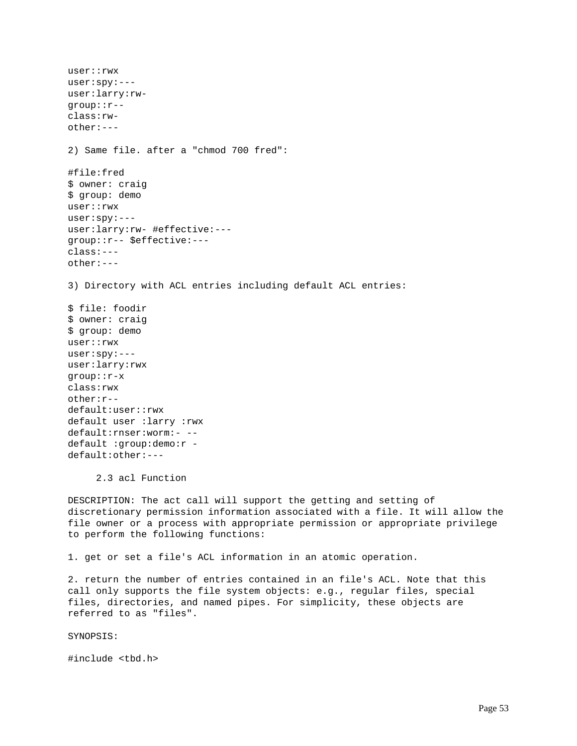```
user::rwx
user:spy:---
user:larry:rw-
group::r--
class:rw-
other:---
```

2) Same file. after a "chmod 700 fred":

```
#file:fred
$ owner: craig
$ group: demo
user::rwx
user:spy:---
user:larry:rw- #effective:---
group::r-- $effective:---
class:---
other:---
```

3) Directory with ACL entries including default ACL entries:

```
$ file: foodir
$ owner: craig
$ group: demo
user::rwx
user:spy:---
user:larry:rwx
group::r-x
class:rwx
other:r--
default:user::rwx
default user :larry :rwx
default:rnser:worm:- --
default :group:demo:r -
default:other:---
```

### 2.3 acl Function

DESCRIPTION: The act call will support the getting and setting of discretionary permission information associated with a file. It will allow the file owner or a process with appropriate permission or appropriate privilege to perform the following functions:

1. get or set a file's ACL information in an atomic operation.

2. return the number of entries contained in an file's ACL. Note that this call only supports the file system objects: e.g., regular files, special files, directories, and named pipes. For simplicity, these objects are referred to as "files".

SYNOPSIS:

```
#include <tbd.h>
```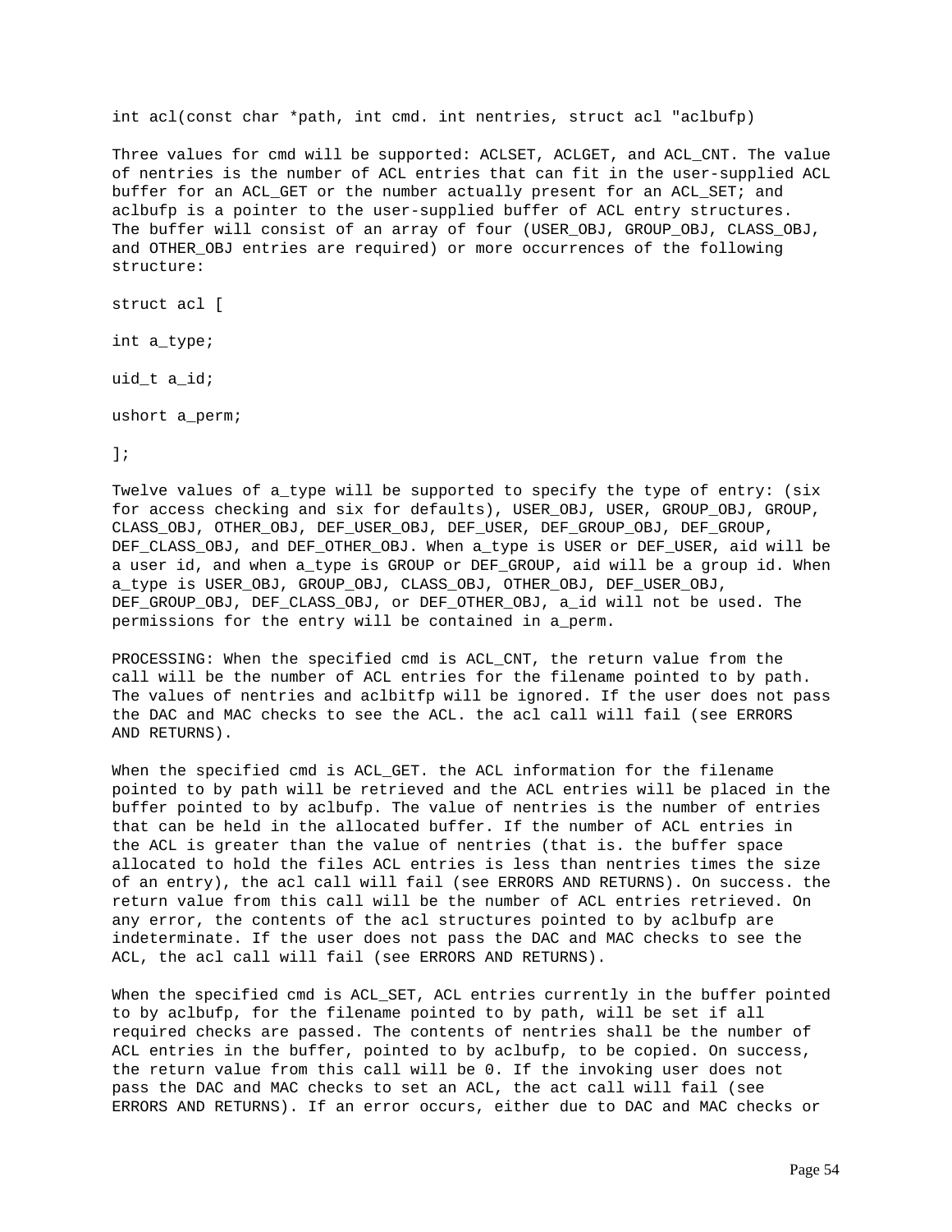```
int acl(const char *path, int cmd. int nentries, struct acl "aclbufp)
```

Three values for cmd will be supported: ACLSET, ACLGET, and ACL_CNT. The value of nentries is the number of ACL entries that can fit in the user-supplied ACL buffer for an ACL_GET or the number actually present for an ACL_SET; and aclbufp is a pointer to the user-supplied buffer of ACL entry structures. The buffer will consist of an array of four (USER_OBJ, GROUP_OBJ, CLASS_OBJ, and OTHER_OBJ entries are required) or more occurrences of the following structure:

```
struct acl [

int a_type;

uid_t a_id;

ushort a_perm;

];
```

Twelve values of a_type will be supported to specify the type of entry: (six for access checking and six for defaults), USER_OBJ, USER, GROUP_OBJ, GROUP, CLASS_OBJ, OTHER_OBJ, DEF_USER_OBJ, DEF_USER, DEF_GROUP_OBJ, DEF_GROUP, DEF_CLASS_OBJ, and DEF_OTHER_OBJ. When a_type is USER or DEF_USER, aid will be a user id, and when a_type is GROUP or DEF_GROUP, aid will be a group id. When a_type is USER_OBJ, GROUP_OBJ, CLASS_OBJ, OTHER_OBJ, DEF_USER_OBJ, DEF_GROUP_OBJ, DEF_CLASS_OBJ, or DEF_OTHER_OBJ, a_id will not be used. The permissions for the entry will be contained in a_perm.

PROCESSING: When the specified cmd is ACL_CNT, the return value from the call will be the number of ACL entries for the filename pointed to by path. The values of nentries and aclbitfp will be ignored. If the user does not pass the DAC and MAC checks to see the ACL. the acl call will fail (see ERRORS AND RETURNS).

When the specified cmd is ACL_GET. the ACL information for the filename pointed to by path will be retrieved and the ACL entries will be placed in the buffer pointed to by aclbufp. The value of nentries is the number of entries that can be held in the allocated buffer. If the number of ACL entries in the ACL is greater than the value of nentries (that is. the buffer space allocated to hold the files ACL entries is less than nentries times the size of an entry), the acl call will fail (see ERRORS AND RETURNS). On success. the return value from this call will be the number of ACL entries retrieved. On any error, the contents of the acl structures pointed to by aclbufp are indeterminate. If the user does not pass the DAC and MAC checks to see the ACL, the acl call will fail (see ERRORS AND RETURNS).

When the specified cmd is ACL_SET, ACL entries currently in the buffer pointed to by aclbufp, for the filename pointed to by path, will be set if all required checks are passed. The contents of nentries shall be the number of ACL entries in the buffer, pointed to by aclbufp, to be copied. On success, the return value from this call will be 0. If the invoking user does not pass the DAC and MAC checks to set an ACL, the act call will fail (see ERRORS AND RETURNS). If an error occurs, either due to DAC and MAC checks or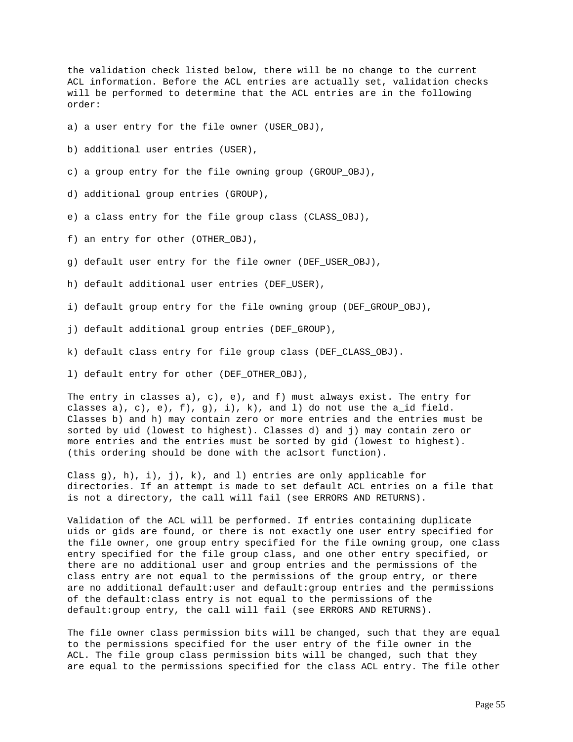the validation check listed below, there will be no change to the current ACL information. Before the ACL entries are actually set, validation checks will be performed to determine that the ACL entries are in the following order:

a) a user entry for the file owner (USER_OBJ),

b) additional user entries (USER),

c) a group entry for the file owning group (GROUP_OBJ),

d) additional group entries (GROUP),

e) a class entry for the file group class (CLASS_OBJ),

f) an entry for other (OTHER_OBJ),

g) default user entry for the file owner (DEF_USER_OBJ),

h) default additional user entries (DEF_USER),

i) default group entry for the file owning group (DEF_GROUP_OBJ),

j) default additional group entries (DEF_GROUP),

k) default class entry for file group class (DEF_CLASS_OBJ).

l) default entry for other (DEF_OTHER_OBJ),

The entry in classes a), c), e), and f) must always exist. The entry for classes a), c), e), f), g), i), k), and l) do not use the a_id field. Classes b) and h) may contain zero or more entries and the entries must be sorted by uid (lowest to highest). Classes d) and j) may contain zero or more entries and the entries must be sorted by gid (lowest to highest). (this ordering should be done with the aclsort function).

Class g), h), i), j), k), and l) entries are only applicable for directories. If an attempt is made to set default ACL entries on a file that is not a directory, the call will fail (see ERRORS AND RETURNS).

Validation of the ACL will be performed. If entries containing duplicate uids or gids are found, or there is not exactly one user entry specified for the file owner, one group entry specified for the file owning group, one class entry specified for the file group class, and one other entry specified, or there are no additional user and group entries and the permissions of the class entry are not equal to the permissions of the group entry, or there are no additional default:user and default:group entries and the permissions of the default:class entry is not equal to the permissions of the default:group entry, the call will fail (see ERRORS AND RETURNS).

The file owner class permission bits will be changed, such that they are equal to the permissions specified for the user entry of the file owner in the ACL. The file group class permission bits will be changed, such that they are equal to the permissions specified for the class ACL entry. The file other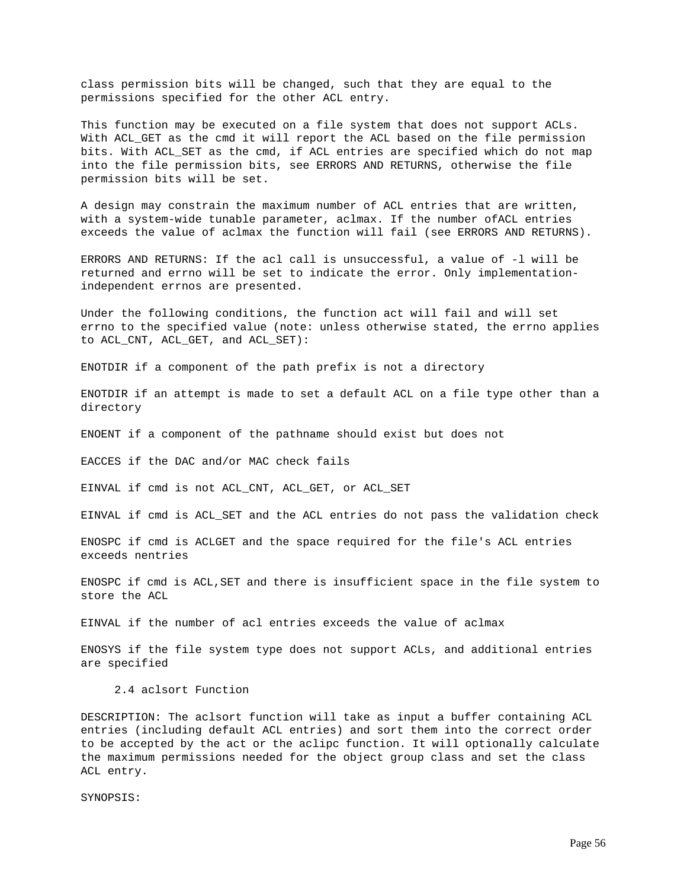class permission bits will be changed, such that they are equal to the permissions specified for the other ACL entry.

This function may be executed on a file system that does not support ACLs. With ACL_GET as the cmd it will report the ACL based on the file permission bits. With ACL_SET as the cmd, if ACL entries are specified which do not map into the file permission bits, see ERRORS AND RETURNS, otherwise the file permission bits will be set.

A design may constrain the maximum number of ACL entries that are written, with a system-wide tunable parameter, aclmax. If the number ofACL entries exceeds the value of aclmax the function will fail (see ERRORS AND RETURNS).

ERRORS AND RETURNS: If the acl call is unsuccessful, a value of -l will be returned and errno will be set to indicate the error. Only implementation-independent errnos are presented.

Under the following conditions, the function act will fail and will set errno to the specified value (note: unless otherwise stated, the errno applies to ACL_CNT, ACL_GET, and ACL_SET):

ENOTDIR if a component of the path prefix is not a directory

ENOTDIR if an attempt is made to set a default ACL on a file type other than a directory

ENOENT if a component of the pathname should exist but does not

EACCES if the DAC and/or MAC check fails

EINVAL if cmd is not ACL_CNT, ACL_GET, or ACL_SET

EINVAL if cmd is ACL_SET and the ACL entries do not pass the validation check

ENOSPC if cmd is ACLGET and the space required for the file's ACL entries exceeds nentries

ENOSPC if cmd is ACL,SET and there is insufficient space in the file system to store the ACL

EINVAL if the number of acl entries exceeds the value of aclmax

ENOSYS if the file system type does not support ACLs, and additional entries are specified

### 2.4 aclsort Function

DESCRIPTION: The aclsort function will take as input a buffer containing ACL entries (including default ACL entries) and sort them into the correct order to be accepted by the act or the aclipc function. It will optionally calculate the maximum permissions needed for the object group class and set the class ACL entry.

SYNOPSIS: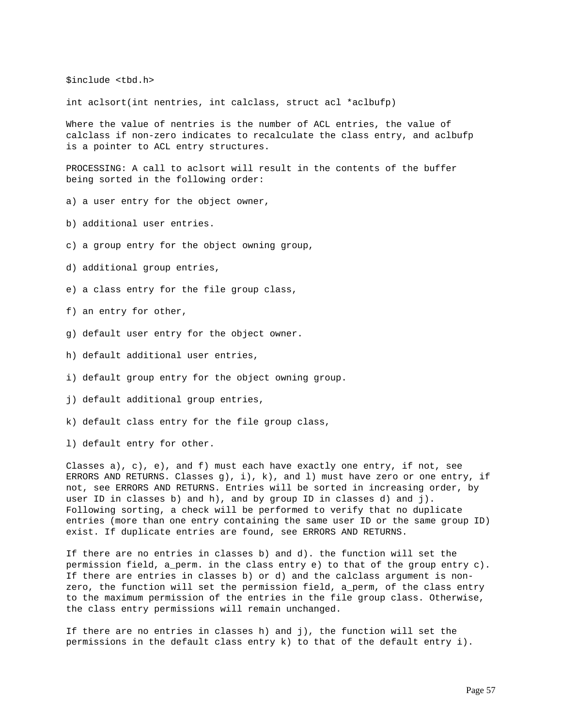```
$include <tbd.h>

int aclsort(int nentries, int calclass, struct acl *aclbufp)
```

Where the value of nentries is the number of ACL entries, the value of calclass if non-zero indicates to recalculate the class entry, and aclbufp is a pointer to ACL entry structures.

PROCESSING: A call to aclsort will result in the contents of the buffer being sorted in the following order:

a) a user entry for the object owner,

b) additional user entries.

c) a group entry for the object owning group,

d) additional group entries,

e) a class entry for the file group class,

f) an entry for other,

g) default user entry for the object owner.

h) default additional user entries,

i) default group entry for the object owning group.

j) default additional group entries,

k) default class entry for the file group class,

l) default entry for other.

Classes a), c), e), and f) must each have exactly one entry, if not, see ERRORS AND RETURNS. Classes g), i), k), and l) must have zero or one entry, if not, see ERRORS AND RETURNS. Entries will be sorted in increasing order, by user ID in classes b) and h), and by group ID in classes d) and j). Following sorting, a check will be performed to verify that no duplicate entries (more than one entry containing the same user ID or the same group ID) exist. If duplicate entries are found, see ERRORS AND RETURNS.

If there are no entries in classes b) and d). the function will set the permission field, a_perm. in the class entry e) to that of the group entry c). If there are entries in classes b) or d) and the calclass argument is non-zero, the function will set the permission field, a_perm, of the class entry to the maximum permission of the entries in the file group class. Otherwise, the class entry permissions will remain unchanged.

If there are no entries in classes h) and j), the function will set the permissions in the default class entry k) to that of the default entry i).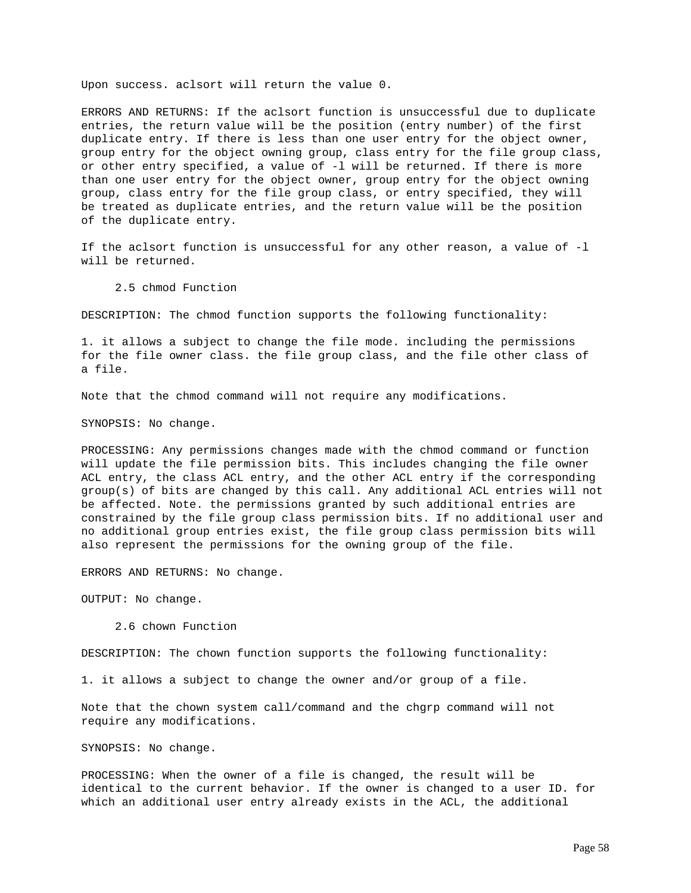Upon success. aclsort will return the value 0.

ERRORS AND RETURNS: If the aclsort function is unsuccessful due to duplicate entries, the return value will be the position (entry number) of the first duplicate entry. If there is less than one user entry for the object owner, group entry for the object owning group, class entry for the file group class, or other entry specified, a value of -l will be returned. If there is more than one user entry for the object owner, group entry for the object owning group, class entry for the file group class, or entry specified, they will be treated as duplicate entries, and the return value will be the position of the duplicate entry.

If the aclsort function is unsuccessful for any other reason, a value of -l will be returned.

### 2.5 chmod Function

DESCRIPTION: The chmod function supports the following functionality:

1. it allows a subject to change the file mode. including the permissions for the file owner class. the file group class, and the file other class of a file.

Note that the chmod command will not require any modifications.

SYNOPSIS: No change.

PROCESSING: Any permissions changes made with the chmod command or function will update the file permission bits. This includes changing the file owner ACL entry, the class ACL entry, and the other ACL entry if the corresponding group(s) of bits are changed by this call. Any additional ACL entries will not be affected. Note. the permissions granted by such additional entries are constrained by the file group class permission bits. If no additional user and no additional group entries exist, the file group class permission bits will also represent the permissions for the owning group of the file.

ERRORS AND RETURNS: No change.

OUTPUT: No change.

### 2.6 chown Function

DESCRIPTION: The chown function supports the following functionality:

1. it allows a subject to change the owner and/or group of a file.

Note that the chown system call/command and the chgrp command will not require any modifications.

SYNOPSIS: No change.

PROCESSING: When the owner of a file is changed, the result will be identical to the current behavior. If the owner is changed to a user ID. for which an additional user entry already exists in the ACL, the additional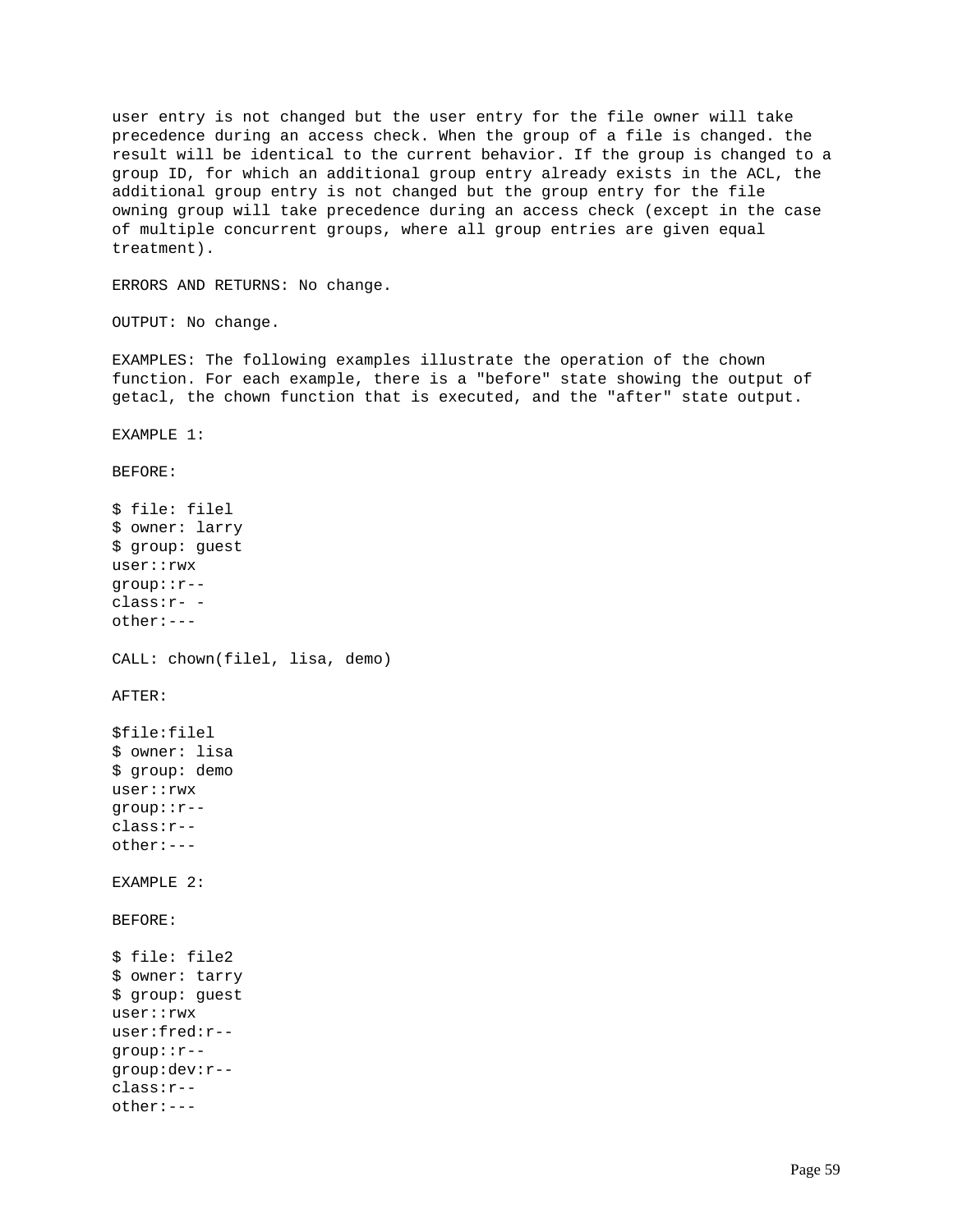user entry is not changed but the user entry for the file owner will take precedence during an access check. When the group of a file is changed. the result will be identical to the current behavior. If the group is changed to a group ID, for which an additional group entry already exists in the ACL, the additional group entry is not changed but the group entry for the file owning group will take precedence during an access check (except in the case of multiple concurrent groups, where all group entries are given equal treatment).

ERRORS AND RETURNS: No change.

OUTPUT: No change.

EXAMPLES: The following examples illustrate the operation of the chown function. For each example, there is a "before" state showing the output of getacl, the chown function that is executed, and the "after" state output.

EXAMPLE 1:

BEFORE:

```
$ file: filel
$ owner: larry
$ group: guest
user::rwx
group::r--
class:r- -
other:---
```

CALL: chown(filel, lisa, demo)

AFTER:

```
$file:filel
$ owner: lisa
$ group: demo
user::rwx
group::r--
class:r--
other:---
```

EXAMPLE 2:

BEFORE:

```
$ file: file2
$ owner: tarry
$ group: guest
user::rwx
user:fred:r--
group::r--
group:dev:r--
class:r--
other:---
```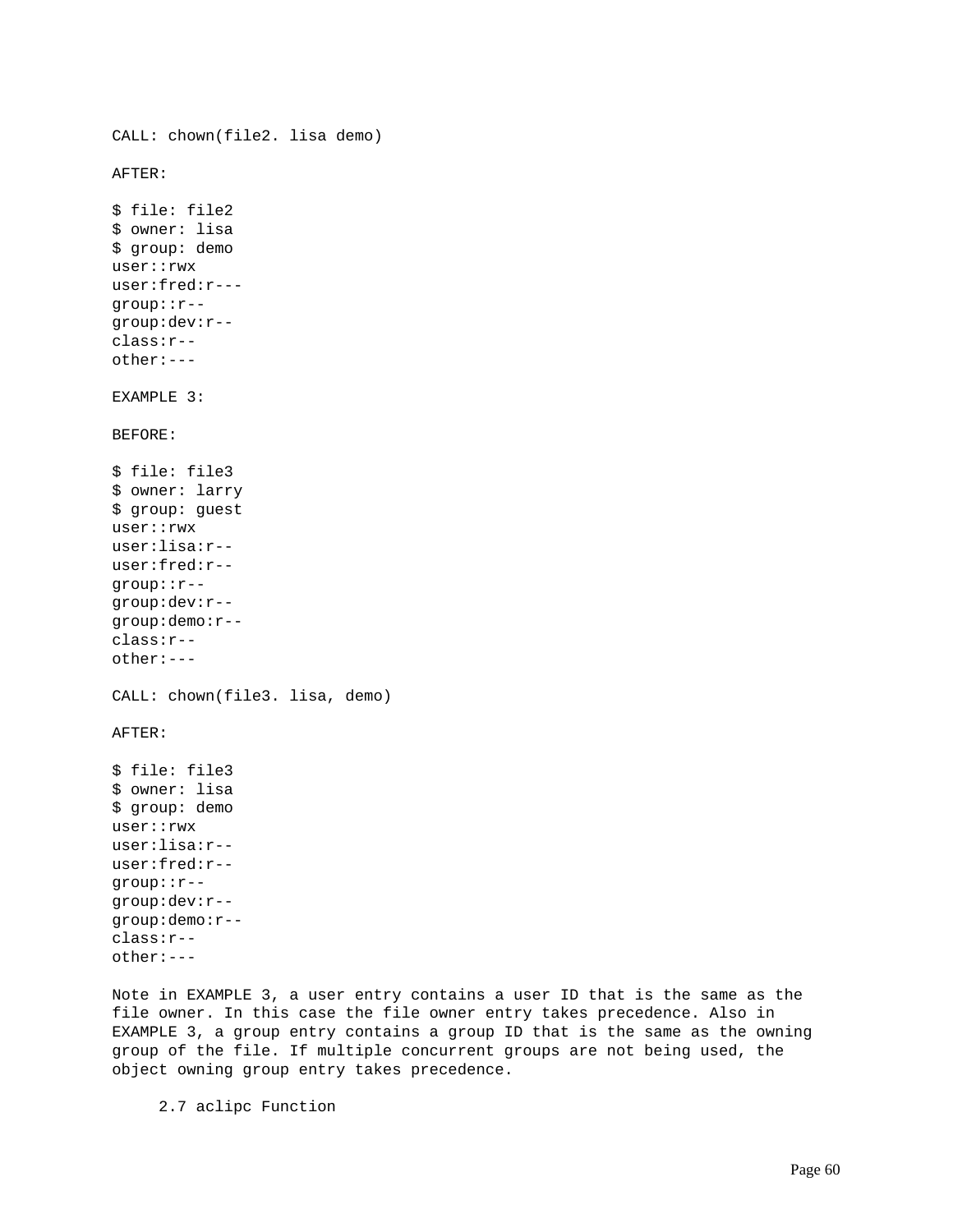```
CALL: chown(file2. lisa demo)

AFTER:

$ file: file2
$ owner: lisa
$ group: demo
user::rwx
user:fred:r---
group::r--
group:dev:r--
class:r--
other:---
```

EXAMPLE 3:

BEFORE:

```
$ file: file3
$ owner: larry
$ group: guest
user::rwx
user:lisa:r--
user:fred:r--
group::r--
group:dev:r--
group:demo:r--
class:r--
other:---
```

```
CALL: chown(file3. lisa, demo)
```

AFTER:

```
$ file: file3
$ owner: lisa
$ group: demo
user::rwx
user:lisa:r--
user:fred:r--
group::r--
group:dev:r--
group:demo:r--
class:r--
other:---
```

Note in EXAMPLE 3, a user entry contains a user ID that is the same as the file owner. In this case the file owner entry takes precedence. Also in EXAMPLE 3, a group entry contains a group ID that is the same as the owning group of the file. If multiple concurrent groups are not being used, the object owning group entry takes precedence.

### 2.7 aclipc Function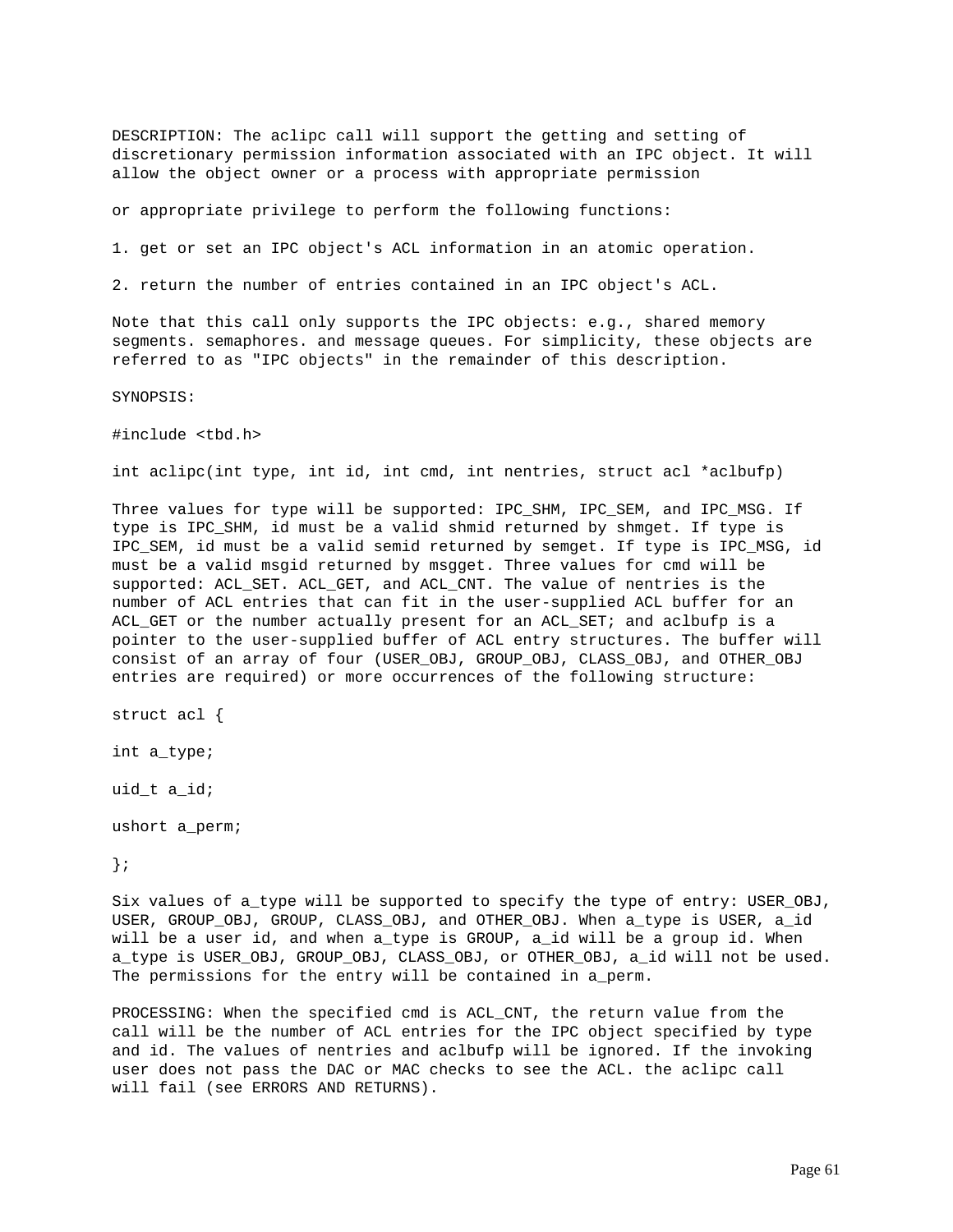DESCRIPTION: The aclipc call will support the getting and setting of discretionary permission information associated with an IPC object. It will allow the object owner or a process with appropriate permission

or appropriate privilege to perform the following functions:

1. get or set an IPC object's ACL information in an atomic operation.

2. return the number of entries contained in an IPC object's ACL.

Note that this call only supports the IPC objects: e.g., shared memory segments. semaphores. and message queues. For simplicity, these objects are referred to as "IPC objects" in the remainder of this description.

SYNOPSIS:

```
#include <tbd.h>

int aclipc(int type, int id, int cmd, int nentries, struct acl *aclbufp)
```

Three values for type will be supported: IPC_SHM, IPC_SEM, and IPC_MSG. If type is IPC_SHM, id must be a valid shmid returned by shmget. If type is IPC_SEM, id must be a valid semid returned by semget. If type is IPC_MSG, id must be a valid msgid returned by msgget. Three values for cmd will be supported: ACL_SET. ACL_GET, and ACL_CNT. The value of nentries is the number of ACL entries that can fit in the user-supplied ACL buffer for an ACL_GET or the number actually present for an ACL_SET; and aclbufp is a pointer to the user-supplied buffer of ACL entry structures. The buffer will consist of an array of four (USER_OBJ, GROUP_OBJ, CLASS_OBJ, and OTHER_OBJ entries are required) or more occurrences of the following structure:

```
struct acl {

int a_type;

uid_t a_id;

ushort a_perm;

};
```

Six values of a_type will be supported to specify the type of entry: USER_OBJ, USER, GROUP_OBJ, GROUP, CLASS_OBJ, and OTHER_OBJ. When a_type is USER, a_id will be a user id, and when a_type is GROUP, a_id will be a group id. When a_type is USER_OBJ, GROUP_OBJ, CLASS_OBJ, or OTHER_OBJ, a_id will not be used. The permissions for the entry will be contained in a_perm.

PROCESSING: When the specified cmd is ACL_CNT, the return value from the call will be the number of ACL entries for the IPC object specified by type and id. The values of nentries and aclbufp will be ignored. If the invoking user does not pass the DAC or MAC checks to see the ACL. the aclipc call will fail (see ERRORS AND RETURNS).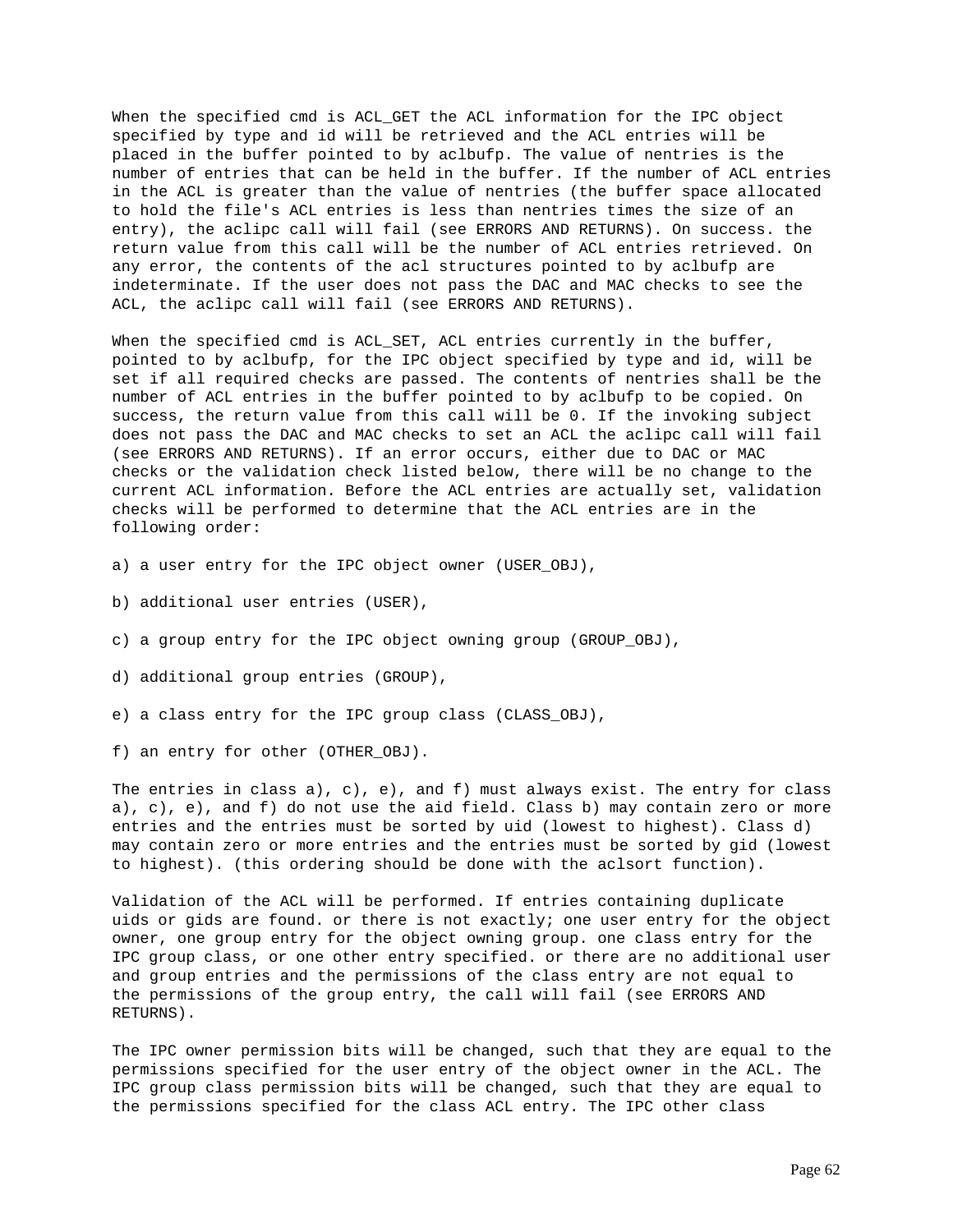When the specified cmd is ACL_GET the ACL information for the IPC object specified by type and id will be retrieved and the ACL entries will be placed in the buffer pointed to by aclbufp. The value of nentries is the number of entries that can be held in the buffer. If the number of ACL entries in the ACL is greater than the value of nentries (the buffer space allocated to hold the file's ACL entries is less than nentries times the size of an entry), the aclipc call will fail (see ERRORS AND RETURNS). On success. the return value from this call will be the number of ACL entries retrieved. On any error, the contents of the acl structures pointed to by aclbufp are indeterminate. If the user does not pass the DAC and MAC checks to see the ACL, the aclipc call will fail (see ERRORS AND RETURNS).

When the specified cmd is ACL_SET, ACL entries currently in the buffer, pointed to by aclbufp, for the IPC object specified by type and id, will be set if all required checks are passed. The contents of nentries shall be the number of ACL entries in the buffer pointed to by aclbufp to be copied. On success, the return value from this call will be 0. If the invoking subject does not pass the DAC and MAC checks to set an ACL the aclipc call will fail (see ERRORS AND RETURNS). If an error occurs, either due to DAC or MAC checks or the validation check listed below, there will be no change to the current ACL information. Before the ACL entries are actually set, validation checks will be performed to determine that the ACL entries are in the following order:

a) a user entry for the IPC object owner (USER_OBJ),

b) additional user entries (USER),

c) a group entry for the IPC object owning group (GROUP_OBJ),

d) additional group entries (GROUP),

e) a class entry for the IPC group class (CLASS_OBJ),

f) an entry for other (OTHER_OBJ).

The entries in class a), c), e), and f) must always exist. The entry for class a), c), e), and f) do not use the aid field. Class b) may contain zero or more entries and the entries must be sorted by uid (lowest to highest). Class d) may contain zero or more entries and the entries must be sorted by gid (lowest to highest). (this ordering should be done with the aclsort function).

Validation of the ACL will be performed. If entries containing duplicate uids or gids are found. or there is not exactly; one user entry for the object owner, one group entry for the object owning group. one class entry for the IPC group class, or one other entry specified. or there are no additional user and group entries and the permissions of the class entry are not equal to the permissions of the group entry, the call will fail (see ERRORS AND RETURNS).

The IPC owner permission bits will be changed, such that they are equal to the permissions specified for the user entry of the object owner in the ACL. The IPC group class permission bits will be changed, such that they are equal to the permissions specified for the class ACL entry. The IPC other class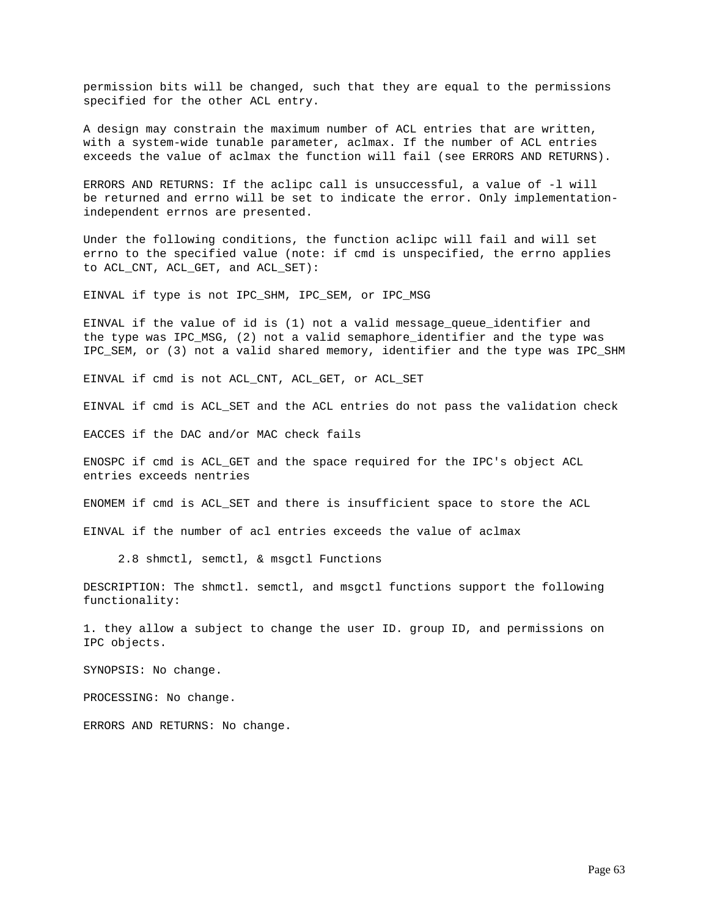permission bits will be changed, such that they are equal to the permissions specified for the other ACL entry.

A design may constrain the maximum number of ACL entries that are written, with a system-wide tunable parameter, aclmax. If the number of ACL entries exceeds the value of aclmax the function will fail (see ERRORS AND RETURNS).

ERRORS AND RETURNS: If the aclipc call is unsuccessful, a value of -l will be returned and errno will be set to indicate the error. Only implementation-independent errnos are presented.

Under the following conditions, the function aclipc will fail and will set errno to the specified value (note: if cmd is unspecified, the errno applies to ACL_CNT, ACL_GET, and ACL_SET):

EINVAL if type is not IPC_SHM, IPC_SEM, or IPC_MSG

EINVAL if the value of id is (1) not a valid message_queue_identifier and the type was IPC_MSG, (2) not a valid semaphore_identifier and the type was IPC_SEM, or (3) not a valid shared memory, identifier and the type was IPC_SHM

EINVAL if cmd is not ACL_CNT, ACL_GET, or ACL_SET

EINVAL if cmd is ACL_SET and the ACL entries do not pass the validation check

EACCES if the DAC and/or MAC check fails

ENOSPC if cmd is ACL_GET and the space required for the IPC's object ACL entries exceeds nentries

ENOMEM if cmd is ACL_SET and there is insufficient space to store the ACL

EINVAL if the number of acl entries exceeds the value of aclmax

## 2.8 shmctl, semctl, & msgctl Functions

DESCRIPTION: The shmctl. semctl, and msgctl functions support the following functionality:

1. they allow a subject to change the user ID. group ID, and permissions on IPC objects.

SYNOPSIS: No change.

PROCESSING: No change.

ERRORS AND RETURNS: No change.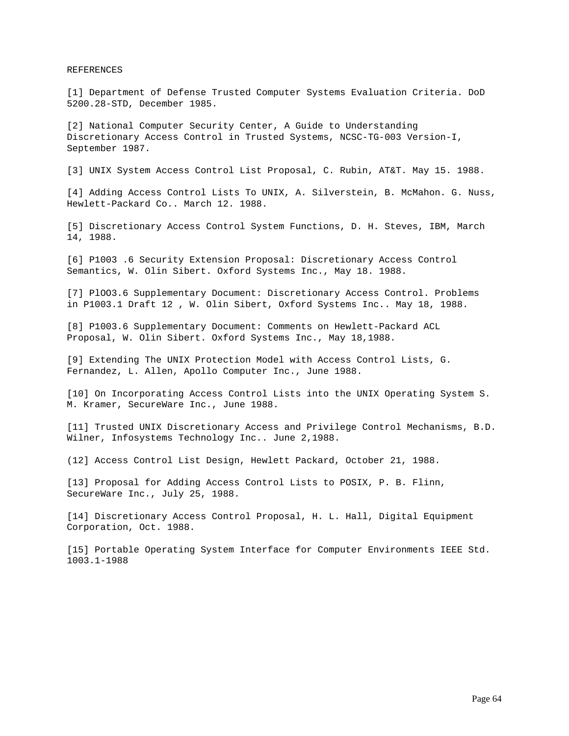REFERENCES

[1] Department of Defense Trusted Computer Systems Evaluation Criteria. DoD 5200.28-STD, December 1985.

[2] National Computer Security Center, A Guide to Understanding Discretionary Access Control in Trusted Systems, NCSC-TG-003 Version-I, September 1987.

[3] UNIX System Access Control List Proposal, C. Rubin, AT&T. May 15. 1988.

[4] Adding Access Control Lists To UNIX, A. Silverstein, B. McMahon. G. Nuss, Hewlett-Packard Co.. March 12. 1988.

[5] Discretionary Access Control System Functions, D. H. Steves, IBM, March 14, 1988.

[6] P1003 .6 Security Extension Proposal: Discretionary Access Control Semantics, W. Olin Sibert. Oxford Systems Inc., May 18. 1988.

[7] PlOO3.6 Supplementary Document: Discretionary Access Control. Problems in P1003.1 Draft 12 , W. Olin Sibert, Oxford Systems Inc.. May 18, 1988.

[8] P1003.6 Supplementary Document: Comments on Hewlett-Packard ACL Proposal, W. Olin Sibert. Oxford Systems Inc., May 18,1988.

[9] Extending The UNIX Protection Model with Access Control Lists, G. Fernandez, L. Allen, Apollo Computer Inc., June 1988.

[10] On Incorporating Access Control Lists into the UNIX Operating System S. M. Kramer, SecureWare Inc., June 1988.

[11] Trusted UNIX Discretionary Access and Privilege Control Mechanisms, B.D. Wilner, Infosystems Technology Inc.. June 2,1988.

(12] Access Control List Design, Hewlett Packard, October 21, 1988.

[13] Proposal for Adding Access Control Lists to POSIX, P. B. Flinn, SecureWare Inc., July 25, 1988.

[14] Discretionary Access Control Proposal, H. L. Hall, Digital Equipment Corporation, Oct. 1988.

[15] Portable Operating System Interface for Computer Environments IEEE Std. 1003.1-1988